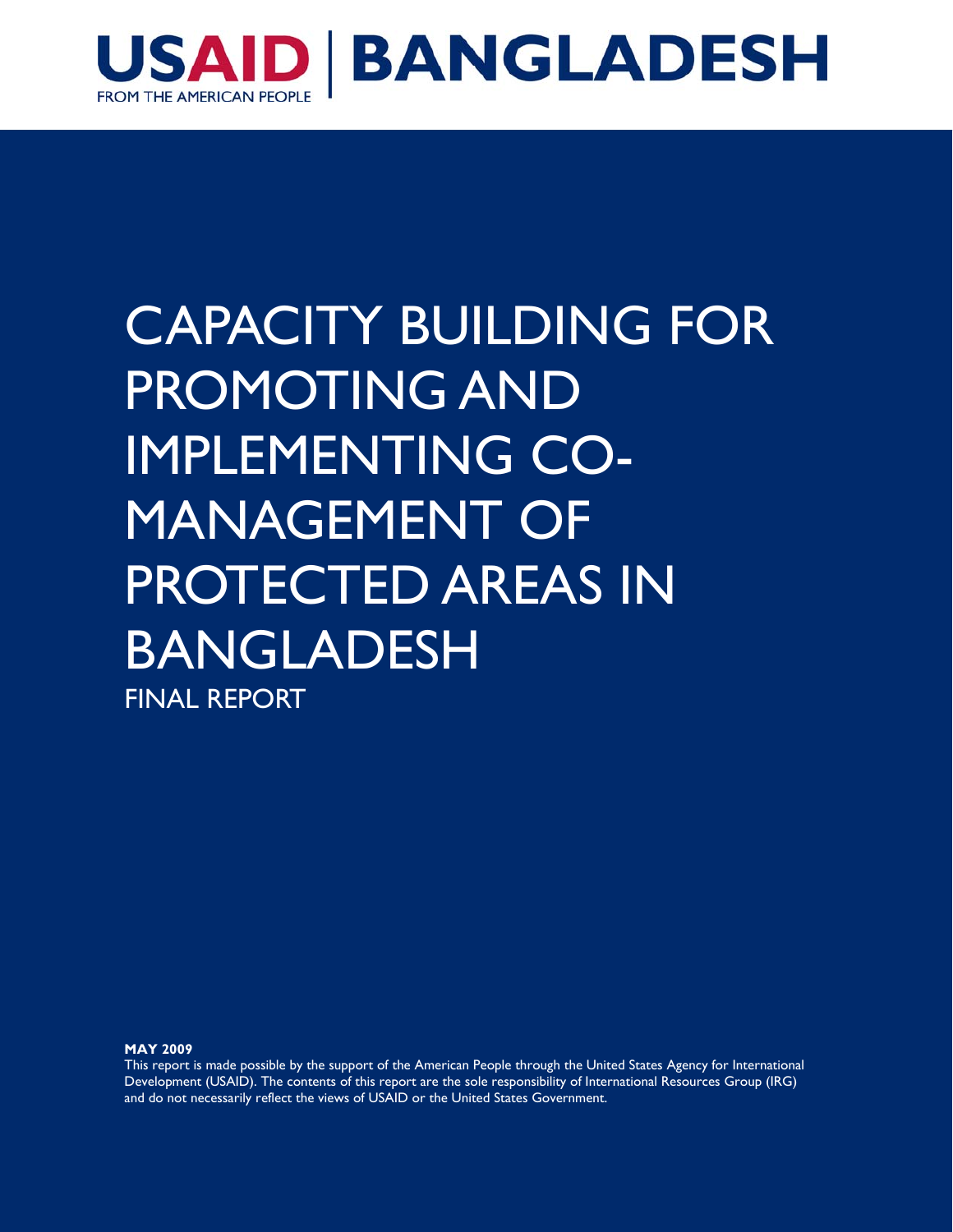USAID | BANGLADESH

FROM THE AMERICAN PEOPLE

# CAPACITY BUILDING FOR PROMOTING AND IMPLEMENTING CO-MANAGEMENT OF PROTECTED AREAS IN BANGLADESH

## FINAL REPORT

**MAY 2009**

This report is made possible by the support of the American People through the United States Agency for International Development (USAID). The contents of this report are the sole responsibility of International Resources Group (IRG) and do not necessarily reflect the views of USAID or the United States Government.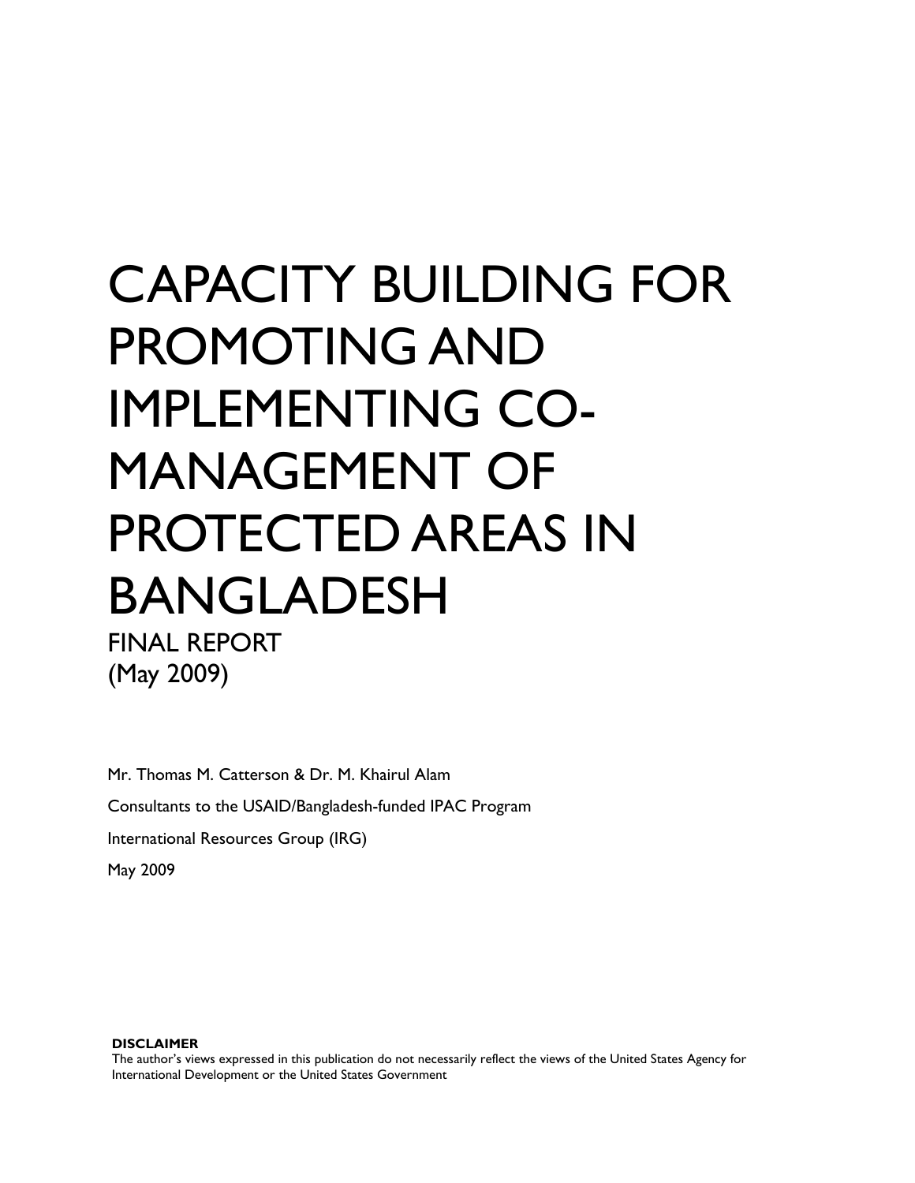# CAPACITY BUILDING FOR PROMOTING AND IMPLEMENTING CO-MANAGEMENT OF PROTECTED AREAS IN BANGLADESH

FINAL REPORT
(May 2009)

Mr. Thomas M. Catterson & Dr. M. Khairul Alam

Consultants to the USAID/Bangladesh-funded IPAC Program

International Resources Group (IRG)

May 2009

**DISCLAIMER**
The author's views expressed in this publication do not necessarily reflect the views of the United States Agency for International Development or the United States Government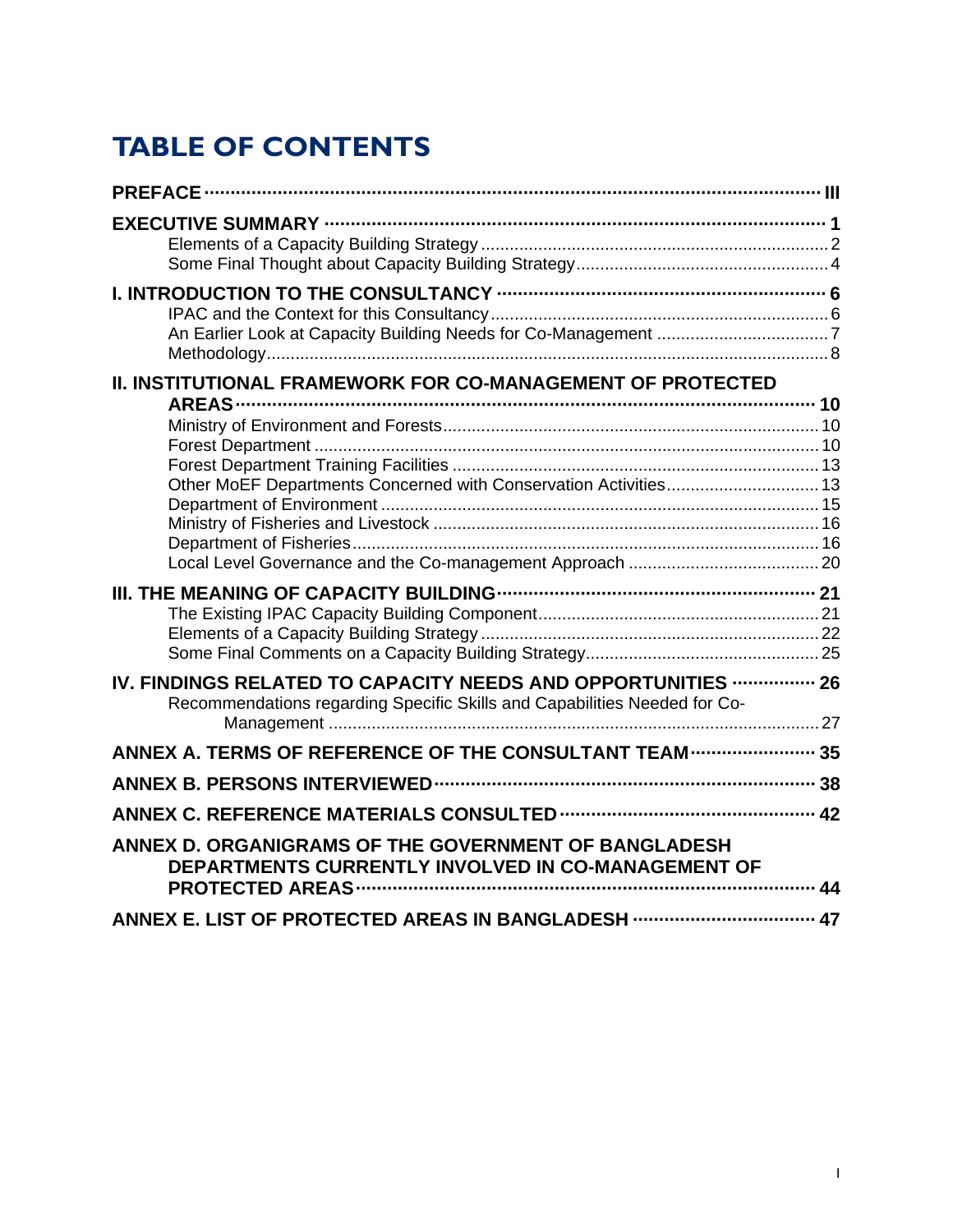# TABLE OF CONTENTS

**PREFACE** ..... III

**EXECUTIVE SUMMARY** ..... 1

- Elements of a Capacity Building Strategy ..... 2
- Some Final Thought about Capacity Building Strategy ..... 4

**I. INTRODUCTION TO THE CONSULTANCY** ..... 6

- IPAC and the Context for this Consultancy ..... 6
- An Earlier Look at Capacity Building Needs for Co-Management ..... 7
- Methodology ..... 8

**II. INSTITUTIONAL FRAMEWORK FOR CO-MANAGEMENT OF PROTECTED AREAS** ..... 10

- Ministry of Environment and Forests ..... 10
- Forest Department ..... 10
- Forest Department Training Facilities ..... 13
- Other MoEF Departments Concerned with Conservation Activities ..... 13
- Department of Environment ..... 15
- Ministry of Fisheries and Livestock ..... 16
- Department of Fisheries ..... 16
- Local Level Governance and the Co-management Approach ..... 20

**III. THE MEANING OF CAPACITY BUILDING** ..... 21

- The Existing IPAC Capacity Building Component ..... 21
- Elements of a Capacity Building Strategy ..... 22
- Some Final Comments on a Capacity Building Strategy ..... 25

**IV. FINDINGS RELATED TO CAPACITY NEEDS AND OPPORTUNITIES** ..... 26

- Recommendations regarding Specific Skills and Capabilities Needed for Co-Management ..... 27

**ANNEX A. TERMS OF REFERENCE OF THE CONSULTANT TEAM** ..... 35

**ANNEX B. PERSONS INTERVIEWED** ..... 38

**ANNEX C. REFERENCE MATERIALS CONSULTED** ..... 42

**ANNEX D. ORGANIGRAMS OF THE GOVERNMENT OF BANGLADESH DEPARTMENTS CURRENTLY INVOLVED IN CO-MANAGEMENT OF PROTECTED AREAS** ..... 44

**ANNEX E. LIST OF PROTECTED AREAS IN BANGLADESH** ..... 47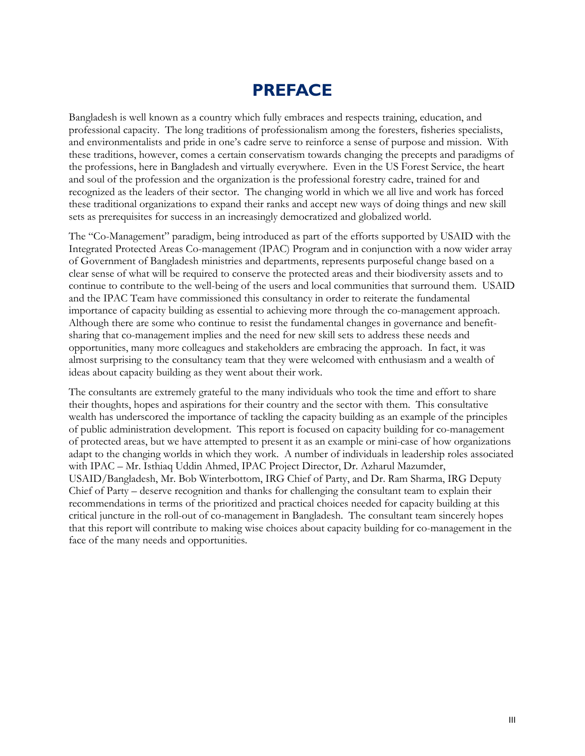# PREFACE

Bangladesh is well known as a country which fully embraces and respects training, education, and professional capacity. The long traditions of professionalism among the foresters, fisheries specialists, and environmentalists and pride in one's cadre serve to reinforce a sense of purpose and mission. With these traditions, however, comes a certain conservatism towards changing the precepts and paradigms of the professions, here in Bangladesh and virtually everywhere. Even in the US Forest Service, the heart and soul of the profession and the organization is the professional forestry cadre, trained for and recognized as the leaders of their sector. The changing world in which we all live and work has forced these traditional organizations to expand their ranks and accept new ways of doing things and new skill sets as prerequisites for success in an increasingly democratized and globalized world.

The "Co-Management" paradigm, being introduced as part of the efforts supported by USAID with the Integrated Protected Areas Co-management (IPAC) Program and in conjunction with a now wider array of Government of Bangladesh ministries and departments, represents purposeful change based on a clear sense of what will be required to conserve the protected areas and their biodiversity assets and to continue to contribute to the well-being of the users and local communities that surround them. USAID and the IPAC Team have commissioned this consultancy in order to reiterate the fundamental importance of capacity building as essential to achieving more through the co-management approach. Although there are some who continue to resist the fundamental changes in governance and benefit-sharing that co-management implies and the need for new skill sets to address these needs and opportunities, many more colleagues and stakeholders are embracing the approach. In fact, it was almost surprising to the consultancy team that they were welcomed with enthusiasm and a wealth of ideas about capacity building as they went about their work.

The consultants are extremely grateful to the many individuals who took the time and effort to share their thoughts, hopes and aspirations for their country and the sector with them. This consultative wealth has underscored the importance of tackling the capacity building as an example of the principles of public administration development. This report is focused on capacity building for co-management of protected areas, but we have attempted to present it as an example or mini-case of how organizations adapt to the changing worlds in which they work. A number of individuals in leadership roles associated with IPAC – Mr. Isthiaq Uddin Ahmed, IPAC Project Director, Dr. Azharul Mazumder, USAID/Bangladesh, Mr. Bob Winterbottom, IRG Chief of Party, and Dr. Ram Sharma, IRG Deputy Chief of Party – deserve recognition and thanks for challenging the consultant team to explain their recommendations in terms of the prioritized and practical choices needed for capacity building at this critical juncture in the roll-out of co-management in Bangladesh. The consultant team sincerely hopes that this report will contribute to making wise choices about capacity building for co-management in the face of the many needs and opportunities.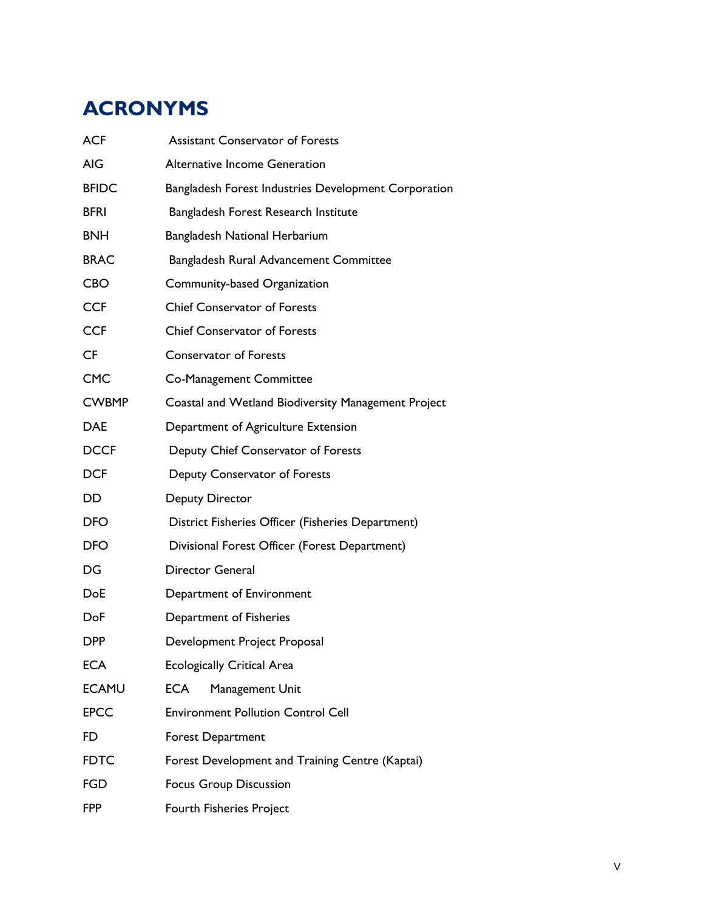# ACRONYMS

| | |
|---|---|
| ACF | Assistant Conservator of Forests |
| AIG | Alternative Income Generation |
| BFIDC | Bangladesh Forest Industries Development Corporation |
| BFRI | Bangladesh Forest Research Institute |
| BNH | Bangladesh National Herbarium |
| BRAC | Bangladesh Rural Advancement Committee |
| CBO | Community-based Organization |
| CCF | Chief Conservator of Forests |
| CCF | Chief Conservator of Forests |
| CF | Conservator of Forests |
| CMC | Co-Management Committee |
| CWBMP | Coastal and Wetland Biodiversity Management Project |
| DAE | Department of Agriculture Extension |
| DCCF | Deputy Chief Conservator of Forests |
| DCF | Deputy Conservator of Forests |
| DD | Deputy Director |
| DFO | District Fisheries Officer (Fisheries Department) |
| DFO | Divisional Forest Officer (Forest Department) |
| DG | Director General |
| DoE | Department of Environment |
| DoF | Department of Fisheries |
| DPP | Development Project Proposal |
| ECA | Ecologically Critical Area |
| ECAMU | ECA Management Unit |
| EPCC | Environment Pollution Control Cell |
| FD | Forest Department |
| FDTC | Forest Development and Training Centre (Kaptai) |
| FGD | Focus Group Discussion |
| FPP | Fourth Fisheries Project |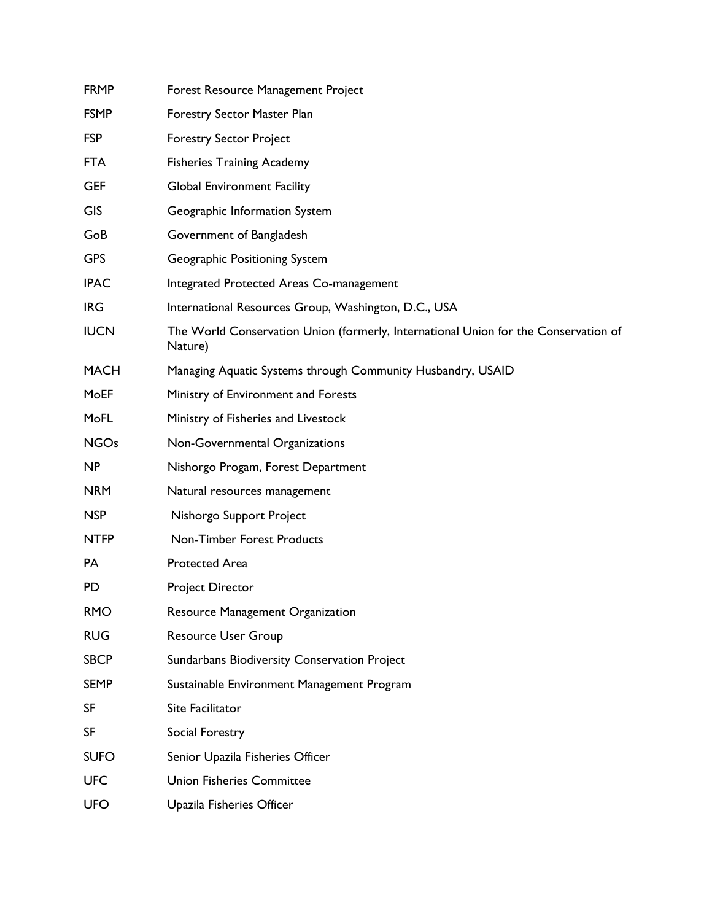| | |
|---|---|
| FRMP | Forest Resource Management Project |
| FSMP | Forestry Sector Master Plan |
| FSP | Forestry Sector Project |
| FTA | Fisheries Training Academy |
| GEF | Global Environment Facility |
| GIS | Geographic Information System |
| GoB | Government of Bangladesh |
| GPS | Geographic Positioning System |
| IPAC | Integrated Protected Areas Co-management |
| IRG | International Resources Group, Washington, D.C., USA |
| IUCN | The World Conservation Union (formerly, International Union for the Conservation of Nature) |
| MACH | Managing Aquatic Systems through Community Husbandry, USAID |
| MoEF | Ministry of Environment and Forests |
| MoFL | Ministry of Fisheries and Livestock |
| NGOs | Non-Governmental Organizations |
| NP | Nishorgo Progam, Forest Department |
| NRM | Natural resources management |
| NSP | Nishorgo Support Project |
| NTFP | Non-Timber Forest Products |
| PA | Protected Area |
| PD | Project Director |
| RMO | Resource Management Organization |
| RUG | Resource User Group |
| SBCP | Sundarbans Biodiversity Conservation Project |
| SEMP | Sustainable Environment Management Program |
| SF | Site Facilitator |
| SF | Social Forestry |
| SUFO | Senior Upazila Fisheries Officer |
| UFC | Union Fisheries Committee |
| UFO | Upazila Fisheries Officer |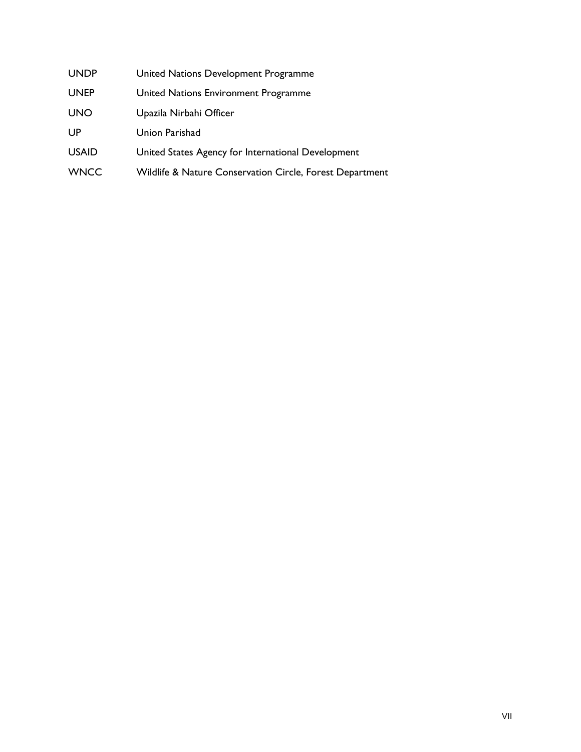| | |
|---|---|
| UNDP | United Nations Development Programme |
| UNEP | United Nations Environment Programme |
| UNO | Upazila Nirbahi Officer |
| UP | Union Parishad |
| USAID | United States Agency for International Development |
| WNCC | Wildlife & Nature Conservation Circle, Forest Department |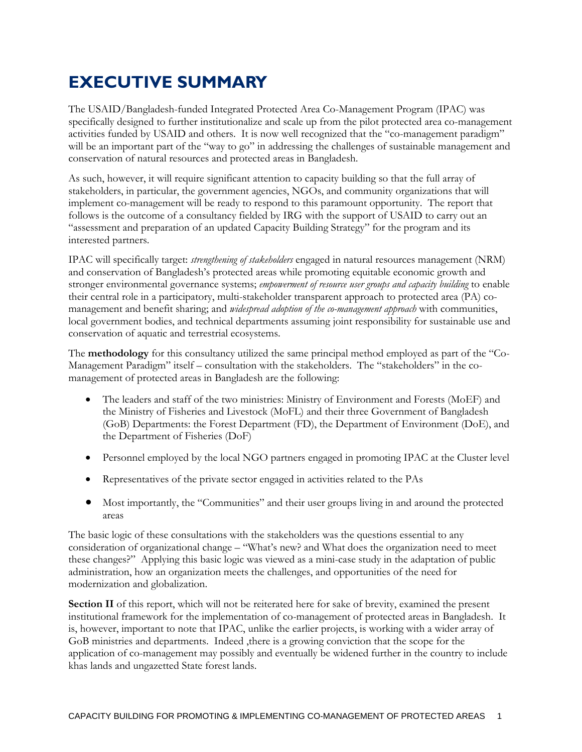# EXECUTIVE SUMMARY

The USAID/Bangladesh-funded Integrated Protected Area Co-Management Program (IPAC) was specifically designed to further institutionalize and scale up from the pilot protected area co-management activities funded by USAID and others. It is now well recognized that the "co-management paradigm" will be an important part of the "way to go" in addressing the challenges of sustainable management and conservation of natural resources and protected areas in Bangladesh.

As such, however, it will require significant attention to capacity building so that the full array of stakeholders, in particular, the government agencies, NGOs, and community organizations that will implement co-management will be ready to respond to this paramount opportunity. The report that follows is the outcome of a consultancy fielded by IRG with the support of USAID to carry out an "assessment and preparation of an updated Capacity Building Strategy" for the program and its interested partners.

IPAC will specifically target: *strengthening of stakeholders* engaged in natural resources management (NRM) and conservation of Bangladesh's protected areas while promoting equitable economic growth and stronger environmental governance systems; *empowerment of resource user groups and capacity building* to enable their central role in a participatory, multi-stakeholder transparent approach to protected area (PA) co-management and benefit sharing; and *widespread adoption of the co-management approach* with communities, local government bodies, and technical departments assuming joint responsibility for sustainable use and conservation of aquatic and terrestrial ecosystems.

The **methodology** for this consultancy utilized the same principal method employed as part of the "Co-Management Paradigm" itself – consultation with the stakeholders. The "stakeholders" in the co-management of protected areas in Bangladesh are the following:

- The leaders and staff of the two ministries: Ministry of Environment and Forests (MoEF) and the Ministry of Fisheries and Livestock (MoFL) and their three Government of Bangladesh (GoB) Departments: the Forest Department (FD), the Department of Environment (DoE), and the Department of Fisheries (DoF)
- Personnel employed by the local NGO partners engaged in promoting IPAC at the Cluster level
- Representatives of the private sector engaged in activities related to the PAs
- Most importantly, the "Communities" and their user groups living in and around the protected areas

The basic logic of these consultations with the stakeholders was the questions essential to any consideration of organizational change – "What's new? and What does the organization need to meet these changes?" Applying this basic logic was viewed as a mini-case study in the adaptation of public administration, how an organization meets the challenges, and opportunities of the need for modernization and globalization.

**Section II** of this report, which will not be reiterated here for sake of brevity, examined the present institutional framework for the implementation of co-management of protected areas in Bangladesh. It is, however, important to note that IPAC, unlike the earlier projects, is working with a wider array of GoB ministries and departments. Indeed ,there is a growing conviction that the scope for the application of co-management may possibly and eventually be widened further in the country to include khas lands and ungazetted State forest lands.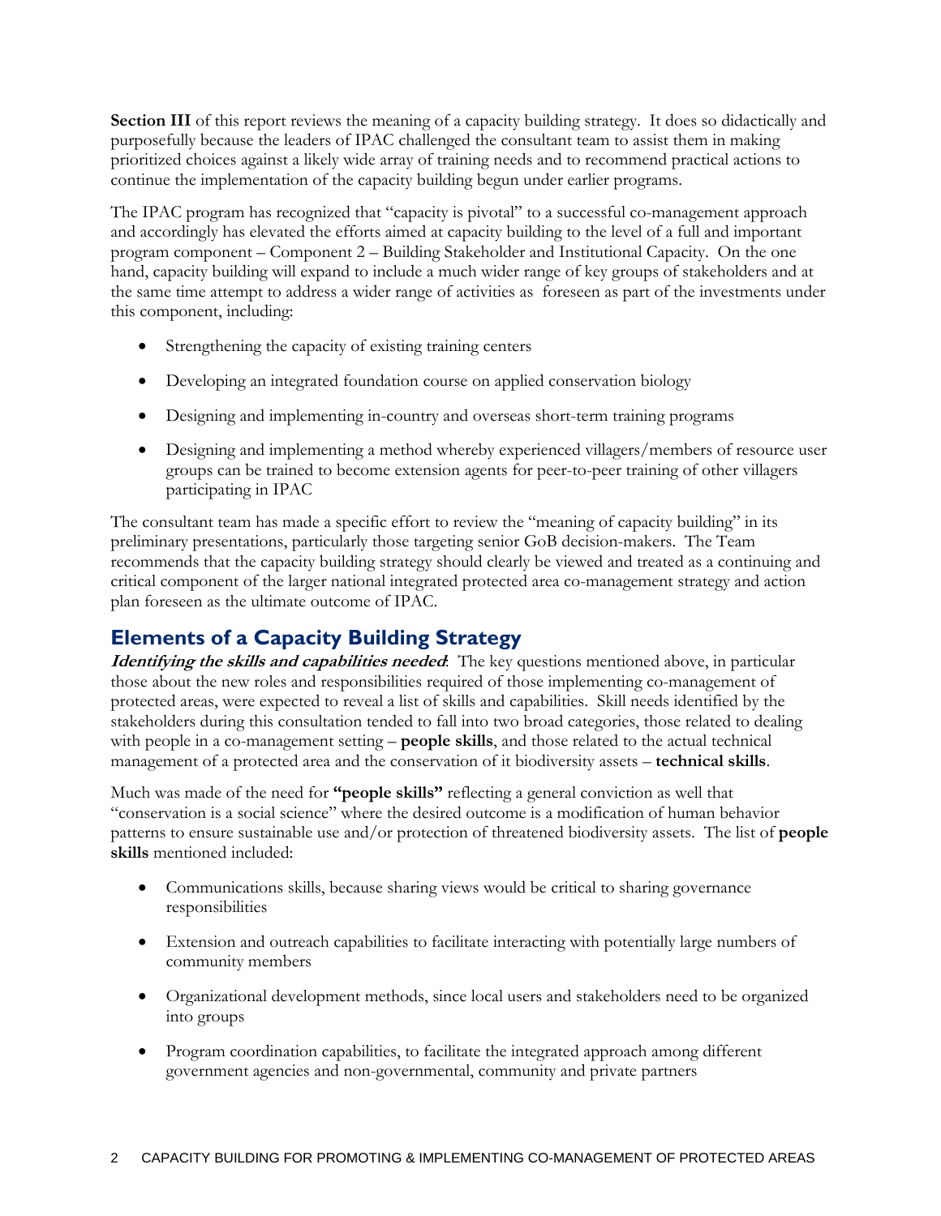**Section III** of this report reviews the meaning of a capacity building strategy. It does so didactically and purposefully because the leaders of IPAC challenged the consultant team to assist them in making prioritized choices against a likely wide array of training needs and to recommend practical actions to continue the implementation of the capacity building begun under earlier programs.

The IPAC program has recognized that "capacity is pivotal" to a successful co-management approach and accordingly has elevated the efforts aimed at capacity building to the level of a full and important program component – Component 2 – Building Stakeholder and Institutional Capacity. On the one hand, capacity building will expand to include a much wider range of key groups of stakeholders and at the same time attempt to address a wider range of activities as foreseen as part of the investments under this component, including:

- Strengthening the capacity of existing training centers
- Developing an integrated foundation course on applied conservation biology
- Designing and implementing in-country and overseas short-term training programs
- Designing and implementing a method whereby experienced villagers/members of resource user groups can be trained to become extension agents for peer-to-peer training of other villagers participating in IPAC

The consultant team has made a specific effort to review the "meaning of capacity building" in its preliminary presentations, particularly those targeting senior GoB decision-makers. The Team recommends that the capacity building strategy should clearly be viewed and treated as a continuing and critical component of the larger national integrated protected area co-management strategy and action plan foreseen as the ultimate outcome of IPAC.

## Elements of a Capacity Building Strategy

***Identifying the skills and capabilities needed***: The key questions mentioned above, in particular those about the new roles and responsibilities required of those implementing co-management of protected areas, were expected to reveal a list of skills and capabilities. Skill needs identified by the stakeholders during this consultation tended to fall into two broad categories, those related to dealing with people in a co-management setting – **people skills**, and those related to the actual technical management of a protected area and the conservation of it biodiversity assets – **technical skills**.

Much was made of the need for **"people skills"** reflecting a general conviction as well that "conservation is a social science" where the desired outcome is a modification of human behavior patterns to ensure sustainable use and/or protection of threatened biodiversity assets. The list of **people skills** mentioned included:

- Communications skills, because sharing views would be critical to sharing governance responsibilities
- Extension and outreach capabilities to facilitate interacting with potentially large numbers of community members
- Organizational development methods, since local users and stakeholders need to be organized into groups
- Program coordination capabilities, to facilitate the integrated approach among different government agencies and non-governmental, community and private partners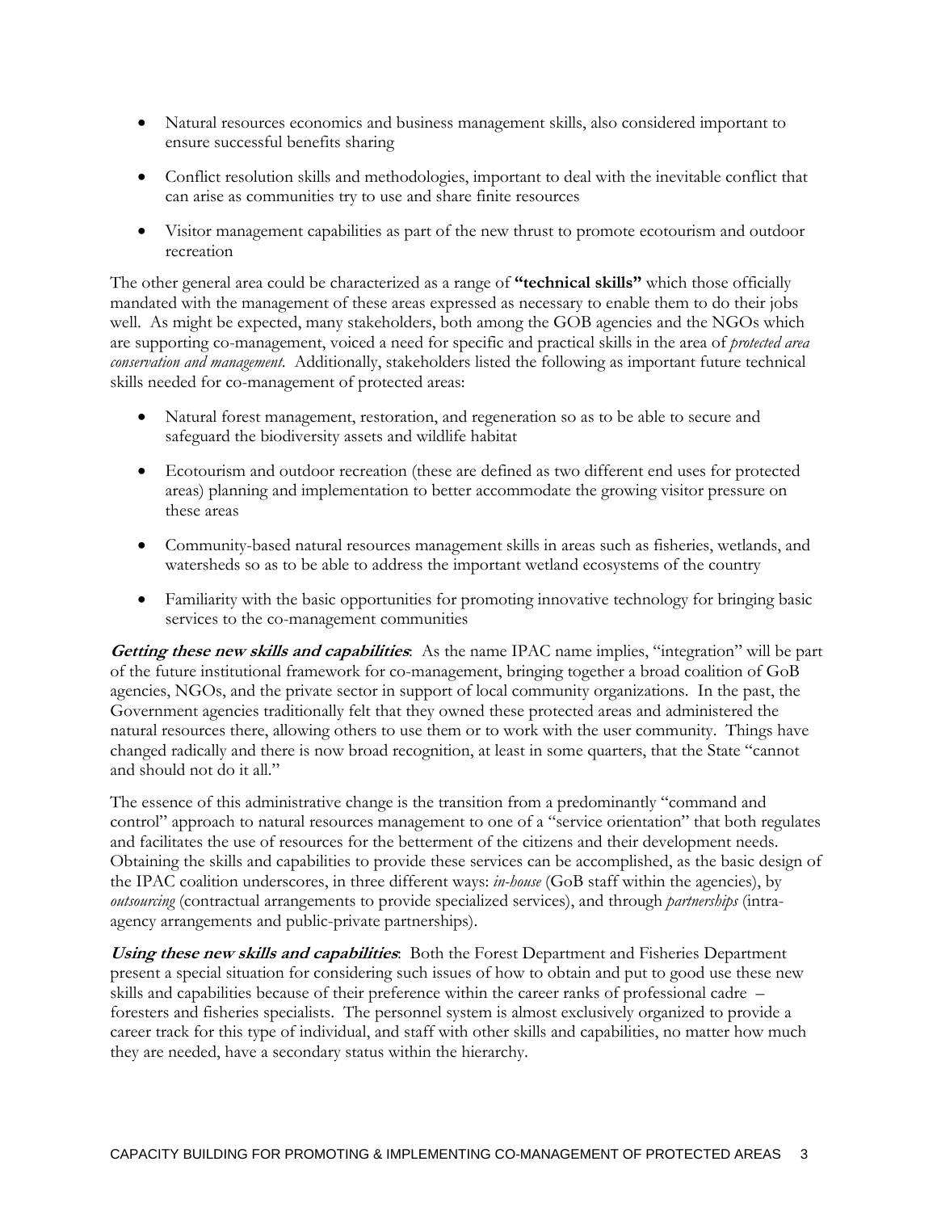- Natural resources economics and business management skills, also considered important to ensure successful benefits sharing

- Conflict resolution skills and methodologies, important to deal with the inevitable conflict that can arise as communities try to use and share finite resources

- Visitor management capabilities as part of the new thrust to promote ecotourism and outdoor recreation

The other general area could be characterized as a range of **"technical skills"** which those officially mandated with the management of these areas expressed as necessary to enable them to do their jobs well. As might be expected, many stakeholders, both among the GOB agencies and the NGOs which are supporting co-management, voiced a need for specific and practical skills in the area of *protected area conservation and management*. Additionally, stakeholders listed the following as important future technical skills needed for co-management of protected areas:

- Natural forest management, restoration, and regeneration so as to be able to secure and safeguard the biodiversity assets and wildlife habitat

- Ecotourism and outdoor recreation (these are defined as two different end uses for protected areas) planning and implementation to better accommodate the growing visitor pressure on these areas

- Community-based natural resources management skills in areas such as fisheries, wetlands, and watersheds so as to be able to address the important wetland ecosystems of the country

- Familiarity with the basic opportunities for promoting innovative technology for bringing basic services to the co-management communities

***Getting these new skills and capabilities***: As the name IPAC name implies, "integration" will be part of the future institutional framework for co-management, bringing together a broad coalition of GoB agencies, NGOs, and the private sector in support of local community organizations. In the past, the Government agencies traditionally felt that they owned these protected areas and administered the natural resources there, allowing others to use them or to work with the user community. Things have changed radically and there is now broad recognition, at least in some quarters, that the State "cannot and should not do it all."

The essence of this administrative change is the transition from a predominantly "command and control" approach to natural resources management to one of a "service orientation" that both regulates and facilitates the use of resources for the betterment of the citizens and their development needs. Obtaining the skills and capabilities to provide these services can be accomplished, as the basic design of the IPAC coalition underscores, in three different ways: *in-house* (GoB staff within the agencies), by *outsourcing* (contractual arrangements to provide specialized services), and through *partnerships* (intra-agency arrangements and public-private partnerships).

***Using these new skills and capabilities***: Both the Forest Department and Fisheries Department present a special situation for considering such issues of how to obtain and put to good use these new skills and capabilities because of their preference within the career ranks of professional cadre – foresters and fisheries specialists. The personnel system is almost exclusively organized to provide a career track for this type of individual, and staff with other skills and capabilities, no matter how much they are needed, have a secondary status within the hierarchy.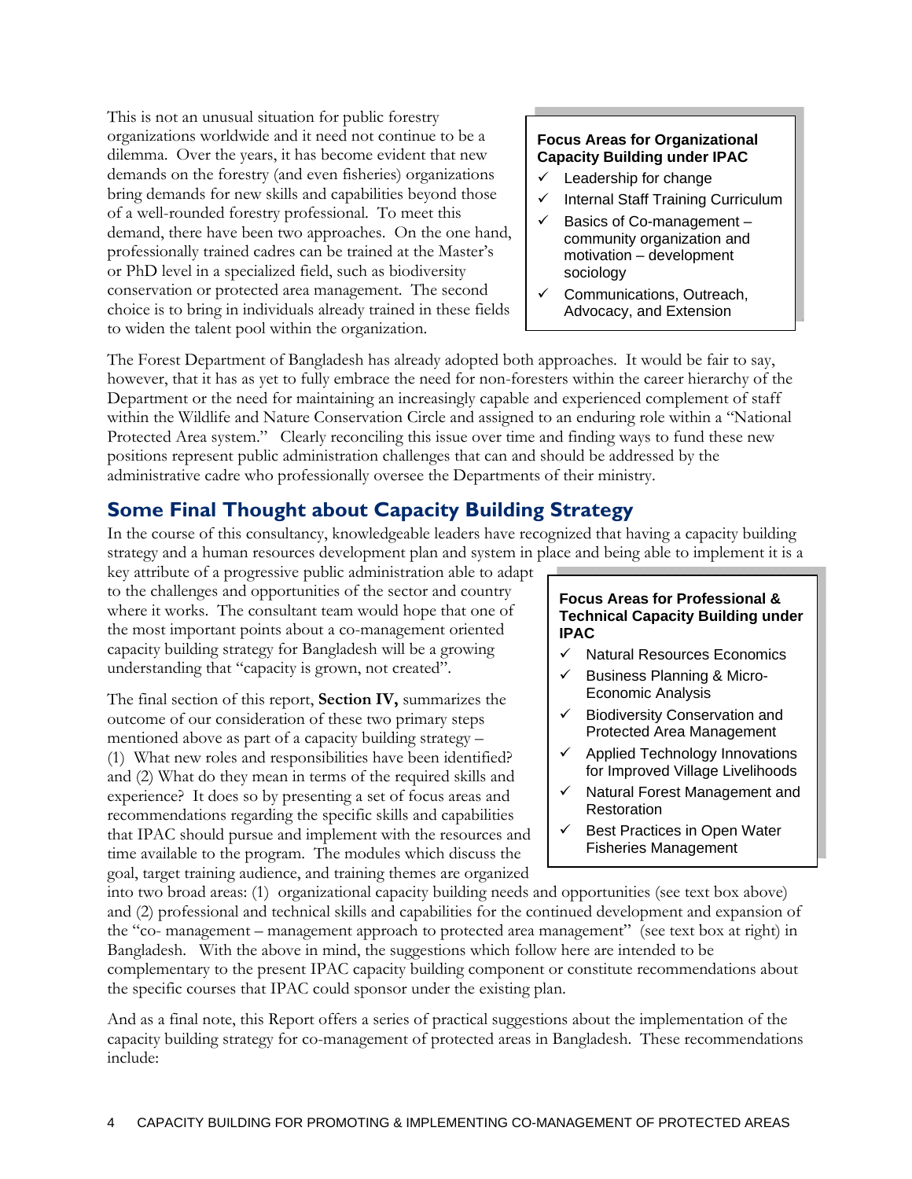This is not an unusual situation for public forestry organizations worldwide and it need not continue to be a dilemma. Over the years, it has become evident that new demands on the forestry (and even fisheries) organizations bring demands for new skills and capabilities beyond those of a well-rounded forestry professional. To meet this demand, there have been two approaches. On the one hand, professionally trained cadres can be trained at the Master's or PhD level in a specialized field, such as biodiversity conservation or protected area management. The second choice is to bring in individuals already trained in these fields to widen the talent pool within the organization.

> **Focus Areas for Organizational Capacity Building under IPAC**
>
> - ✓ Leadership for change
> - ✓ Internal Staff Training Curriculum
> - ✓ Basics of Co-management – community organization and motivation – development sociology
> - ✓ Communications, Outreach, Advocacy, and Extension

The Forest Department of Bangladesh has already adopted both approaches. It would be fair to say, however, that it has as yet to fully embrace the need for non-foresters within the career hierarchy of the Department or the need for maintaining an increasingly capable and experienced complement of staff within the Wildlife and Nature Conservation Circle and assigned to an enduring role within a "National Protected Area system." Clearly reconciling this issue over time and finding ways to fund these new positions represent public administration challenges that can and should be addressed by the administrative cadre who professionally oversee the Departments of their ministry.

## Some Final Thought about Capacity Building Strategy

In the course of this consultancy, knowledgeable leaders have recognized that having a capacity building strategy and a human resources development plan and system in place and being able to implement it is a key attribute of a progressive public administration able to adapt to the challenges and opportunities of the sector and country where it works. The consultant team would hope that one of the most important points about a co-management oriented capacity building strategy for Bangladesh will be a growing understanding that "capacity is grown, not created".

> **Focus Areas for Professional & Technical Capacity Building under IPAC**
>
> - ✓ Natural Resources Economics
> - ✓ Business Planning & Micro-Economic Analysis
> - ✓ Biodiversity Conservation and Protected Area Management
> - ✓ Applied Technology Innovations for Improved Village Livelihoods
> - ✓ Natural Forest Management and Restoration
> - ✓ Best Practices in Open Water Fisheries Management

The final section of this report, **Section IV,** summarizes the outcome of our consideration of these two primary steps mentioned above as part of a capacity building strategy – (1) What new roles and responsibilities have been identified? and (2) What do they mean in terms of the required skills and experience? It does so by presenting a set of focus areas and recommendations regarding the specific skills and capabilities that IPAC should pursue and implement with the resources and time available to the program. The modules which discuss the goal, target training audience, and training themes are organized into two broad areas: (1) organizational capacity building needs and opportunities (see text box above) and (2) professional and technical skills and capabilities for the continued development and expansion of the "co- management – management approach to protected area management" (see text box at right) in Bangladesh. With the above in mind, the suggestions which follow here are intended to be complementary to the present IPAC capacity building component or constitute recommendations about the specific courses that IPAC could sponsor under the existing plan.

And as a final note, this Report offers a series of practical suggestions about the implementation of the capacity building strategy for co-management of protected areas in Bangladesh. These recommendations include: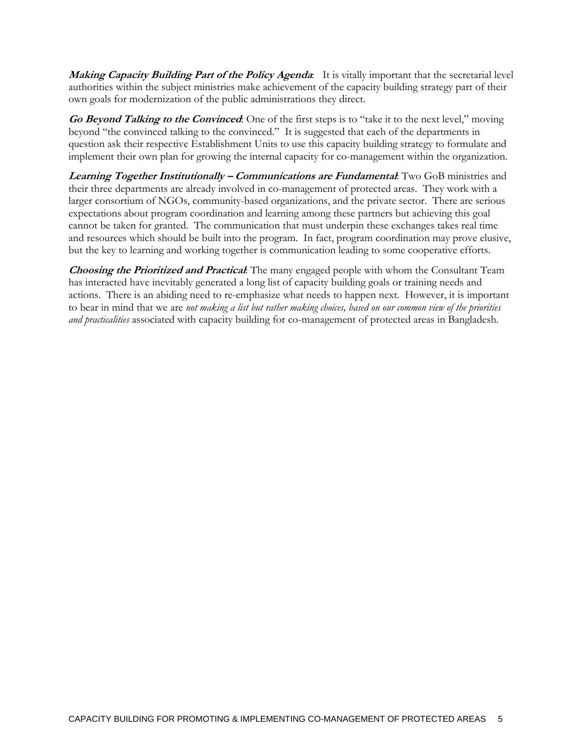***Making Capacity Building Part of the Policy Agenda***: It is vitally important that the secretarial level authorities within the subject ministries make achievement of the capacity building strategy part of their own goals for modernization of the public administrations they direct.

***Go Beyond Talking to the Convinced***: One of the first steps is to "take it to the next level," moving beyond "the convinced talking to the convinced." It is suggested that each of the departments in question ask their respective Establishment Units to use this capacity building strategy to formulate and implement their own plan for growing the internal capacity for co-management within the organization.

***Learning Together Institutionally – Communications are Fundamental***: Two GoB ministries and their three departments are already involved in co-management of protected areas. They work with a larger consortium of NGOs, community-based organizations, and the private sector. There are serious expectations about program coordination and learning among these partners but achieving this goal cannot be taken for granted. The communication that must underpin these exchanges takes real time and resources which should be built into the program. In fact, program coordination may prove elusive, but the key to learning and working together is communication leading to some cooperative efforts.

***Choosing the Prioritized and Practical***: The many engaged people with whom the Consultant Team has interacted have inevitably generated a long list of capacity building goals or training needs and actions. There is an abiding need to re-emphasize what needs to happen next. However, it is important to bear in mind that we are *not making a list but rather making choices, based on our common view of the priorities and practicalities* associated with capacity building for co-management of protected areas in Bangladesh.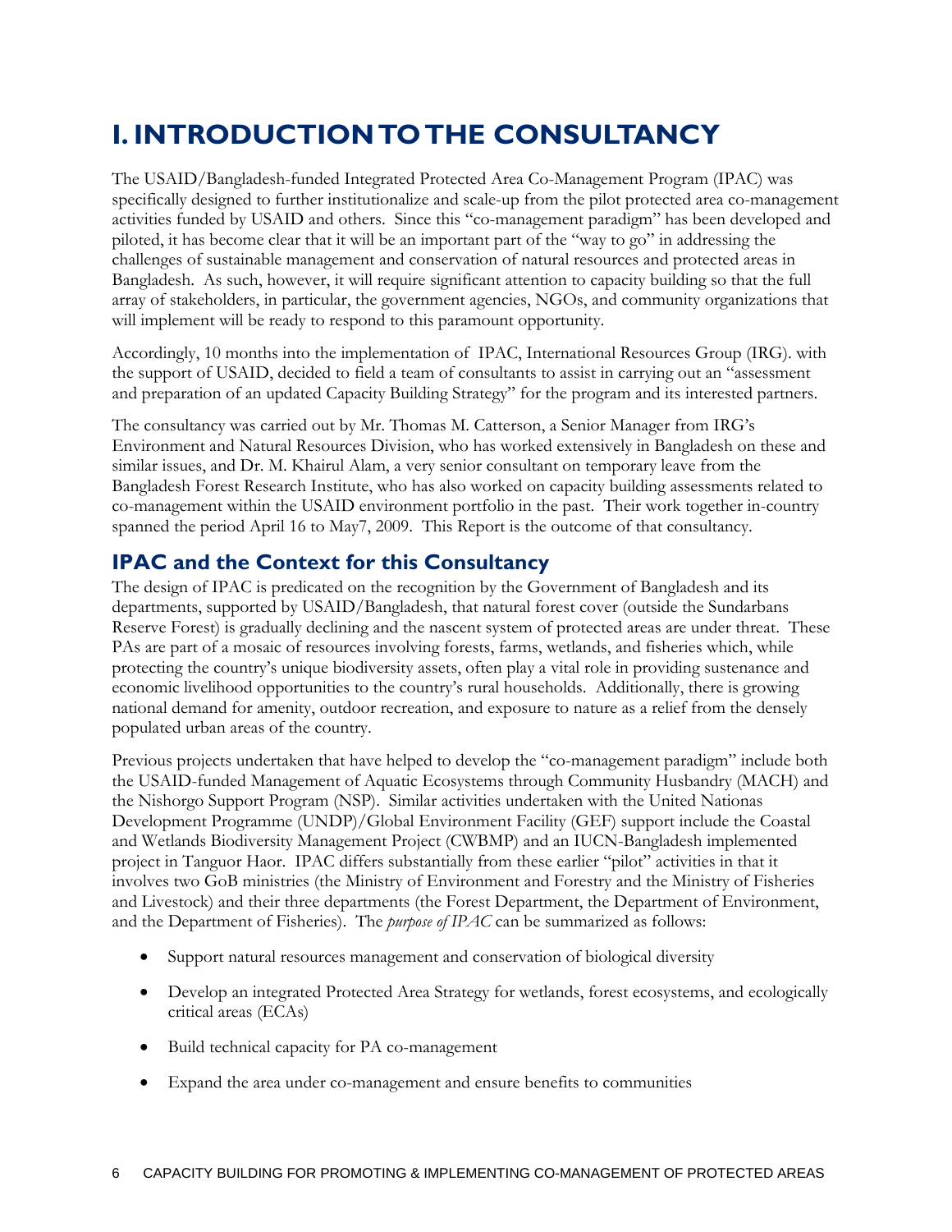# I. INTRODUCTION TO THE CONSULTANCY

The USAID/Bangladesh-funded Integrated Protected Area Co-Management Program (IPAC) was specifically designed to further institutionalize and scale-up from the pilot protected area co-management activities funded by USAID and others. Since this "co-management paradigm" has been developed and piloted, it has become clear that it will be an important part of the "way to go" in addressing the challenges of sustainable management and conservation of natural resources and protected areas in Bangladesh. As such, however, it will require significant attention to capacity building so that the full array of stakeholders, in particular, the government agencies, NGOs, and community organizations that will implement will be ready to respond to this paramount opportunity.

Accordingly, 10 months into the implementation of IPAC, International Resources Group (IRG). with the support of USAID, decided to field a team of consultants to assist in carrying out an "assessment and preparation of an updated Capacity Building Strategy" for the program and its interested partners.

The consultancy was carried out by Mr. Thomas M. Catterson, a Senior Manager from IRG's Environment and Natural Resources Division, who has worked extensively in Bangladesh on these and similar issues, and Dr. M. Khairul Alam, a very senior consultant on temporary leave from the Bangladesh Forest Research Institute, who has also worked on capacity building assessments related to co-management within the USAID environment portfolio in the past. Their work together in-country spanned the period April 16 to May7, 2009. This Report is the outcome of that consultancy.

## IPAC and the Context for this Consultancy

The design of IPAC is predicated on the recognition by the Government of Bangladesh and its departments, supported by USAID/Bangladesh, that natural forest cover (outside the Sundarbans Reserve Forest) is gradually declining and the nascent system of protected areas are under threat. These PAs are part of a mosaic of resources involving forests, farms, wetlands, and fisheries which, while protecting the country's unique biodiversity assets, often play a vital role in providing sustenance and economic livelihood opportunities to the country's rural households. Additionally, there is growing national demand for amenity, outdoor recreation, and exposure to nature as a relief from the densely populated urban areas of the country.

Previous projects undertaken that have helped to develop the "co-management paradigm" include both the USAID-funded Management of Aquatic Ecosystems through Community Husbandry (MACH) and the Nishorgo Support Program (NSP). Similar activities undertaken with the United Nationas Development Programme (UNDP)/Global Environment Facility (GEF) support include the Coastal and Wetlands Biodiversity Management Project (CWBMP) and an IUCN-Bangladesh implemented project in Tanguor Haor. IPAC differs substantially from these earlier "pilot" activities in that it involves two GoB ministries (the Ministry of Environment and Forestry and the Ministry of Fisheries and Livestock) and their three departments (the Forest Department, the Department of Environment, and the Department of Fisheries). The *purpose of IPAC* can be summarized as follows:

- Support natural resources management and conservation of biological diversity
- Develop an integrated Protected Area Strategy for wetlands, forest ecosystems, and ecologically critical areas (ECAs)
- Build technical capacity for PA co-management
- Expand the area under co-management and ensure benefits to communities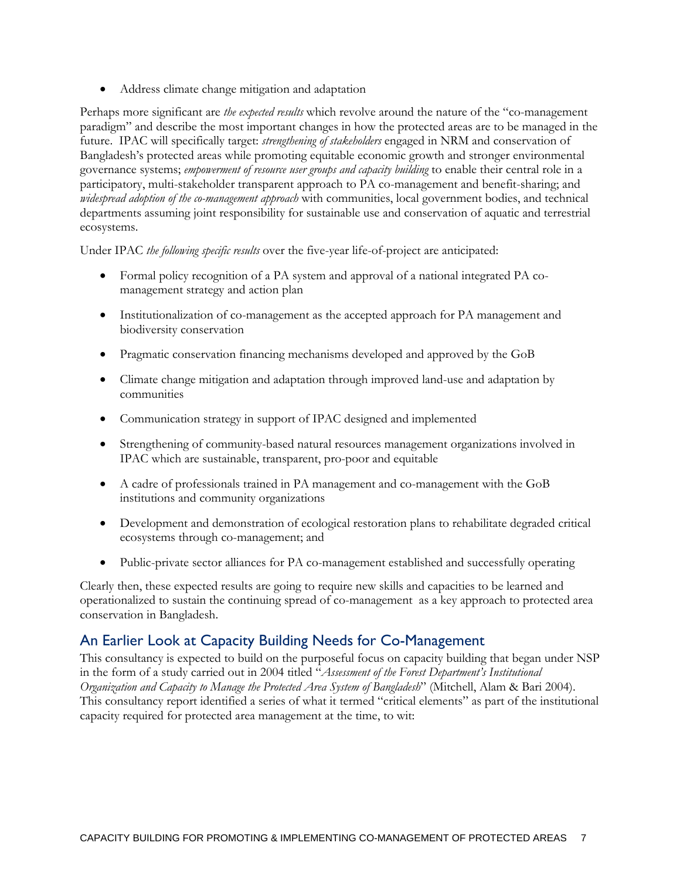- Address climate change mitigation and adaptation

Perhaps more significant are *the expected results* which revolve around the nature of the "co-management paradigm" and describe the most important changes in how the protected areas are to be managed in the future. IPAC will specifically target: *strengthening of stakeholders* engaged in NRM and conservation of Bangladesh's protected areas while promoting equitable economic growth and stronger environmental governance systems; *empowerment of resource user groups and capacity building* to enable their central role in a participatory, multi-stakeholder transparent approach to PA co-management and benefit-sharing; and *widespread adoption of the co-management approach* with communities, local government bodies, and technical departments assuming joint responsibility for sustainable use and conservation of aquatic and terrestrial ecosystems.

Under IPAC *the following specific results* over the five-year life-of-project are anticipated:

- Formal policy recognition of a PA system and approval of a national integrated PA co-management strategy and action plan
- Institutionalization of co-management as the accepted approach for PA management and biodiversity conservation
- Pragmatic conservation financing mechanisms developed and approved by the GoB
- Climate change mitigation and adaptation through improved land-use and adaptation by communities
- Communication strategy in support of IPAC designed and implemented
- Strengthening of community-based natural resources management organizations involved in IPAC which are sustainable, transparent, pro-poor and equitable
- A cadre of professionals trained in PA management and co-management with the GoB institutions and community organizations
- Development and demonstration of ecological restoration plans to rehabilitate degraded critical ecosystems through co-management; and
- Public-private sector alliances for PA co-management established and successfully operating

Clearly then, these expected results are going to require new skills and capacities to be learned and operationalized to sustain the continuing spread of co-management as a key approach to protected area conservation in Bangladesh.

## An Earlier Look at Capacity Building Needs for Co-Management

This consultancy is expected to build on the purposeful focus on capacity building that began under NSP in the form of a study carried out in 2004 titled "*Assessment of the Forest Department's Institutional Organization and Capacity to Manage the Protected Area System of Bangladesh*" (Mitchell, Alam & Bari 2004). This consultancy report identified a series of what it termed "critical elements" as part of the institutional capacity required for protected area management at the time, to wit: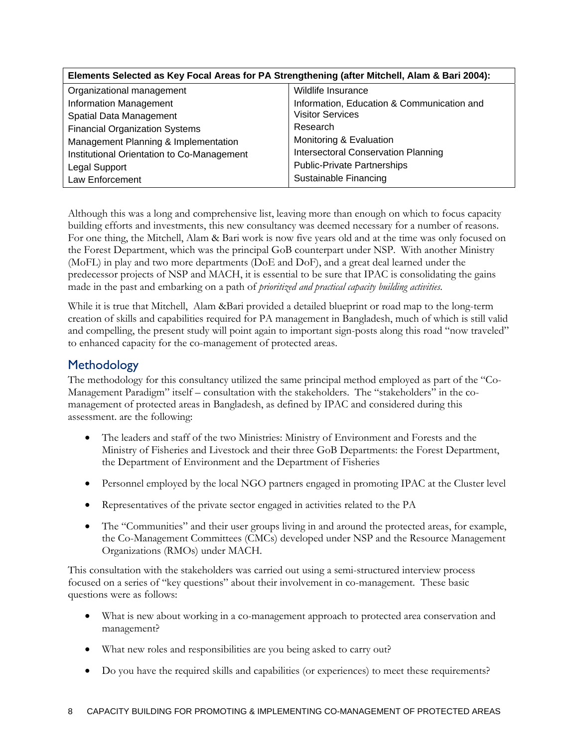| Elements Selected as Key Focal Areas for PA Strengthening (after Mitchell, Alam & Bari 2004): | |
|---|---|
| Organizational management | Wildlife Insurance |
| Information Management | Information, Education & Communication and Visitor Services |
| Spatial Data Management | Research |
| Financial Organization Systems | Monitoring & Evaluation |
| Management Planning & Implementation | Intersectoral Conservation Planning |
| Institutional Orientation to Co-Management | Public-Private Partnerships |
| Legal Support | Sustainable Financing |
| Law Enforcement | |

Although this was a long and comprehensive list, leaving more than enough on which to focus capacity building efforts and investments, this new consultancy was deemed necessary for a number of reasons. For one thing, the Mitchell, Alam & Bari work is now five years old and at the time was only focused on the Forest Department, which was the principal GoB counterpart under NSP. With another Ministry (MoFL) in play and two more departments (DoE and DoF), and a great deal learned under the predecessor projects of NSP and MACH, it is essential to be sure that IPAC is consolidating the gains made in the past and embarking on a path of *prioritized and practical capacity building activities.*

While it is true that Mitchell, Alam &Bari provided a detailed blueprint or road map to the long-term creation of skills and capabilities required for PA management in Bangladesh, much of which is still valid and compelling, the present study will point again to important sign-posts along this road "now traveled" to enhanced capacity for the co-management of protected areas.

## Methodology

The methodology for this consultancy utilized the same principal method employed as part of the "Co-Management Paradigm" itself – consultation with the stakeholders. The "stakeholders" in the co-management of protected areas in Bangladesh, as defined by IPAC and considered during this assessment. are the following:

- The leaders and staff of the two Ministries: Ministry of Environment and Forests and the Ministry of Fisheries and Livestock and their three GoB Departments: the Forest Department, the Department of Environment and the Department of Fisheries
- Personnel employed by the local NGO partners engaged in promoting IPAC at the Cluster level
- Representatives of the private sector engaged in activities related to the PA
- The "Communities" and their user groups living in and around the protected areas, for example, the Co-Management Committees (CMCs) developed under NSP and the Resource Management Organizations (RMOs) under MACH.

This consultation with the stakeholders was carried out using a semi-structured interview process focused on a series of "key questions" about their involvement in co-management. These basic questions were as follows:

- What is new about working in a co-management approach to protected area conservation and management?
- What new roles and responsibilities are you being asked to carry out?
- Do you have the required skills and capabilities (or experiences) to meet these requirements?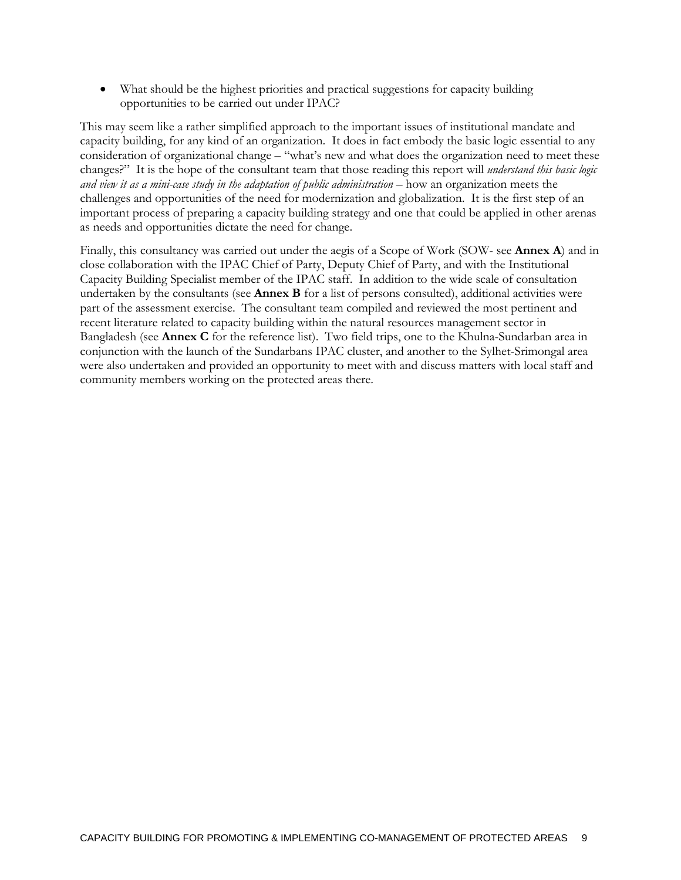- What should be the highest priorities and practical suggestions for capacity building opportunities to be carried out under IPAC?

This may seem like a rather simplified approach to the important issues of institutional mandate and capacity building, for any kind of an organization. It does in fact embody the basic logic essential to any consideration of organizational change – "what's new and what does the organization need to meet these changes?" It is the hope of the consultant team that those reading this report will *understand this basic logic and view it as a mini-case study in the adaptation of public administration* – how an organization meets the challenges and opportunities of the need for modernization and globalization. It is the first step of an important process of preparing a capacity building strategy and one that could be applied in other arenas as needs and opportunities dictate the need for change.

Finally, this consultancy was carried out under the aegis of a Scope of Work (SOW- see **Annex A**) and in close collaboration with the IPAC Chief of Party, Deputy Chief of Party, and with the Institutional Capacity Building Specialist member of the IPAC staff. In addition to the wide scale of consultation undertaken by the consultants (see **Annex B** for a list of persons consulted), additional activities were part of the assessment exercise. The consultant team compiled and reviewed the most pertinent and recent literature related to capacity building within the natural resources management sector in Bangladesh (see **Annex C** for the reference list). Two field trips, one to the Khulna-Sundarban area in conjunction with the launch of the Sundarbans IPAC cluster, and another to the Sylhet-Srimongal area were also undertaken and provided an opportunity to meet with and discuss matters with local staff and community members working on the protected areas there.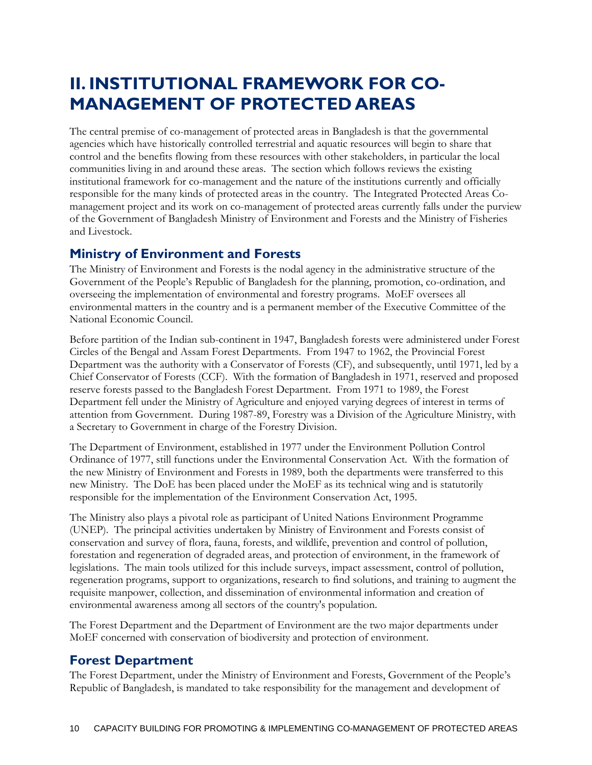# II. INSTITUTIONAL FRAMEWORK FOR CO-MANAGEMENT OF PROTECTED AREAS

The central premise of co-management of protected areas in Bangladesh is that the governmental agencies which have historically controlled terrestrial and aquatic resources will begin to share that control and the benefits flowing from these resources with other stakeholders, in particular the local communities living in and around these areas. The section which follows reviews the existing institutional framework for co-management and the nature of the institutions currently and officially responsible for the many kinds of protected areas in the country. The Integrated Protected Areas Co-management project and its work on co-management of protected areas currently falls under the purview of the Government of Bangladesh Ministry of Environment and Forests and the Ministry of Fisheries and Livestock.

## Ministry of Environment and Forests

The Ministry of Environment and Forests is the nodal agency in the administrative structure of the Government of the People's Republic of Bangladesh for the planning, promotion, co-ordination, and overseeing the implementation of environmental and forestry programs. MoEF oversees all environmental matters in the country and is a permanent member of the Executive Committee of the National Economic Council.

Before partition of the Indian sub-continent in 1947, Bangladesh forests were administered under Forest Circles of the Bengal and Assam Forest Departments. From 1947 to 1962, the Provincial Forest Department was the authority with a Conservator of Forests (CF), and subsequently, until 1971, led by a Chief Conservator of Forests (CCF). With the formation of Bangladesh in 1971, reserved and proposed reserve forests passed to the Bangladesh Forest Department. From 1971 to 1989, the Forest Department fell under the Ministry of Agriculture and enjoyed varying degrees of interest in terms of attention from Government. During 1987-89, Forestry was a Division of the Agriculture Ministry, with a Secretary to Government in charge of the Forestry Division.

The Department of Environment, established in 1977 under the Environment Pollution Control Ordinance of 1977, still functions under the Environmental Conservation Act. With the formation of the new Ministry of Environment and Forests in 1989, both the departments were transferred to this new Ministry. The DoE has been placed under the MoEF as its technical wing and is statutorily responsible for the implementation of the Environment Conservation Act, 1995.

The Ministry also plays a pivotal role as participant of United Nations Environment Programme (UNEP). The principal activities undertaken by Ministry of Environment and Forests consist of conservation and survey of flora, fauna, forests, and wildlife, prevention and control of pollution, forestation and regeneration of degraded areas, and protection of environment, in the framework of legislations. The main tools utilized for this include surveys, impact assessment, control of pollution, regeneration programs, support to organizations, research to find solutions, and training to augment the requisite manpower, collection, and dissemination of environmental information and creation of environmental awareness among all sectors of the country's population.

The Forest Department and the Department of Environment are the two major departments under MoEF concerned with conservation of biodiversity and protection of environment.

## Forest Department

The Forest Department, under the Ministry of Environment and Forests, Government of the People's Republic of Bangladesh, is mandated to take responsibility for the management and development of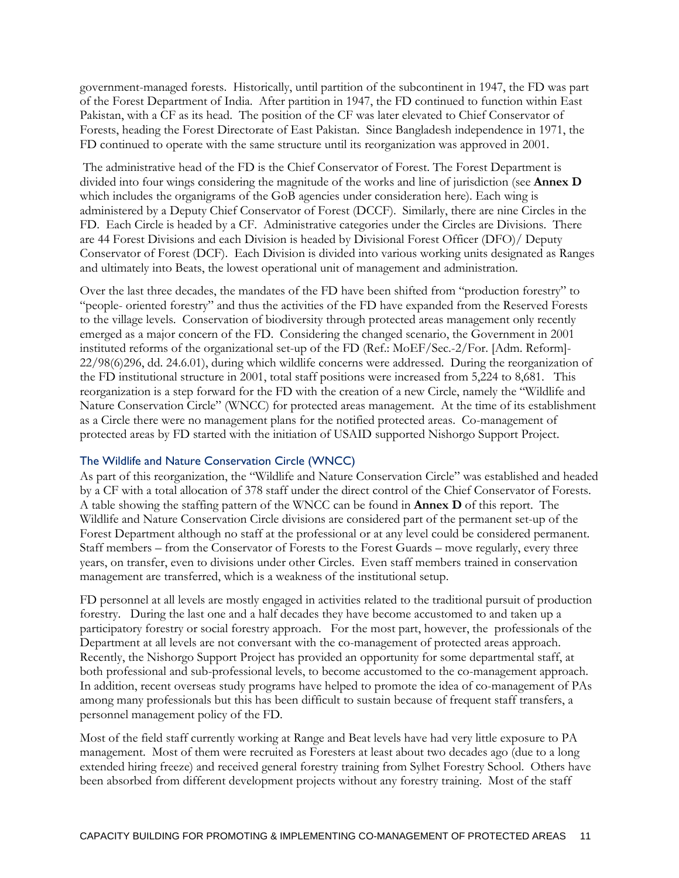government-managed forests. Historically, until partition of the subcontinent in 1947, the FD was part of the Forest Department of India. After partition in 1947, the FD continued to function within East Pakistan, with a CF as its head. The position of the CF was later elevated to Chief Conservator of Forests, heading the Forest Directorate of East Pakistan. Since Bangladesh independence in 1971, the FD continued to operate with the same structure until its reorganization was approved in 2001.

The administrative head of the FD is the Chief Conservator of Forest. The Forest Department is divided into four wings considering the magnitude of the works and line of jurisdiction (see **Annex D** which includes the organigrams of the GoB agencies under consideration here). Each wing is administered by a Deputy Chief Conservator of Forest (DCCF). Similarly, there are nine Circles in the FD. Each Circle is headed by a CF. Administrative categories under the Circles are Divisions. There are 44 Forest Divisions and each Division is headed by Divisional Forest Officer (DFO)/ Deputy Conservator of Forest (DCF). Each Division is divided into various working units designated as Ranges and ultimately into Beats, the lowest operational unit of management and administration.

Over the last three decades, the mandates of the FD have been shifted from "production forestry" to "people- oriented forestry" and thus the activities of the FD have expanded from the Reserved Forests to the village levels. Conservation of biodiversity through protected areas management only recently emerged as a major concern of the FD. Considering the changed scenario, the Government in 2001 instituted reforms of the organizational set-up of the FD (Ref.: MoEF/Sec.-2/For. [Adm. Reform]-22/98(6)296, dd. 24.6.01), during which wildlife concerns were addressed. During the reorganization of the FD institutional structure in 2001, total staff positions were increased from 5,224 to 8,681. This reorganization is a step forward for the FD with the creation of a new Circle, namely the "Wildlife and Nature Conservation Circle" (WNCC) for protected areas management. At the time of its establishment as a Circle there were no management plans for the notified protected areas. Co-management of protected areas by FD started with the initiation of USAID supported Nishorgo Support Project.

### The Wildlife and Nature Conservation Circle (WNCC)

As part of this reorganization, the "Wildlife and Nature Conservation Circle" was established and headed by a CF with a total allocation of 378 staff under the direct control of the Chief Conservator of Forests. A table showing the staffing pattern of the WNCC can be found in **Annex D** of this report. The Wildlife and Nature Conservation Circle divisions are considered part of the permanent set-up of the Forest Department although no staff at the professional or at any level could be considered permanent. Staff members – from the Conservator of Forests to the Forest Guards – move regularly, every three years, on transfer, even to divisions under other Circles. Even staff members trained in conservation management are transferred, which is a weakness of the institutional setup.

FD personnel at all levels are mostly engaged in activities related to the traditional pursuit of production forestry. During the last one and a half decades they have become accustomed to and taken up a participatory forestry or social forestry approach. For the most part, however, the professionals of the Department at all levels are not conversant with the co-management of protected areas approach. Recently, the Nishorgo Support Project has provided an opportunity for some departmental staff, at both professional and sub-professional levels, to become accustomed to the co-management approach. In addition, recent overseas study programs have helped to promote the idea of co-management of PAs among many professionals but this has been difficult to sustain because of frequent staff transfers, a personnel management policy of the FD.

Most of the field staff currently working at Range and Beat levels have had very little exposure to PA management. Most of them were recruited as Foresters at least about two decades ago (due to a long extended hiring freeze) and received general forestry training from Sylhet Forestry School. Others have been absorbed from different development projects without any forestry training. Most of the staff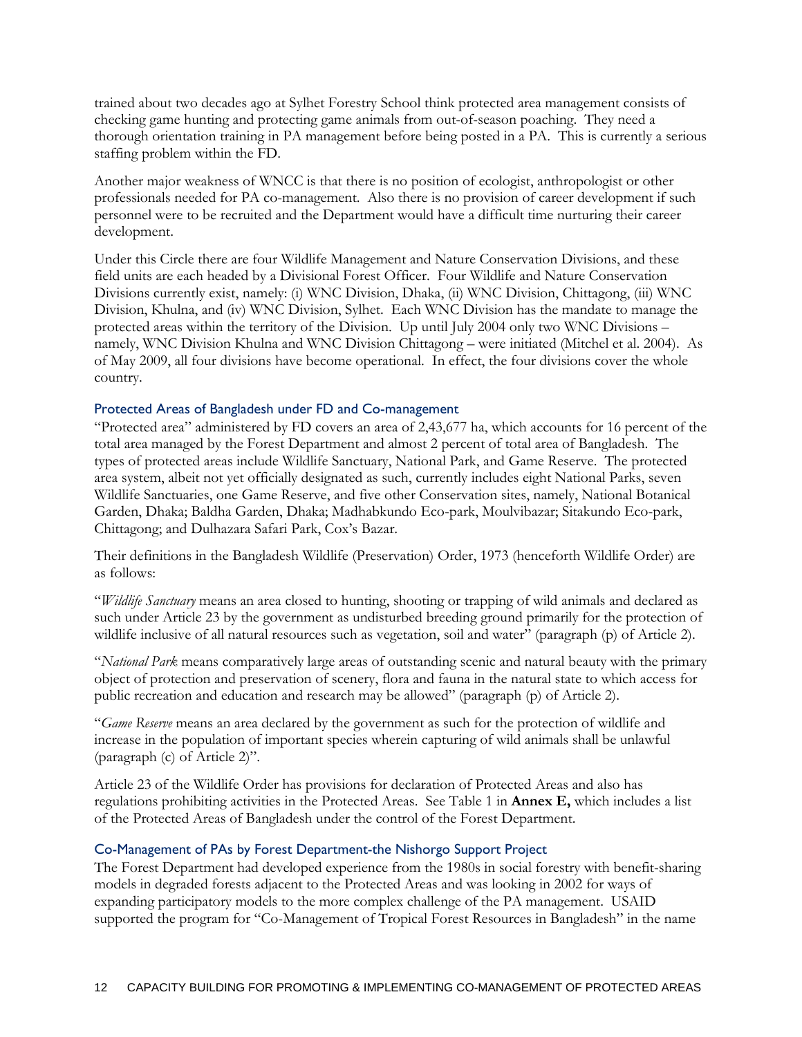trained about two decades ago at Sylhet Forestry School think protected area management consists of checking game hunting and protecting game animals from out-of-season poaching. They need a thorough orientation training in PA management before being posted in a PA. This is currently a serious staffing problem within the FD.

Another major weakness of WNCC is that there is no position of ecologist, anthropologist or other professionals needed for PA co-management. Also there is no provision of career development if such personnel were to be recruited and the Department would have a difficult time nurturing their career development.

Under this Circle there are four Wildlife Management and Nature Conservation Divisions, and these field units are each headed by a Divisional Forest Officer. Four Wildlife and Nature Conservation Divisions currently exist, namely: (i) WNC Division, Dhaka, (ii) WNC Division, Chittagong, (iii) WNC Division, Khulna, and (iv) WNC Division, Sylhet. Each WNC Division has the mandate to manage the protected areas within the territory of the Division. Up until July 2004 only two WNC Divisions – namely, WNC Division Khulna and WNC Division Chittagong – were initiated (Mitchel et al. 2004). As of May 2009, all four divisions have become operational. In effect, the four divisions cover the whole country.

### Protected Areas of Bangladesh under FD and Co-management

"Protected area" administered by FD covers an area of 2,43,677 ha, which accounts for 16 percent of the total area managed by the Forest Department and almost 2 percent of total area of Bangladesh. The types of protected areas include Wildlife Sanctuary, National Park, and Game Reserve. The protected area system, albeit not yet officially designated as such, currently includes eight National Parks, seven Wildlife Sanctuaries, one Game Reserve, and five other Conservation sites, namely, National Botanical Garden, Dhaka; Baldha Garden, Dhaka; Madhabkundo Eco-park, Moulvibazar; Sitakundo Eco-park, Chittagong; and Dulhazara Safari Park, Cox's Bazar.

Their definitions in the Bangladesh Wildlife (Preservation) Order, 1973 (henceforth Wildlife Order) are as follows:

"*Wildlife Sanctuary* means an area closed to hunting, shooting or trapping of wild animals and declared as such under Article 23 by the government as undisturbed breeding ground primarily for the protection of wildlife inclusive of all natural resources such as vegetation, soil and water" (paragraph (p) of Article 2).

"*National Park* means comparatively large areas of outstanding scenic and natural beauty with the primary object of protection and preservation of scenery, flora and fauna in the natural state to which access for public recreation and education and research may be allowed" (paragraph (p) of Article 2).

"*Game Reserve* means an area declared by the government as such for the protection of wildlife and increase in the population of important species wherein capturing of wild animals shall be unlawful (paragraph (c) of Article 2)".

Article 23 of the Wildlife Order has provisions for declaration of Protected Areas and also has regulations prohibiting activities in the Protected Areas. See Table 1 in **Annex E,** which includes a list of the Protected Areas of Bangladesh under the control of the Forest Department.

### Co-Management of PAs by Forest Department-the Nishorgo Support Project

The Forest Department had developed experience from the 1980s in social forestry with benefit-sharing models in degraded forests adjacent to the Protected Areas and was looking in 2002 for ways of expanding participatory models to the more complex challenge of the PA management. USAID supported the program for "Co-Management of Tropical Forest Resources in Bangladesh" in the name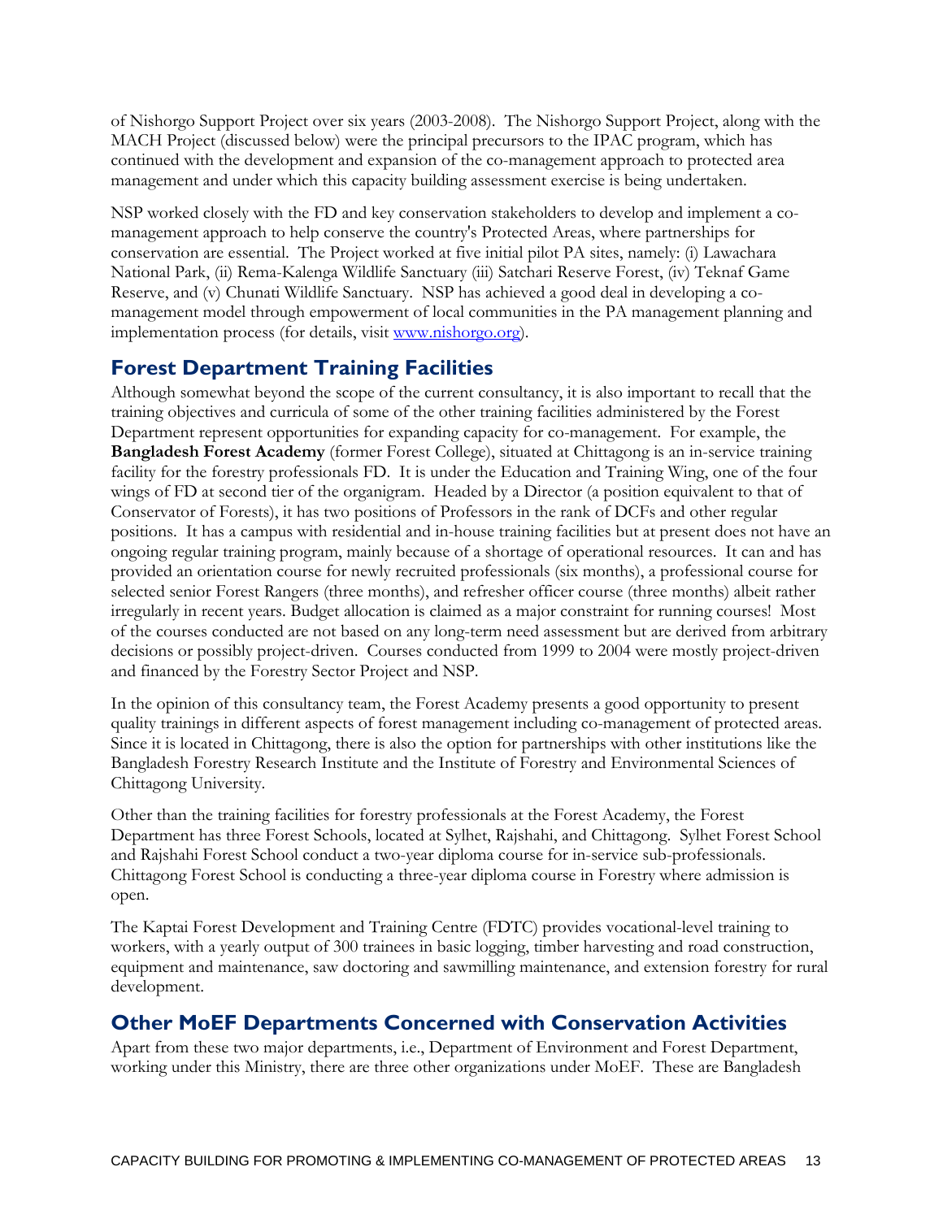of Nishorgo Support Project over six years (2003-2008). The Nishorgo Support Project, along with the MACH Project (discussed below) were the principal precursors to the IPAC program, which has continued with the development and expansion of the co-management approach to protected area management and under which this capacity building assessment exercise is being undertaken.

NSP worked closely with the FD and key conservation stakeholders to develop and implement a co-management approach to help conserve the country's Protected Areas, where partnerships for conservation are essential. The Project worked at five initial pilot PA sites, namely: (i) Lawachara National Park, (ii) Rema-Kalenga Wildlife Sanctuary (iii) Satchari Reserve Forest, (iv) Teknaf Game Reserve, and (v) Chunati Wildlife Sanctuary. NSP has achieved a good deal in developing a co-management model through empowerment of local communities in the PA management planning and implementation process (for details, visit www.nishorgo.org).

## Forest Department Training Facilities

Although somewhat beyond the scope of the current consultancy, it is also important to recall that the training objectives and curricula of some of the other training facilities administered by the Forest Department represent opportunities for expanding capacity for co-management. For example, the **Bangladesh Forest Academy** (former Forest College), situated at Chittagong is an in-service training facility for the forestry professionals FD. It is under the Education and Training Wing, one of the four wings of FD at second tier of the organigram. Headed by a Director (a position equivalent to that of Conservator of Forests), it has two positions of Professors in the rank of DCFs and other regular positions. It has a campus with residential and in-house training facilities but at present does not have an ongoing regular training program, mainly because of a shortage of operational resources. It can and has provided an orientation course for newly recruited professionals (six months), a professional course for selected senior Forest Rangers (three months), and refresher officer course (three months) albeit rather irregularly in recent years. Budget allocation is claimed as a major constraint for running courses! Most of the courses conducted are not based on any long-term need assessment but are derived from arbitrary decisions or possibly project-driven. Courses conducted from 1999 to 2004 were mostly project-driven and financed by the Forestry Sector Project and NSP.

In the opinion of this consultancy team, the Forest Academy presents a good opportunity to present quality trainings in different aspects of forest management including co-management of protected areas. Since it is located in Chittagong, there is also the option for partnerships with other institutions like the Bangladesh Forestry Research Institute and the Institute of Forestry and Environmental Sciences of Chittagong University.

Other than the training facilities for forestry professionals at the Forest Academy, the Forest Department has three Forest Schools, located at Sylhet, Rajshahi, and Chittagong. Sylhet Forest School and Rajshahi Forest School conduct a two-year diploma course for in-service sub-professionals. Chittagong Forest School is conducting a three-year diploma course in Forestry where admission is open.

The Kaptai Forest Development and Training Centre (FDTC) provides vocational-level training to workers, with a yearly output of 300 trainees in basic logging, timber harvesting and road construction, equipment and maintenance, saw doctoring and sawmilling maintenance, and extension forestry for rural development.

## Other MoEF Departments Concerned with Conservation Activities

Apart from these two major departments, i.e., Department of Environment and Forest Department, working under this Ministry, there are three other organizations under MoEF. These are Bangladesh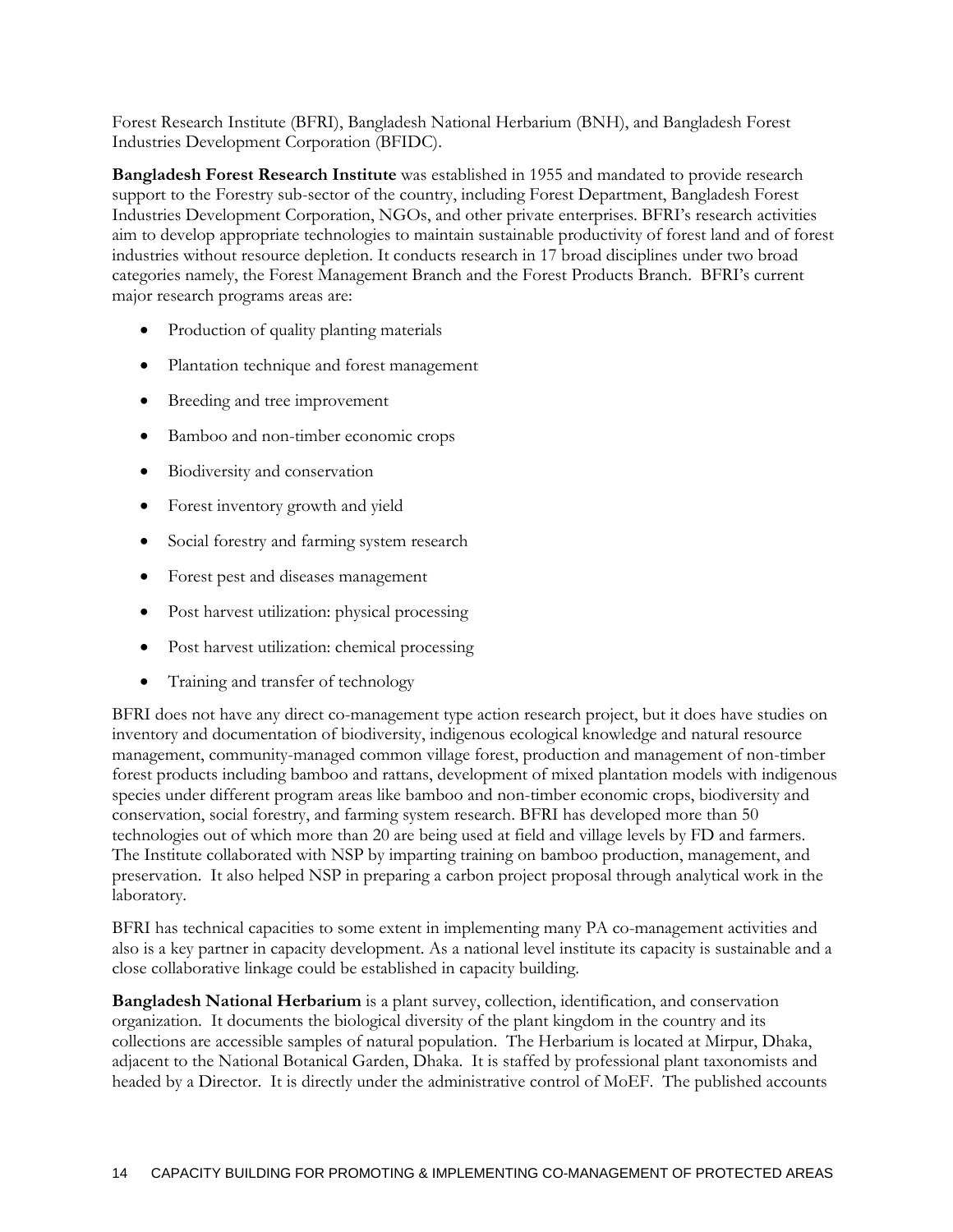Forest Research Institute (BFRI), Bangladesh National Herbarium (BNH), and Bangladesh Forest Industries Development Corporation (BFIDC).

**Bangladesh Forest Research Institute** was established in 1955 and mandated to provide research support to the Forestry sub-sector of the country, including Forest Department, Bangladesh Forest Industries Development Corporation, NGOs, and other private enterprises. BFRI's research activities aim to develop appropriate technologies to maintain sustainable productivity of forest land and of forest industries without resource depletion. It conducts research in 17 broad disciplines under two broad categories namely, the Forest Management Branch and the Forest Products Branch. BFRI's current major research programs areas are:

- Production of quality planting materials
- Plantation technique and forest management
- Breeding and tree improvement
- Bamboo and non-timber economic crops
- Biodiversity and conservation
- Forest inventory growth and yield
- Social forestry and farming system research
- Forest pest and diseases management
- Post harvest utilization: physical processing
- Post harvest utilization: chemical processing
- Training and transfer of technology

BFRI does not have any direct co-management type action research project, but it does have studies on inventory and documentation of biodiversity, indigenous ecological knowledge and natural resource management, community-managed common village forest, production and management of non-timber forest products including bamboo and rattans, development of mixed plantation models with indigenous species under different program areas like bamboo and non-timber economic crops, biodiversity and conservation, social forestry, and farming system research. BFRI has developed more than 50 technologies out of which more than 20 are being used at field and village levels by FD and farmers. The Institute collaborated with NSP by imparting training on bamboo production, management, and preservation. It also helped NSP in preparing a carbon project proposal through analytical work in the laboratory.

BFRI has technical capacities to some extent in implementing many PA co-management activities and also is a key partner in capacity development. As a national level institute its capacity is sustainable and a close collaborative linkage could be established in capacity building.

**Bangladesh National Herbarium** is a plant survey, collection, identification, and conservation organization. It documents the biological diversity of the plant kingdom in the country and its collections are accessible samples of natural population. The Herbarium is located at Mirpur, Dhaka, adjacent to the National Botanical Garden, Dhaka. It is staffed by professional plant taxonomists and headed by a Director. It is directly under the administrative control of MoEF. The published accounts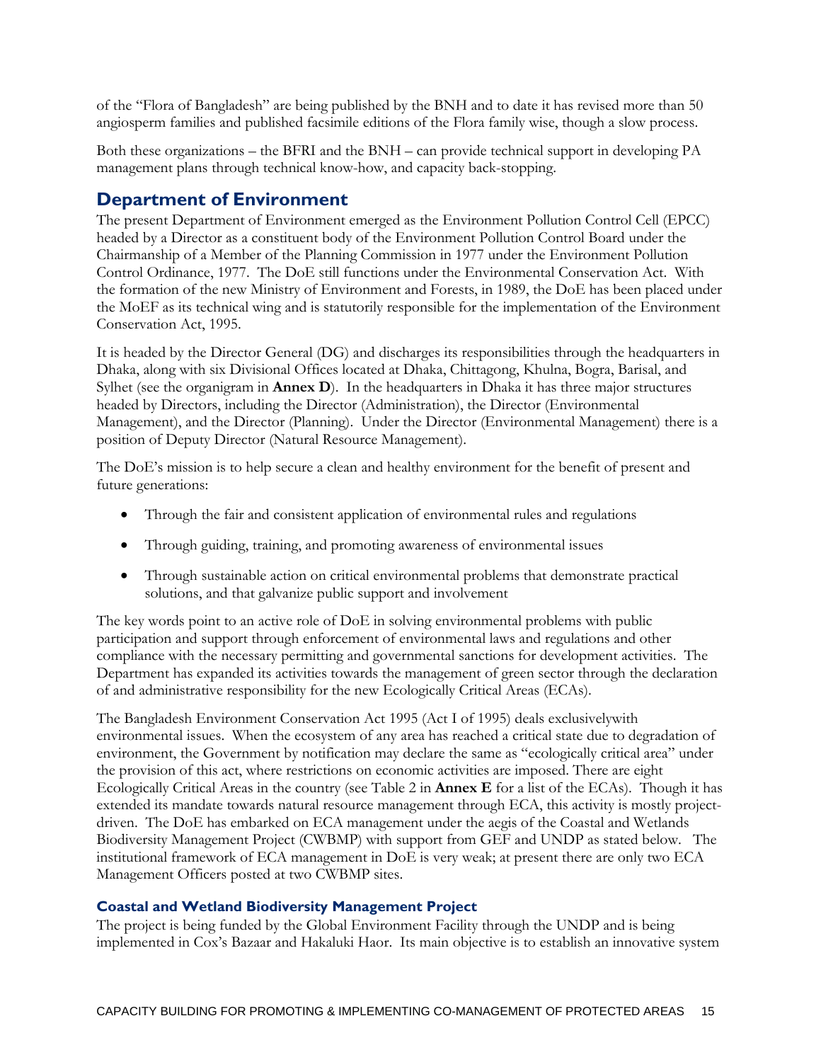of the "Flora of Bangladesh" are being published by the BNH and to date it has revised more than 50 angiosperm families and published facsimile editions of the Flora family wise, though a slow process.

Both these organizations – the BFRI and the BNH – can provide technical support in developing PA management plans through technical know-how, and capacity back-stopping.

## Department of Environment

The present Department of Environment emerged as the Environment Pollution Control Cell (EPCC) headed by a Director as a constituent body of the Environment Pollution Control Board under the Chairmanship of a Member of the Planning Commission in 1977 under the Environment Pollution Control Ordinance, 1977. The DoE still functions under the Environmental Conservation Act. With the formation of the new Ministry of Environment and Forests, in 1989, the DoE has been placed under the MoEF as its technical wing and is statutorily responsible for the implementation of the Environment Conservation Act, 1995.

It is headed by the Director General (DG) and discharges its responsibilities through the headquarters in Dhaka, along with six Divisional Offices located at Dhaka, Chittagong, Khulna, Bogra, Barisal, and Sylhet (see the organigram in **Annex D**). In the headquarters in Dhaka it has three major structures headed by Directors, including the Director (Administration), the Director (Environmental Management), and the Director (Planning). Under the Director (Environmental Management) there is a position of Deputy Director (Natural Resource Management).

The DoE's mission is to help secure a clean and healthy environment for the benefit of present and future generations:

- Through the fair and consistent application of environmental rules and regulations
- Through guiding, training, and promoting awareness of environmental issues
- Through sustainable action on critical environmental problems that demonstrate practical solutions, and that galvanize public support and involvement

The key words point to an active role of DoE in solving environmental problems with public participation and support through enforcement of environmental laws and regulations and other compliance with the necessary permitting and governmental sanctions for development activities. The Department has expanded its activities towards the management of green sector through the declaration of and administrative responsibility for the new Ecologically Critical Areas (ECAs).

The Bangladesh Environment Conservation Act 1995 (Act I of 1995) deals exclusivelywith environmental issues. When the ecosystem of any area has reached a critical state due to degradation of environment, the Government by notification may declare the same as "ecologically critical area" under the provision of this act, where restrictions on economic activities are imposed. There are eight Ecologically Critical Areas in the country (see Table 2 in **Annex E** for a list of the ECAs). Though it has extended its mandate towards natural resource management through ECA, this activity is mostly project-driven. The DoE has embarked on ECA management under the aegis of the Coastal and Wetlands Biodiversity Management Project (CWBMP) with support from GEF and UNDP as stated below. The institutional framework of ECA management in DoE is very weak; at present there are only two ECA Management Officers posted at two CWBMP sites.

### Coastal and Wetland Biodiversity Management Project

The project is being funded by the Global Environment Facility through the UNDP and is being implemented in Cox's Bazaar and Hakaluki Haor. Its main objective is to establish an innovative system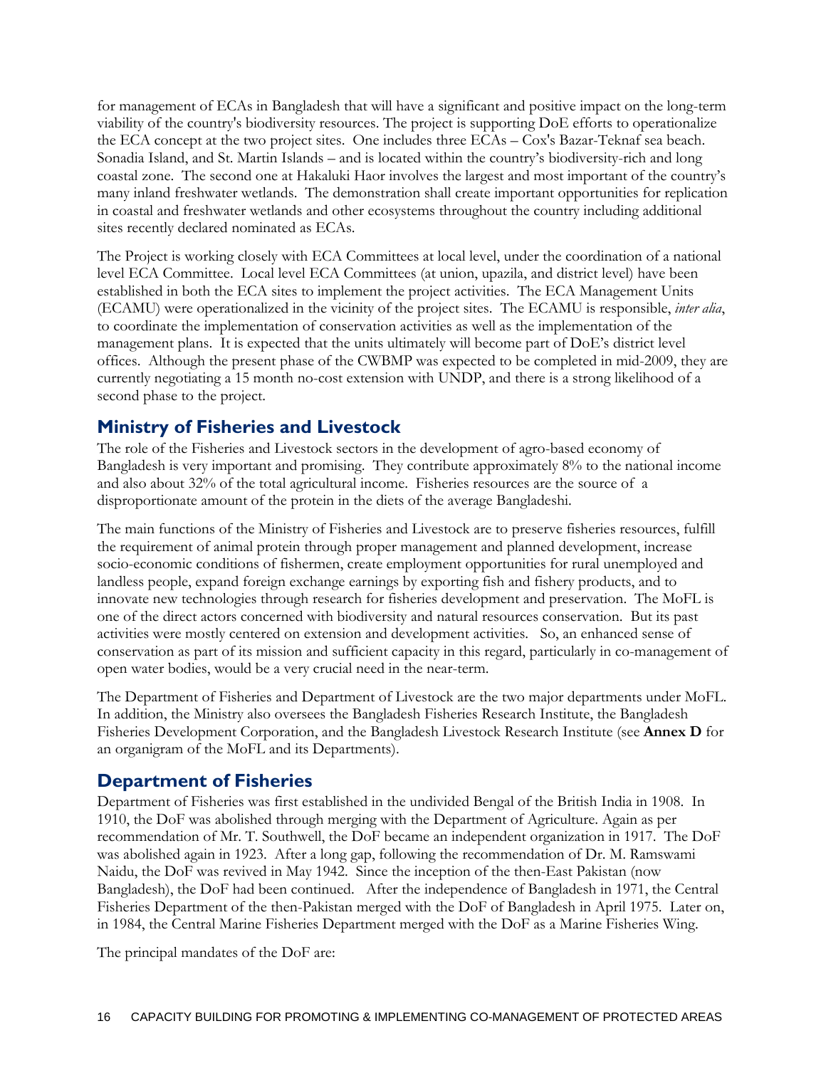for management of ECAs in Bangladesh that will have a significant and positive impact on the long-term viability of the country's biodiversity resources. The project is supporting DoE efforts to operationalize the ECA concept at the two project sites. One includes three ECAs – Cox's Bazar-Teknaf sea beach. Sonadia Island, and St. Martin Islands – and is located within the country's biodiversity-rich and long coastal zone. The second one at Hakaluki Haor involves the largest and most important of the country's many inland freshwater wetlands. The demonstration shall create important opportunities for replication in coastal and freshwater wetlands and other ecosystems throughout the country including additional sites recently declared nominated as ECAs.

The Project is working closely with ECA Committees at local level, under the coordination of a national level ECA Committee. Local level ECA Committees (at union, upazila, and district level) have been established in both the ECA sites to implement the project activities. The ECA Management Units (ECAMU) were operationalized in the vicinity of the project sites. The ECAMU is responsible, *inter alia*, to coordinate the implementation of conservation activities as well as the implementation of the management plans. It is expected that the units ultimately will become part of DoE's district level offices. Although the present phase of the CWBMP was expected to be completed in mid-2009, they are currently negotiating a 15 month no-cost extension with UNDP, and there is a strong likelihood of a second phase to the project.

## Ministry of Fisheries and Livestock

The role of the Fisheries and Livestock sectors in the development of agro-based economy of Bangladesh is very important and promising. They contribute approximately 8% to the national income and also about 32% of the total agricultural income. Fisheries resources are the source of a disproportionate amount of the protein in the diets of the average Bangladeshi.

The main functions of the Ministry of Fisheries and Livestock are to preserve fisheries resources, fulfill the requirement of animal protein through proper management and planned development, increase socio-economic conditions of fishermen, create employment opportunities for rural unemployed and landless people, expand foreign exchange earnings by exporting fish and fishery products, and to innovate new technologies through research for fisheries development and preservation. The MoFL is one of the direct actors concerned with biodiversity and natural resources conservation. But its past activities were mostly centered on extension and development activities. So, an enhanced sense of conservation as part of its mission and sufficient capacity in this regard, particularly in co-management of open water bodies, would be a very crucial need in the near-term.

The Department of Fisheries and Department of Livestock are the two major departments under MoFL. In addition, the Ministry also oversees the Bangladesh Fisheries Research Institute, the Bangladesh Fisheries Development Corporation, and the Bangladesh Livestock Research Institute (see **Annex D** for an organigram of the MoFL and its Departments).

## Department of Fisheries

Department of Fisheries was first established in the undivided Bengal of the British India in 1908. In 1910, the DoF was abolished through merging with the Department of Agriculture. Again as per recommendation of Mr. T. Southwell, the DoF became an independent organization in 1917. The DoF was abolished again in 1923. After a long gap, following the recommendation of Dr. M. Ramswami Naidu, the DoF was revived in May 1942. Since the inception of the then-East Pakistan (now Bangladesh), the DoF had been continued. After the independence of Bangladesh in 1971, the Central Fisheries Department of the then-Pakistan merged with the DoF of Bangladesh in April 1975. Later on, in 1984, the Central Marine Fisheries Department merged with the DoF as a Marine Fisheries Wing.

The principal mandates of the DoF are: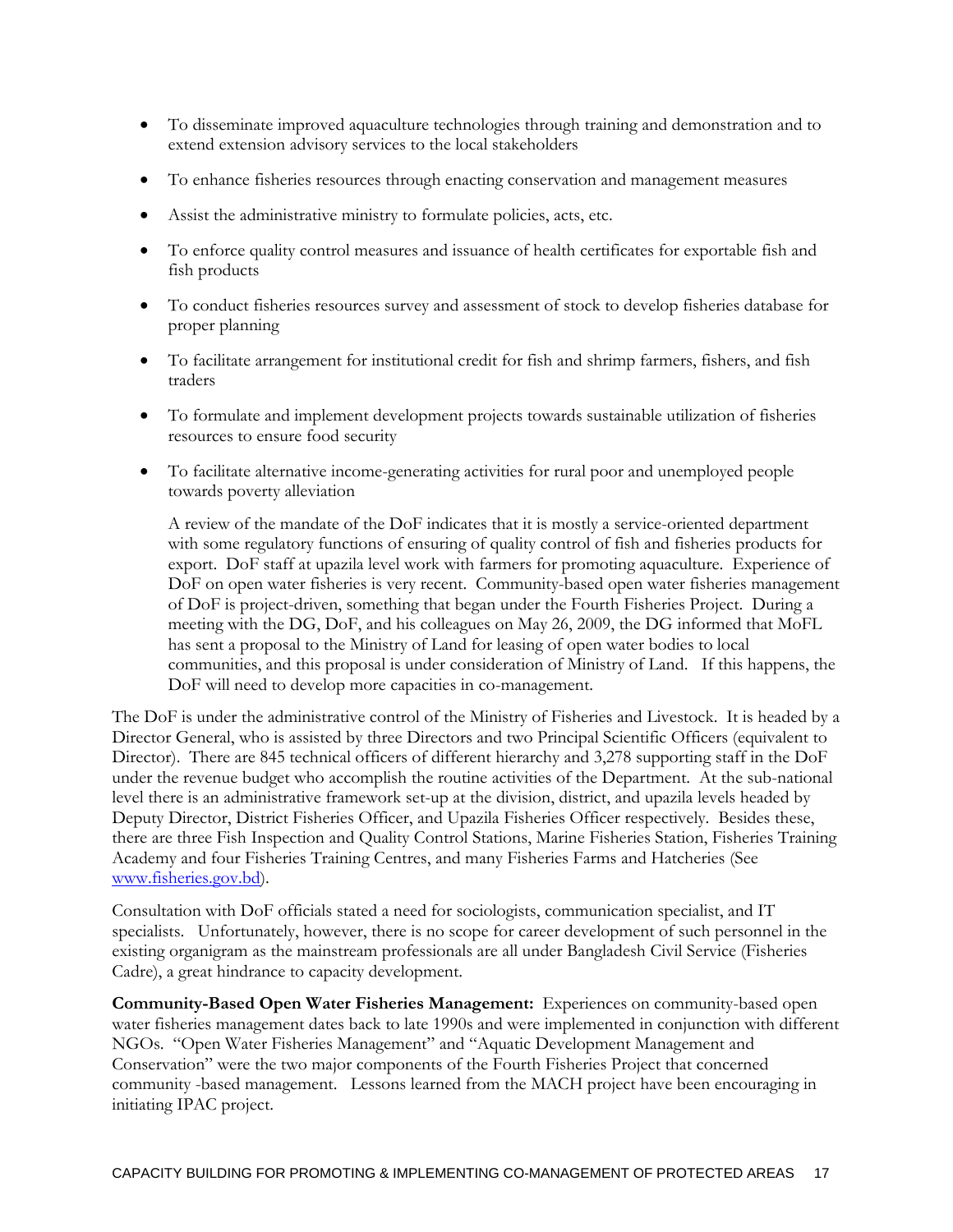- To disseminate improved aquaculture technologies through training and demonstration and to extend extension advisory services to the local stakeholders
- To enhance fisheries resources through enacting conservation and management measures
- Assist the administrative ministry to formulate policies, acts, etc.
- To enforce quality control measures and issuance of health certificates for exportable fish and fish products
- To conduct fisheries resources survey and assessment of stock to develop fisheries database for proper planning
- To facilitate arrangement for institutional credit for fish and shrimp farmers, fishers, and fish traders
- To formulate and implement development projects towards sustainable utilization of fisheries resources to ensure food security
- To facilitate alternative income-generating activities for rural poor and unemployed people towards poverty alleviation

  A review of the mandate of the DoF indicates that it is mostly a service-oriented department with some regulatory functions of ensuring of quality control of fish and fisheries products for export. DoF staff at upazila level work with farmers for promoting aquaculture. Experience of DoF on open water fisheries is very recent. Community-based open water fisheries management of DoF is project-driven, something that began under the Fourth Fisheries Project. During a meeting with the DG, DoF, and his colleagues on May 26, 2009, the DG informed that MoFL has sent a proposal to the Ministry of Land for leasing of open water bodies to local communities, and this proposal is under consideration of Ministry of Land. If this happens, the DoF will need to develop more capacities in co-management.

The DoF is under the administrative control of the Ministry of Fisheries and Livestock. It is headed by a Director General, who is assisted by three Directors and two Principal Scientific Officers (equivalent to Director). There are 845 technical officers of different hierarchy and 3,278 supporting staff in the DoF under the revenue budget who accomplish the routine activities of the Department. At the sub-national level there is an administrative framework set-up at the division, district, and upazila levels headed by Deputy Director, District Fisheries Officer, and Upazila Fisheries Officer respectively. Besides these, there are three Fish Inspection and Quality Control Stations, Marine Fisheries Station, Fisheries Training Academy and four Fisheries Training Centres, and many Fisheries Farms and Hatcheries (See www.fisheries.gov.bd).

Consultation with DoF officials stated a need for sociologists, communication specialist, and IT specialists. Unfortunately, however, there is no scope for career development of such personnel in the existing organigram as the mainstream professionals are all under Bangladesh Civil Service (Fisheries Cadre), a great hindrance to capacity development.

**Community-Based Open Water Fisheries Management:** Experiences on community-based open water fisheries management dates back to late 1990s and were implemented in conjunction with different NGOs. "Open Water Fisheries Management" and "Aquatic Development Management and Conservation" were the two major components of the Fourth Fisheries Project that concerned community -based management. Lessons learned from the MACH project have been encouraging in initiating IPAC project.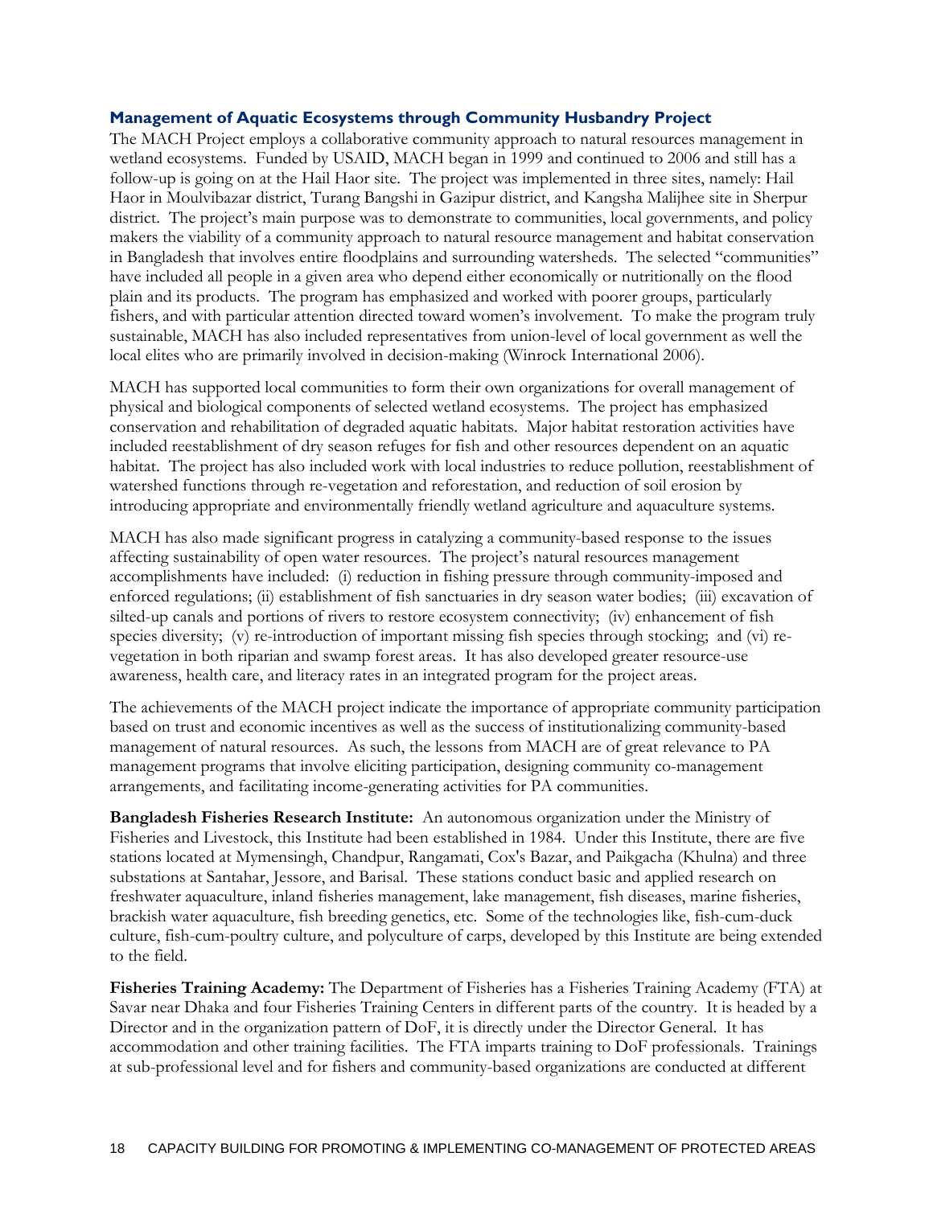### Management of Aquatic Ecosystems through Community Husbandry Project

The MACH Project employs a collaborative community approach to natural resources management in wetland ecosystems. Funded by USAID, MACH began in 1999 and continued to 2006 and still has a follow-up is going on at the Hail Haor site. The project was implemented in three sites, namely: Hail Haor in Moulvibazar district, Turang Bangshi in Gazipur district, and Kangsha Malijhee site in Sherpur district. The project's main purpose was to demonstrate to communities, local governments, and policy makers the viability of a community approach to natural resource management and habitat conservation in Bangladesh that involves entire floodplains and surrounding watersheds. The selected "communities" have included all people in a given area who depend either economically or nutritionally on the flood plain and its products. The program has emphasized and worked with poorer groups, particularly fishers, and with particular attention directed toward women's involvement. To make the program truly sustainable, MACH has also included representatives from union-level of local government as well the local elites who are primarily involved in decision-making (Winrock International 2006).

MACH has supported local communities to form their own organizations for overall management of physical and biological components of selected wetland ecosystems. The project has emphasized conservation and rehabilitation of degraded aquatic habitats. Major habitat restoration activities have included reestablishment of dry season refuges for fish and other resources dependent on an aquatic habitat. The project has also included work with local industries to reduce pollution, reestablishment of watershed functions through re-vegetation and reforestation, and reduction of soil erosion by introducing appropriate and environmentally friendly wetland agriculture and aquaculture systems.

MACH has also made significant progress in catalyzing a community-based response to the issues affecting sustainability of open water resources. The project's natural resources management accomplishments have included: (i) reduction in fishing pressure through community-imposed and enforced regulations; (ii) establishment of fish sanctuaries in dry season water bodies; (iii) excavation of silted-up canals and portions of rivers to restore ecosystem connectivity; (iv) enhancement of fish species diversity; (v) re-introduction of important missing fish species through stocking; and (vi) re-vegetation in both riparian and swamp forest areas. It has also developed greater resource-use awareness, health care, and literacy rates in an integrated program for the project areas.

The achievements of the MACH project indicate the importance of appropriate community participation based on trust and economic incentives as well as the success of institutionalizing community-based management of natural resources. As such, the lessons from MACH are of great relevance to PA management programs that involve eliciting participation, designing community co-management arrangements, and facilitating income-generating activities for PA communities.

**Bangladesh Fisheries Research Institute:** An autonomous organization under the Ministry of Fisheries and Livestock, this Institute had been established in 1984. Under this Institute, there are five stations located at Mymensingh, Chandpur, Rangamati, Cox's Bazar, and Paikgacha (Khulna) and three substations at Santahar, Jessore, and Barisal. These stations conduct basic and applied research on freshwater aquaculture, inland fisheries management, lake management, fish diseases, marine fisheries, brackish water aquaculture, fish breeding genetics, etc. Some of the technologies like, fish-cum-duck culture, fish-cum-poultry culture, and polyculture of carps, developed by this Institute are being extended to the field.

**Fisheries Training Academy:** The Department of Fisheries has a Fisheries Training Academy (FTA) at Savar near Dhaka and four Fisheries Training Centers in different parts of the country. It is headed by a Director and in the organization pattern of DoF, it is directly under the Director General. It has accommodation and other training facilities. The FTA imparts training to DoF professionals. Trainings at sub-professional level and for fishers and community-based organizations are conducted at different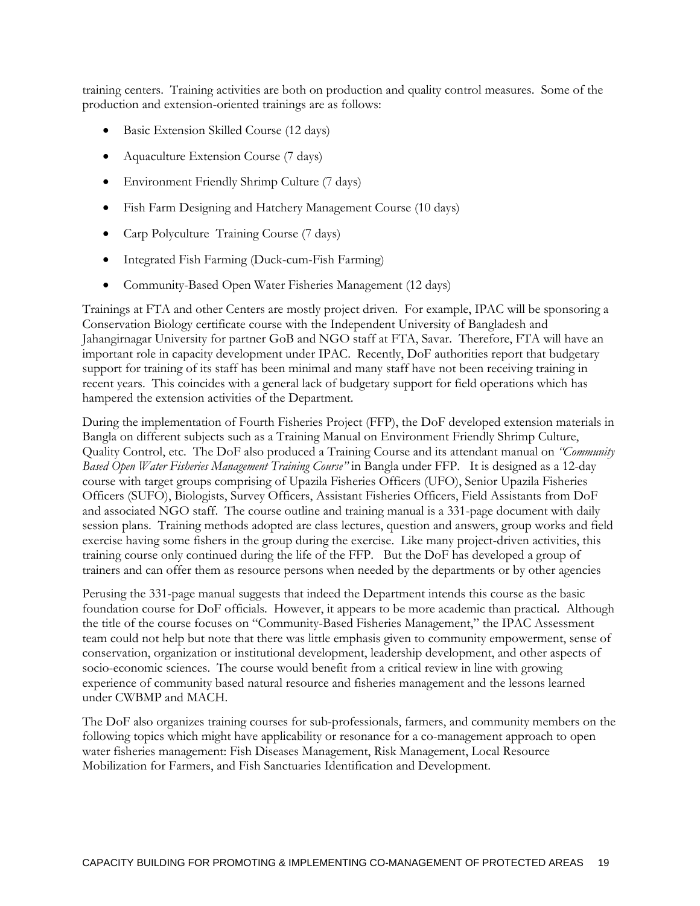training centers. Training activities are both on production and quality control measures. Some of the production and extension-oriented trainings are as follows:

- Basic Extension Skilled Course (12 days)
- Aquaculture Extension Course (7 days)
- Environment Friendly Shrimp Culture (7 days)
- Fish Farm Designing and Hatchery Management Course (10 days)
- Carp Polyculture Training Course (7 days)
- Integrated Fish Farming (Duck-cum-Fish Farming)
- Community-Based Open Water Fisheries Management (12 days)

Trainings at FTA and other Centers are mostly project driven. For example, IPAC will be sponsoring a Conservation Biology certificate course with the Independent University of Bangladesh and Jahangirnagar University for partner GoB and NGO staff at FTA, Savar. Therefore, FTA will have an important role in capacity development under IPAC. Recently, DoF authorities report that budgetary support for training of its staff has been minimal and many staff have not been receiving training in recent years. This coincides with a general lack of budgetary support for field operations which has hampered the extension activities of the Department.

During the implementation of Fourth Fisheries Project (FFP), the DoF developed extension materials in Bangla on different subjects such as a Training Manual on Environment Friendly Shrimp Culture, Quality Control, etc. The DoF also produced a Training Course and its attendant manual on *"Community Based Open Water Fisheries Management Training Course"* in Bangla under FFP. It is designed as a 12-day course with target groups comprising of Upazila Fisheries Officers (UFO), Senior Upazila Fisheries Officers (SUFO), Biologists, Survey Officers, Assistant Fisheries Officers, Field Assistants from DoF and associated NGO staff. The course outline and training manual is a 331-page document with daily session plans. Training methods adopted are class lectures, question and answers, group works and field exercise having some fishers in the group during the exercise. Like many project-driven activities, this training course only continued during the life of the FFP. But the DoF has developed a group of trainers and can offer them as resource persons when needed by the departments or by other agencies

Perusing the 331-page manual suggests that indeed the Department intends this course as the basic foundation course for DoF officials. However, it appears to be more academic than practical. Although the title of the course focuses on "Community-Based Fisheries Management," the IPAC Assessment team could not help but note that there was little emphasis given to community empowerment, sense of conservation, organization or institutional development, leadership development, and other aspects of socio-economic sciences. The course would benefit from a critical review in line with growing experience of community based natural resource and fisheries management and the lessons learned under CWBMP and MACH.

The DoF also organizes training courses for sub-professionals, farmers, and community members on the following topics which might have applicability or resonance for a co-management approach to open water fisheries management: Fish Diseases Management, Risk Management, Local Resource Mobilization for Farmers, and Fish Sanctuaries Identification and Development.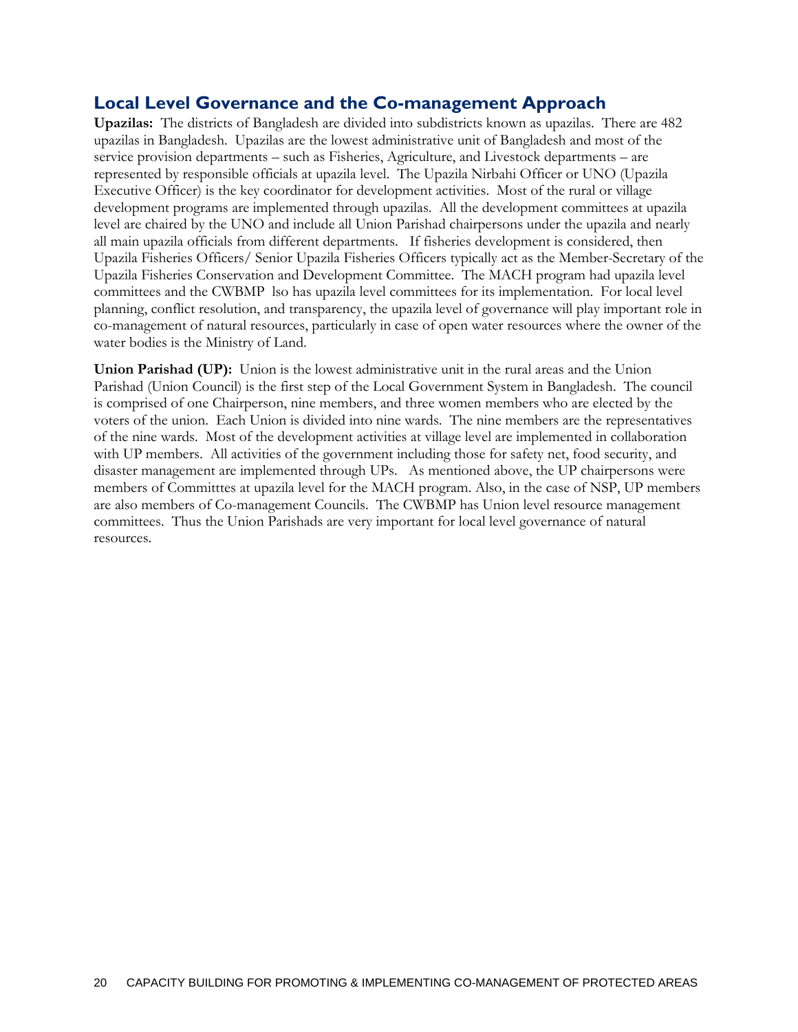## Local Level Governance and the Co-management Approach

**Upazilas:** The districts of Bangladesh are divided into subdistricts known as upazilas. There are 482 upazilas in Bangladesh. Upazilas are the lowest administrative unit of Bangladesh and most of the service provision departments – such as Fisheries, Agriculture, and Livestock departments – are represented by responsible officials at upazila level. The Upazila Nirbahi Officer or UNO (Upazila Executive Officer) is the key coordinator for development activities. Most of the rural or village development programs are implemented through upazilas. All the development committees at upazila level are chaired by the UNO and include all Union Parishad chairpersons under the upazila and nearly all main upazila officials from different departments. If fisheries development is considered, then Upazila Fisheries Officers/ Senior Upazila Fisheries Officers typically act as the Member-Secretary of the Upazila Fisheries Conservation and Development Committee. The MACH program had upazila level committees and the CWBMP lso has upazila level committees for its implementation. For local level planning, conflict resolution, and transparency, the upazila level of governance will play important role in co-management of natural resources, particularly in case of open water resources where the owner of the water bodies is the Ministry of Land.

**Union Parishad (UP):** Union is the lowest administrative unit in the rural areas and the Union Parishad (Union Council) is the first step of the Local Government System in Bangladesh. The council is comprised of one Chairperson, nine members, and three women members who are elected by the voters of the union. Each Union is divided into nine wards. The nine members are the representatives of the nine wards. Most of the development activities at village level are implemented in collaboration with UP members. All activities of the government including those for safety net, food security, and disaster management are implemented through UPs. As mentioned above, the UP chairpersons were members of Committtes at upazila level for the MACH program. Also, in the case of NSP, UP members are also members of Co-management Councils. The CWBMP has Union level resource management committees. Thus the Union Parishads are very important for local level governance of natural resources.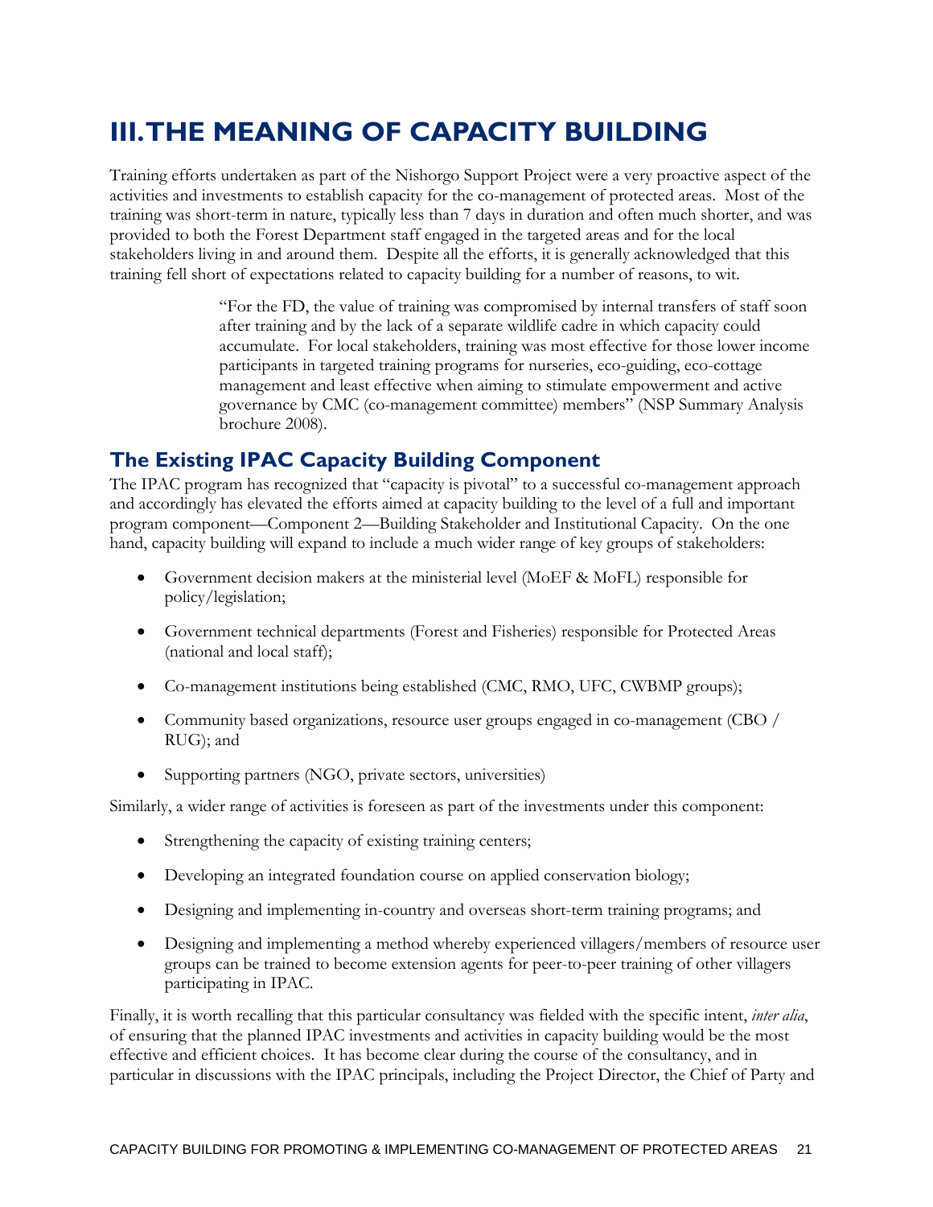# III. THE MEANING OF CAPACITY BUILDING

Training efforts undertaken as part of the Nishorgo Support Project were a very proactive aspect of the activities and investments to establish capacity for the co-management of protected areas. Most of the training was short-term in nature, typically less than 7 days in duration and often much shorter, and was provided to both the Forest Department staff engaged in the targeted areas and for the local stakeholders living in and around them. Despite all the efforts, it is generally acknowledged that this training fell short of expectations related to capacity building for a number of reasons, to wit.

> "For the FD, the value of training was compromised by internal transfers of staff soon after training and by the lack of a separate wildlife cadre in which capacity could accumulate. For local stakeholders, training was most effective for those lower income participants in targeted training programs for nurseries, eco-guiding, eco-cottage management and least effective when aiming to stimulate empowerment and active governance by CMC (co-management committee) members" (NSP Summary Analysis brochure 2008).

## The Existing IPAC Capacity Building Component

The IPAC program has recognized that "capacity is pivotal" to a successful co-management approach and accordingly has elevated the efforts aimed at capacity building to the level of a full and important program component—Component 2—Building Stakeholder and Institutional Capacity. On the one hand, capacity building will expand to include a much wider range of key groups of stakeholders:

- Government decision makers at the ministerial level (MoEF & MoFL) responsible for policy/legislation;
- Government technical departments (Forest and Fisheries) responsible for Protected Areas (national and local staff);
- Co-management institutions being established (CMC, RMO, UFC, CWBMP groups);
- Community based organizations, resource user groups engaged in co-management (CBO / RUG); and
- Supporting partners (NGO, private sectors, universities)

Similarly, a wider range of activities is foreseen as part of the investments under this component:

- Strengthening the capacity of existing training centers;
- Developing an integrated foundation course on applied conservation biology;
- Designing and implementing in-country and overseas short-term training programs; and
- Designing and implementing a method whereby experienced villagers/members of resource user groups can be trained to become extension agents for peer-to-peer training of other villagers participating in IPAC.

Finally, it is worth recalling that this particular consultancy was fielded with the specific intent, *inter alia*, of ensuring that the planned IPAC investments and activities in capacity building would be the most effective and efficient choices. It has become clear during the course of the consultancy, and in particular in discussions with the IPAC principals, including the Project Director, the Chief of Party and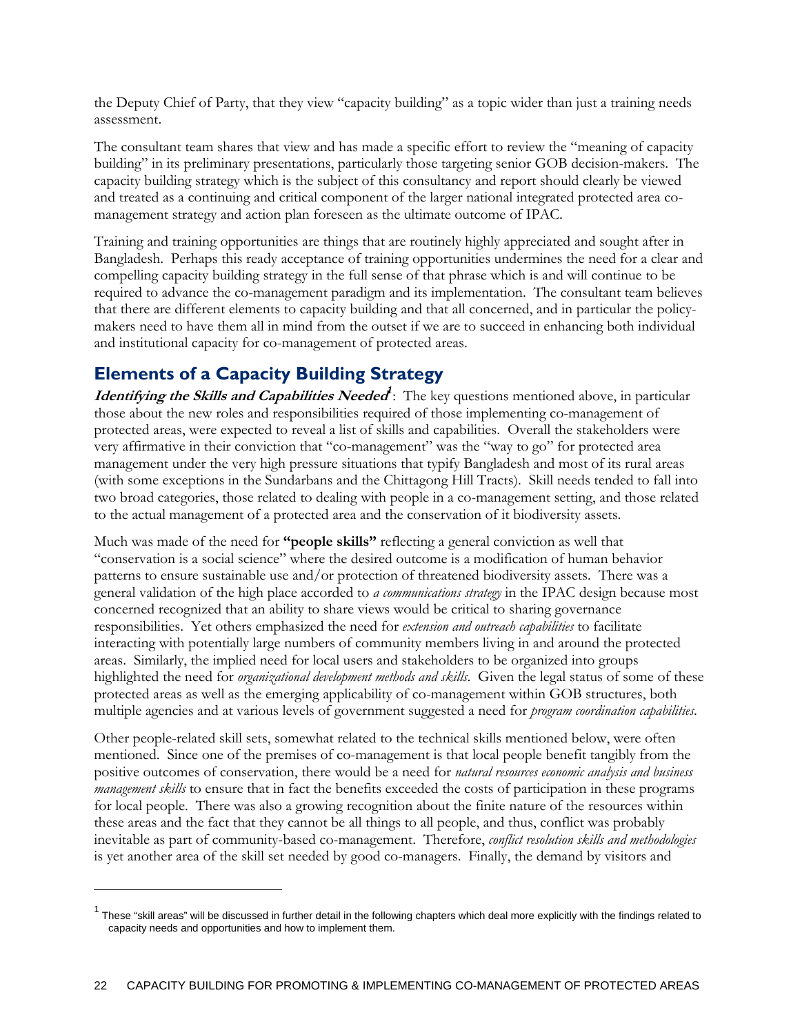the Deputy Chief of Party, that they view "capacity building" as a topic wider than just a training needs assessment.

The consultant team shares that view and has made a specific effort to review the "meaning of capacity building" in its preliminary presentations, particularly those targeting senior GOB decision-makers. The capacity building strategy which is the subject of this consultancy and report should clearly be viewed and treated as a continuing and critical component of the larger national integrated protected area co-management strategy and action plan foreseen as the ultimate outcome of IPAC.

Training and training opportunities are things that are routinely highly appreciated and sought after in Bangladesh. Perhaps this ready acceptance of training opportunities undermines the need for a clear and compelling capacity building strategy in the full sense of that phrase which is and will continue to be required to advance the co-management paradigm and its implementation. The consultant team believes that there are different elements to capacity building and that all concerned, and in particular the policy-makers need to have them all in mind from the outset if we are to succeed in enhancing both individual and institutional capacity for co-management of protected areas.

## Elements of a Capacity Building Strategy

***Identifying the Skills and Capabilities Needed***[1]: The key questions mentioned above, in particular those about the new roles and responsibilities required of those implementing co-management of protected areas, were expected to reveal a list of skills and capabilities. Overall the stakeholders were very affirmative in their conviction that "co-management" was the "way to go" for protected area management under the very high pressure situations that typify Bangladesh and most of its rural areas (with some exceptions in the Sundarbans and the Chittagong Hill Tracts). Skill needs tended to fall into two broad categories, those related to dealing with people in a co-management setting, and those related to the actual management of a protected area and the conservation of it biodiversity assets.

Much was made of the need for **"people skills"** reflecting a general conviction as well that "conservation is a social science" where the desired outcome is a modification of human behavior patterns to ensure sustainable use and/or protection of threatened biodiversity assets. There was a general validation of the high place accorded to *a communications strategy* in the IPAC design because most concerned recognized that an ability to share views would be critical to sharing governance responsibilities. Yet others emphasized the need for *extension and outreach capabilities* to facilitate interacting with potentially large numbers of community members living in and around the protected areas. Similarly, the implied need for local users and stakeholders to be organized into groups highlighted the need for *organizational development methods and skills*. Given the legal status of some of these protected areas as well as the emerging applicability of co-management within GOB structures, both multiple agencies and at various levels of government suggested a need for *program coordination capabilities*.

Other people-related skill sets, somewhat related to the technical skills mentioned below, were often mentioned. Since one of the premises of co-management is that local people benefit tangibly from the positive outcomes of conservation, there would be a need for *natural resources economic analysis and business management skills* to ensure that in fact the benefits exceeded the costs of participation in these programs for local people. There was also a growing recognition about the finite nature of the resources within these areas and the fact that they cannot be all things to all people, and thus, conflict was probably inevitable as part of community-based co-management. Therefore, *conflict resolution skills and methodologies* is yet another area of the skill set needed by good co-managers. Finally, the demand by visitors and

---

[1] These "skill areas" will be discussed in further detail in the following chapters which deal more explicitly with the findings related to capacity needs and opportunities and how to implement them.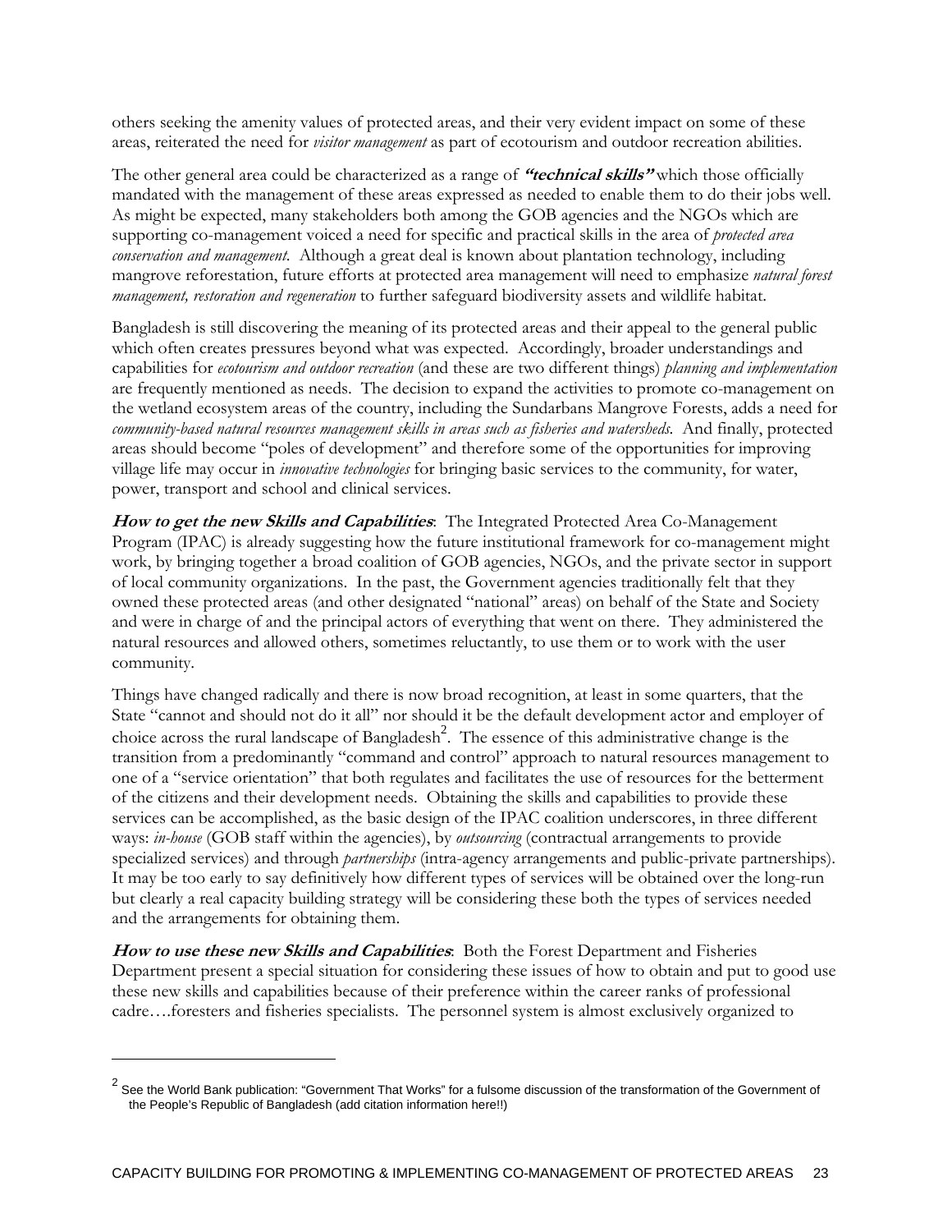others seeking the amenity values of protected areas, and their very evident impact on some of these areas, reiterated the need for *visitor management* as part of ecotourism and outdoor recreation abilities.

The other general area could be characterized as a range of ***"technical skills"*** which those officially mandated with the management of these areas expressed as needed to enable them to do their jobs well. As might be expected, many stakeholders both among the GOB agencies and the NGOs which are supporting co-management voiced a need for specific and practical skills in the area of *protected area conservation and management*. Although a great deal is known about plantation technology, including mangrove reforestation, future efforts at protected area management will need to emphasize *natural forest management, restoration and regeneration* to further safeguard biodiversity assets and wildlife habitat.

Bangladesh is still discovering the meaning of its protected areas and their appeal to the general public which often creates pressures beyond what was expected. Accordingly, broader understandings and capabilities for *ecotourism and outdoor recreation* (and these are two different things) *planning and implementation* are frequently mentioned as needs. The decision to expand the activities to promote co-management on the wetland ecosystem areas of the country, including the Sundarbans Mangrove Forests, adds a need for *community-based natural resources management skills in areas such as fisheries and watersheds*. And finally, protected areas should become "poles of development" and therefore some of the opportunities for improving village life may occur in *innovative technologies* for bringing basic services to the community, for water, power, transport and school and clinical services.

***How to get the new Skills and Capabilities***: The Integrated Protected Area Co-Management Program (IPAC) is already suggesting how the future institutional framework for co-management might work, by bringing together a broad coalition of GOB agencies, NGOs, and the private sector in support of local community organizations. In the past, the Government agencies traditionally felt that they owned these protected areas (and other designated "national" areas) on behalf of the State and Society and were in charge of and the principal actors of everything that went on there. They administered the natural resources and allowed others, sometimes reluctantly, to use them or to work with the user community.

Things have changed radically and there is now broad recognition, at least in some quarters, that the State "cannot and should not do it all" nor should it be the default development actor and employer of choice across the rural landscape of Bangladesh[2]. The essence of this administrative change is the transition from a predominantly "command and control" approach to natural resources management to one of a "service orientation" that both regulates and facilitates the use of resources for the betterment of the citizens and their development needs. Obtaining the skills and capabilities to provide these services can be accomplished, as the basic design of the IPAC coalition underscores, in three different ways: *in-house* (GOB staff within the agencies), by *outsourcing* (contractual arrangements to provide specialized services) and through *partnerships* (intra-agency arrangements and public-private partnerships). It may be too early to say definitively how different types of services will be obtained over the long-run but clearly a real capacity building strategy will be considering these both the types of services needed and the arrangements for obtaining them.

***How to use these new Skills and Capabilities***: Both the Forest Department and Fisheries Department present a special situation for considering these issues of how to obtain and put to good use these new skills and capabilities because of their preference within the career ranks of professional cadre….foresters and fisheries specialists. The personnel system is almost exclusively organized to

---

[2] See the World Bank publication: "Government That Works" for a fulsome discussion of the transformation of the Government of the People's Republic of Bangladesh (add citation information here!!)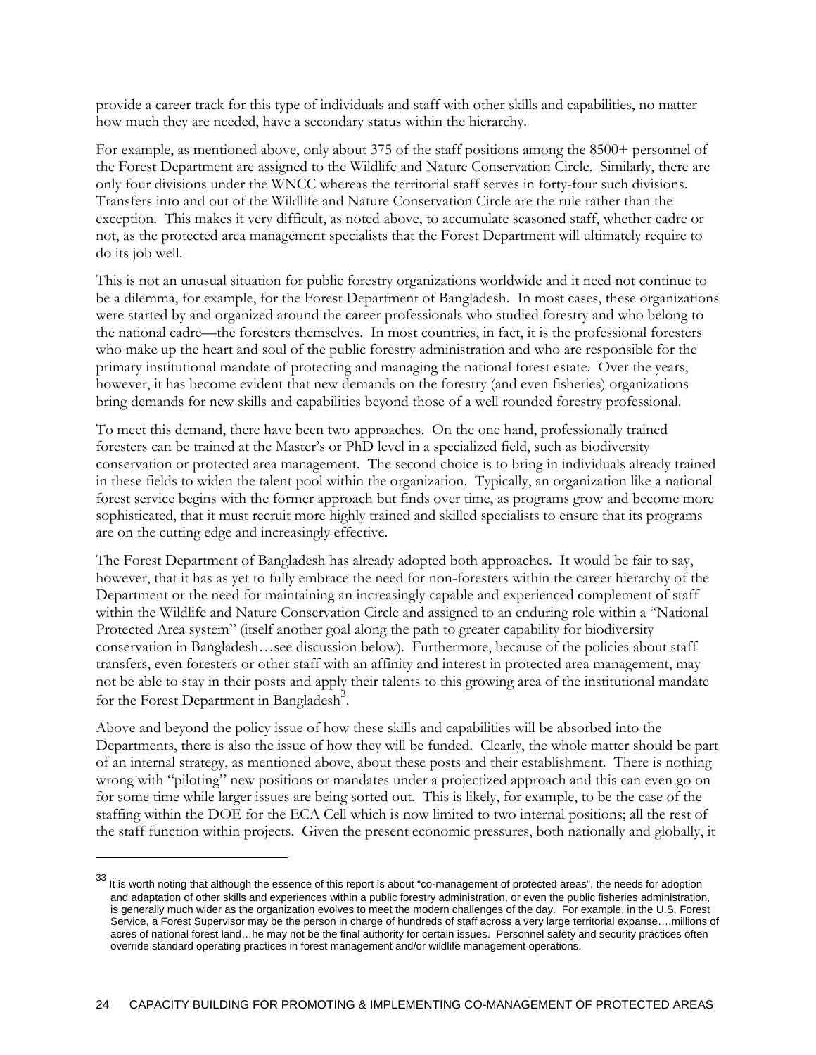provide a career track for this type of individuals and staff with other skills and capabilities, no matter how much they are needed, have a secondary status within the hierarchy.

For example, as mentioned above, only about 375 of the staff positions among the 8500+ personnel of the Forest Department are assigned to the Wildlife and Nature Conservation Circle. Similarly, there are only four divisions under the WNCC whereas the territorial staff serves in forty-four such divisions. Transfers into and out of the Wildlife and Nature Conservation Circle are the rule rather than the exception. This makes it very difficult, as noted above, to accumulate seasoned staff, whether cadre or not, as the protected area management specialists that the Forest Department will ultimately require to do its job well.

This is not an unusual situation for public forestry organizations worldwide and it need not continue to be a dilemma, for example, for the Forest Department of Bangladesh. In most cases, these organizations were started by and organized around the career professionals who studied forestry and who belong to the national cadre—the foresters themselves. In most countries, in fact, it is the professional foresters who make up the heart and soul of the public forestry administration and who are responsible for the primary institutional mandate of protecting and managing the national forest estate. Over the years, however, it has become evident that new demands on the forestry (and even fisheries) organizations bring demands for new skills and capabilities beyond those of a well rounded forestry professional.

To meet this demand, there have been two approaches. On the one hand, professionally trained foresters can be trained at the Master's or PhD level in a specialized field, such as biodiversity conservation or protected area management. The second choice is to bring in individuals already trained in these fields to widen the talent pool within the organization. Typically, an organization like a national forest service begins with the former approach but finds over time, as programs grow and become more sophisticated, that it must recruit more highly trained and skilled specialists to ensure that its programs are on the cutting edge and increasingly effective.

The Forest Department of Bangladesh has already adopted both approaches. It would be fair to say, however, that it has as yet to fully embrace the need for non-foresters within the career hierarchy of the Department or the need for maintaining an increasingly capable and experienced complement of staff within the Wildlife and Nature Conservation Circle and assigned to an enduring role within a "National Protected Area system" (itself another goal along the path to greater capability for biodiversity conservation in Bangladesh…see discussion below). Furthermore, because of the policies about staff transfers, even foresters or other staff with an affinity and interest in protected area management, may not be able to stay in their posts and apply their talents to this growing area of the institutional mandate for the Forest Department in Bangladesh[3].

Above and beyond the policy issue of how these skills and capabilities will be absorbed into the Departments, there is also the issue of how they will be funded. Clearly, the whole matter should be part of an internal strategy, as mentioned above, about these posts and their establishment. There is nothing wrong with "piloting" new positions or mandates under a projectized approach and this can even go on for some time while larger issues are being sorted out. This is likely, for example, to be the case of the staffing within the DOE for the ECA Cell which is now limited to two internal positions; all the rest of the staff function within projects. Given the present economic pressures, both nationally and globally, it

---

[33] It is worth noting that although the essence of this report is about "co-management of protected areas", the needs for adoption and adaptation of other skills and experiences within a public forestry administration, or even the public fisheries administration, is generally much wider as the organization evolves to meet the modern challenges of the day. For example, in the U.S. Forest Service, a Forest Supervisor may be the person in charge of hundreds of staff across a very large territorial expanse….millions of acres of national forest land…he may not be the final authority for certain issues. Personnel safety and security practices often override standard operating practices in forest management and/or wildlife management operations.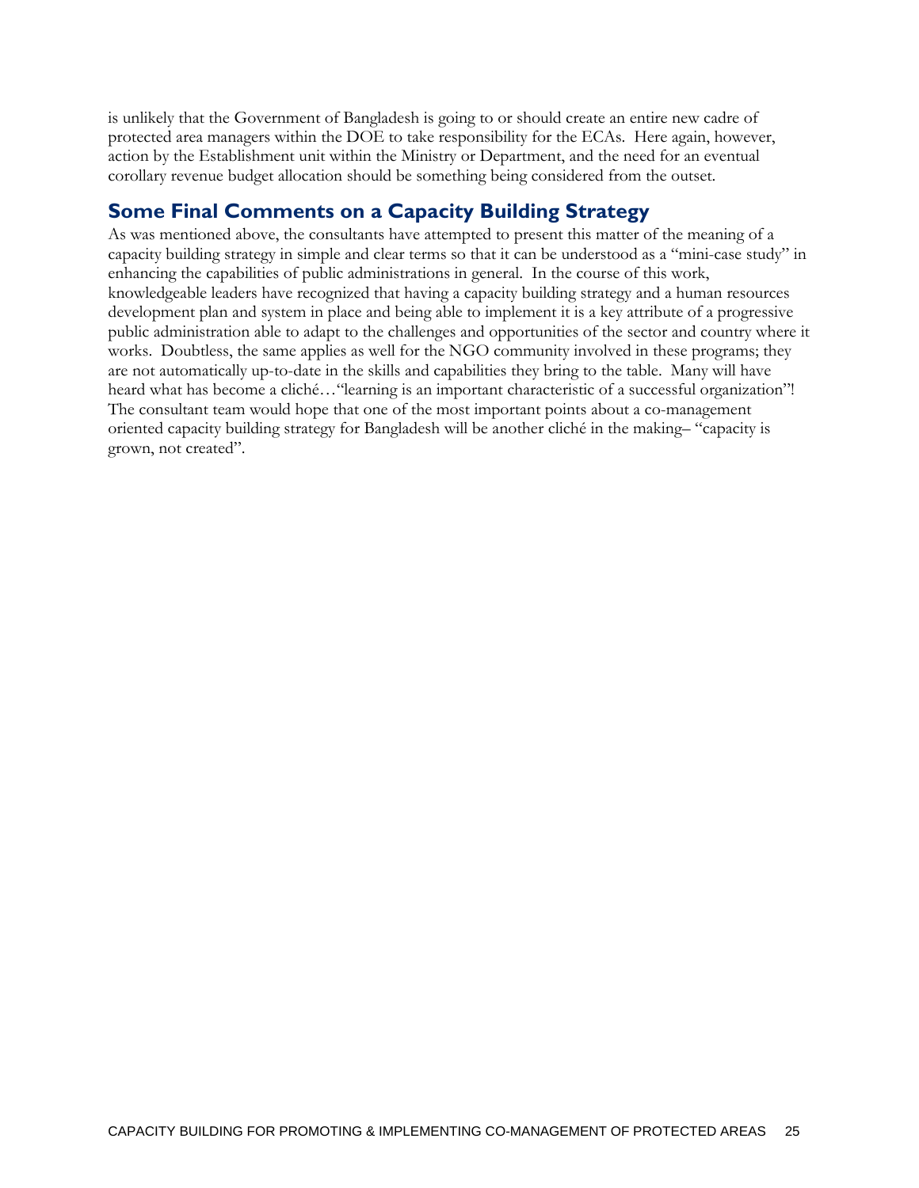is unlikely that the Government of Bangladesh is going to or should create an entire new cadre of protected area managers within the DOE to take responsibility for the ECAs. Here again, however, action by the Establishment unit within the Ministry or Department, and the need for an eventual corollary revenue budget allocation should be something being considered from the outset.

## Some Final Comments on a Capacity Building Strategy

As was mentioned above, the consultants have attempted to present this matter of the meaning of a capacity building strategy in simple and clear terms so that it can be understood as a "mini-case study" in enhancing the capabilities of public administrations in general. In the course of this work, knowledgeable leaders have recognized that having a capacity building strategy and a human resources development plan and system in place and being able to implement it is a key attribute of a progressive public administration able to adapt to the challenges and opportunities of the sector and country where it works. Doubtless, the same applies as well for the NGO community involved in these programs; they are not automatically up-to-date in the skills and capabilities they bring to the table. Many will have heard what has become a cliché…"learning is an important characteristic of a successful organization"! The consultant team would hope that one of the most important points about a co-management oriented capacity building strategy for Bangladesh will be another cliché in the making– "capacity is grown, not created".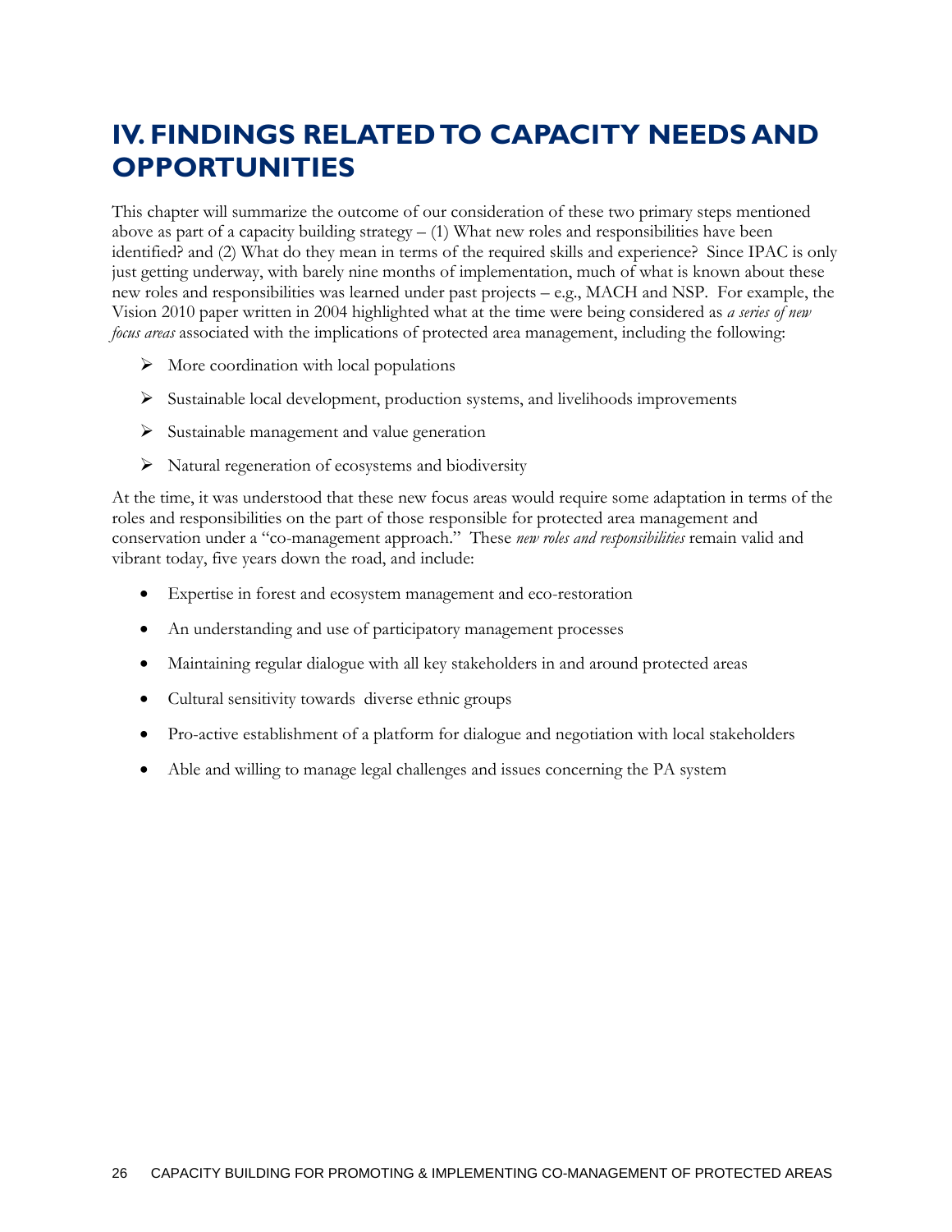# IV. FINDINGS RELATED TO CAPACITY NEEDS AND OPPORTUNITIES

This chapter will summarize the outcome of our consideration of these two primary steps mentioned above as part of a capacity building strategy – (1) What new roles and responsibilities have been identified? and (2) What do they mean in terms of the required skills and experience? Since IPAC is only just getting underway, with barely nine months of implementation, much of what is known about these new roles and responsibilities was learned under past projects – e.g., MACH and NSP. For example, the Vision 2010 paper written in 2004 highlighted what at the time were being considered as *a series of new focus areas* associated with the implications of protected area management, including the following:

- More coordination with local populations
- Sustainable local development, production systems, and livelihoods improvements
- Sustainable management and value generation
- Natural regeneration of ecosystems and biodiversity

At the time, it was understood that these new focus areas would require some adaptation in terms of the roles and responsibilities on the part of those responsible for protected area management and conservation under a "co-management approach." These *new roles and responsibilities* remain valid and vibrant today, five years down the road, and include:

- Expertise in forest and ecosystem management and eco-restoration
- An understanding and use of participatory management processes
- Maintaining regular dialogue with all key stakeholders in and around protected areas
- Cultural sensitivity towards diverse ethnic groups
- Pro-active establishment of a platform for dialogue and negotiation with local stakeholders
- Able and willing to manage legal challenges and issues concerning the PA system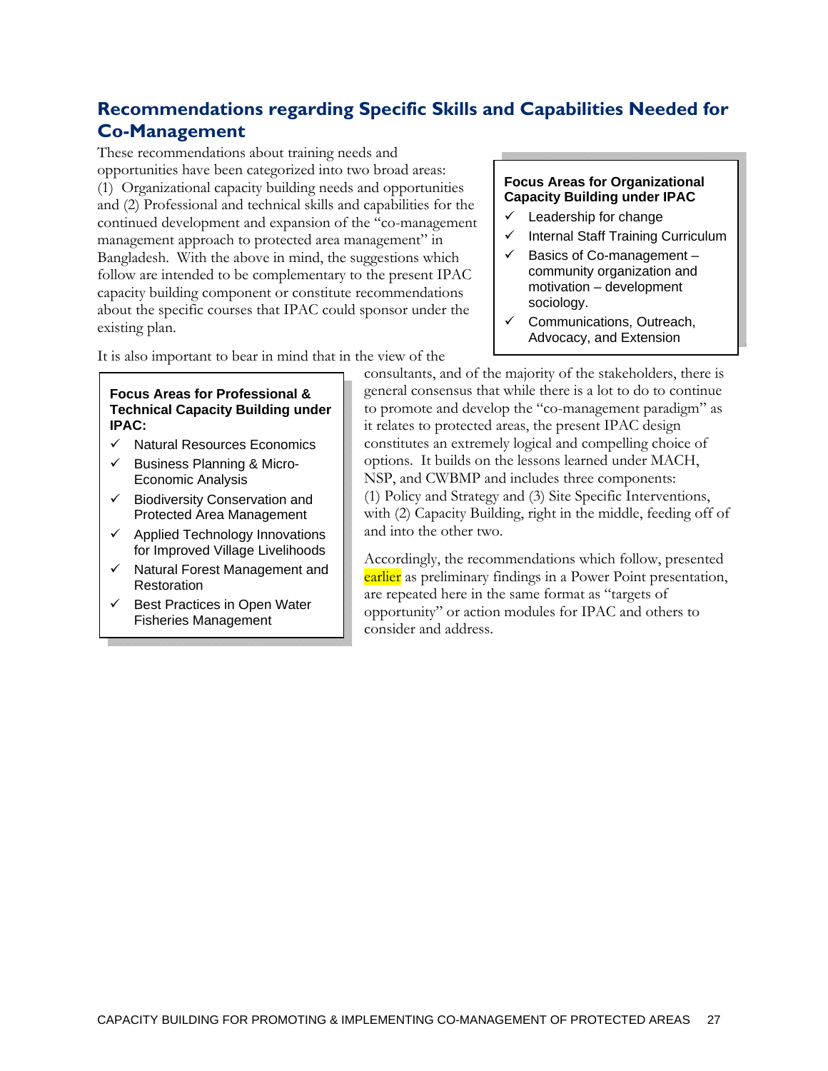## Recommendations regarding Specific Skills and Capabilities Needed for Co-Management

These recommendations about training needs and opportunities have been categorized into two broad areas: (1) Organizational capacity building needs and opportunities and (2) Professional and technical skills and capabilities for the continued development and expansion of the "co-management management approach to protected area management" in Bangladesh. With the above in mind, the suggestions which follow are intended to be complementary to the present IPAC capacity building component or constitute recommendations about the specific courses that IPAC could sponsor under the existing plan.

**Focus Areas for Organizational Capacity Building under IPAC**

- ✓ Leadership for change
- ✓ Internal Staff Training Curriculum
- ✓ Basics of Co-management – community organization and motivation – development sociology.
- ✓ Communications, Outreach, Advocacy, and Extension

It is also important to bear in mind that in the view of the consultants, and of the majority of the stakeholders, there is general consensus that while there is a lot to do to continue to promote and develop the "co-management paradigm" as it relates to protected areas, the present IPAC design constitutes an extremely logical and compelling choice of options. It builds on the lessons learned under MACH, NSP, and CWBMP and includes three components: (1) Policy and Strategy and (3) Site Specific Interventions, with (2) Capacity Building, right in the middle, feeding off of and into the other two.

**Focus Areas for Professional & Technical Capacity Building under IPAC:**

- ✓ Natural Resources Economics
- ✓ Business Planning & Micro-Economic Analysis
- ✓ Biodiversity Conservation and Protected Area Management
- ✓ Applied Technology Innovations for Improved Village Livelihoods
- ✓ Natural Forest Management and Restoration
- ✓ Best Practices in Open Water Fisheries Management

Accordingly, the recommendations which follow, presented earlier as preliminary findings in a Power Point presentation, are repeated here in the same format as "targets of opportunity" or action modules for IPAC and others to consider and address.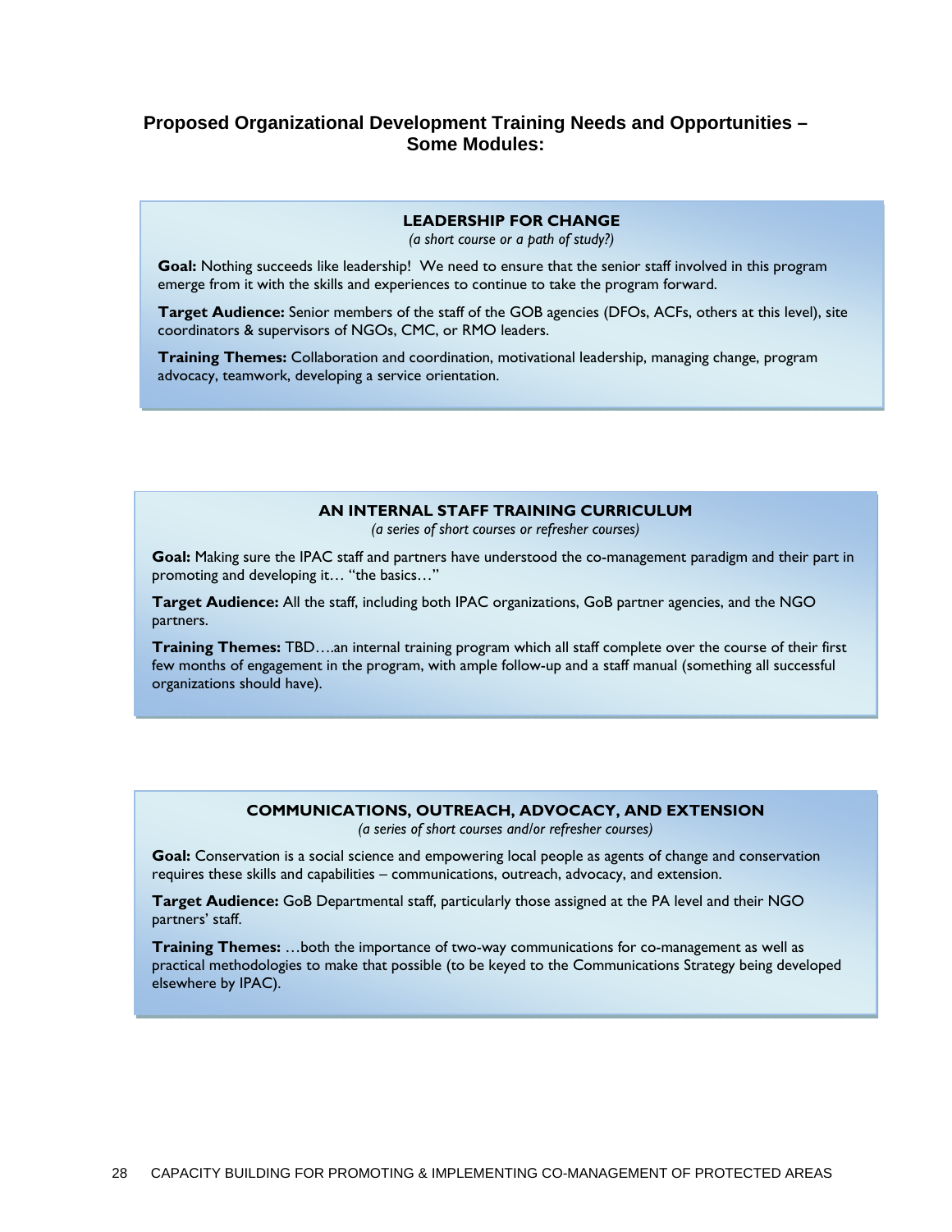## Proposed Organizational Development Training Needs and Opportunities – Some Modules:

### LEADERSHIP FOR CHANGE

*(a short course or a path of study?)*

**Goal:** Nothing succeeds like leadership! We need to ensure that the senior staff involved in this program emerge from it with the skills and experiences to continue to take the program forward.

**Target Audience:** Senior members of the staff of the GOB agencies (DFOs, ACFs, others at this level), site coordinators & supervisors of NGOs, CMC, or RMO leaders.

**Training Themes:** Collaboration and coordination, motivational leadership, managing change, program advocacy, teamwork, developing a service orientation.

### AN INTERNAL STAFF TRAINING CURRICULUM

*(a series of short courses or refresher courses)*

**Goal:** Making sure the IPAC staff and partners have understood the co-management paradigm and their part in promoting and developing it… "the basics…"

**Target Audience:** All the staff, including both IPAC organizations, GoB partner agencies, and the NGO partners.

**Training Themes:** TBD….an internal training program which all staff complete over the course of their first few months of engagement in the program, with ample follow-up and a staff manual (something all successful organizations should have).

### COMMUNICATIONS, OUTREACH, ADVOCACY, AND EXTENSION

*(a series of short courses and/or refresher courses)*

**Goal:** Conservation is a social science and empowering local people as agents of change and conservation requires these skills and capabilities – communications, outreach, advocacy, and extension.

**Target Audience:** GoB Departmental staff, particularly those assigned at the PA level and their NGO partners' staff.

**Training Themes:** …both the importance of two-way communications for co-management as well as practical methodologies to make that possible (to be keyed to the Communications Strategy being developed elsewhere by IPAC).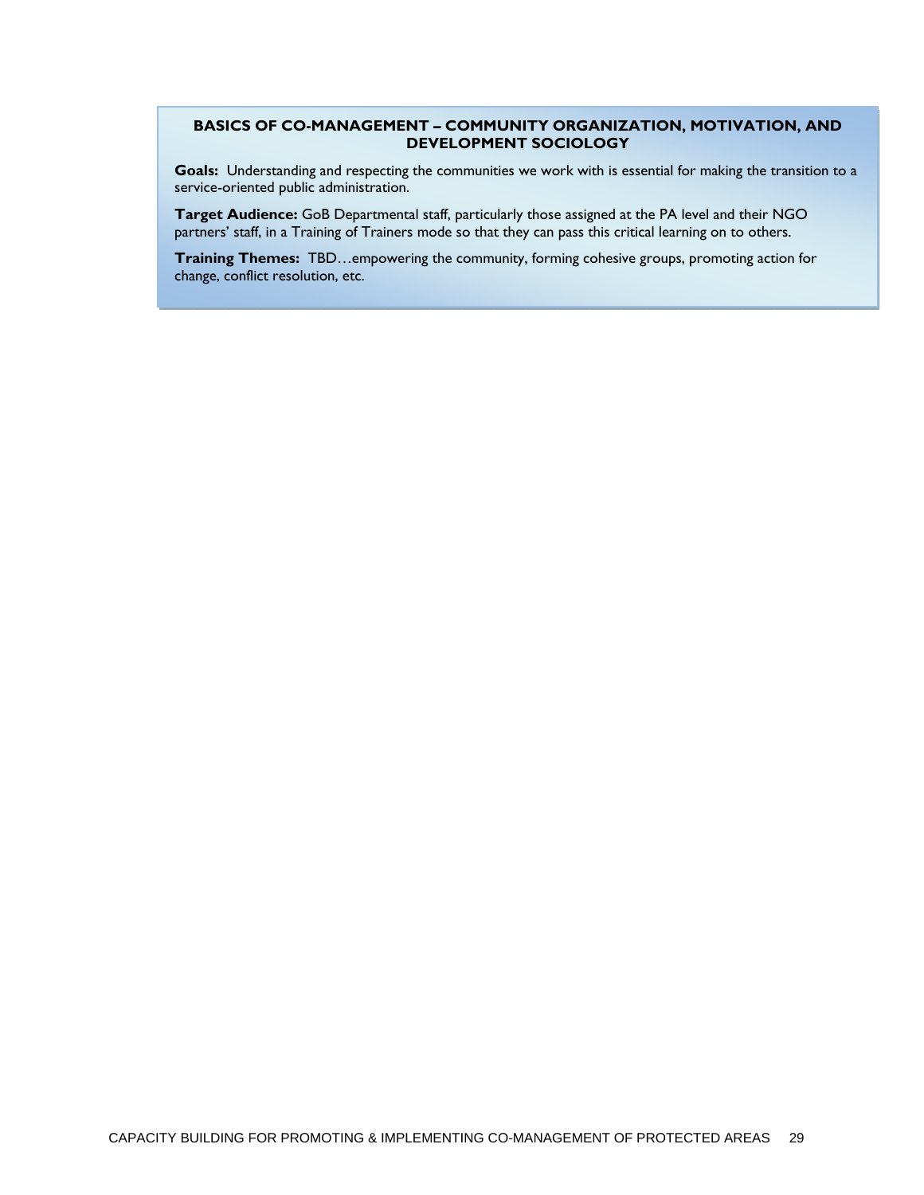**BASICS OF CO-MANAGEMENT – COMMUNITY ORGANIZATION, MOTIVATION, AND DEVELOPMENT SOCIOLOGY**

**Goals:** Understanding and respecting the communities we work with is essential for making the transition to a service-oriented public administration.

**Target Audience:** GoB Departmental staff, particularly those assigned at the PA level and their NGO partners' staff, in a Training of Trainers mode so that they can pass this critical learning on to others.

**Training Themes:** TBD…empowering the community, forming cohesive groups, promoting action for change, conflict resolution, etc.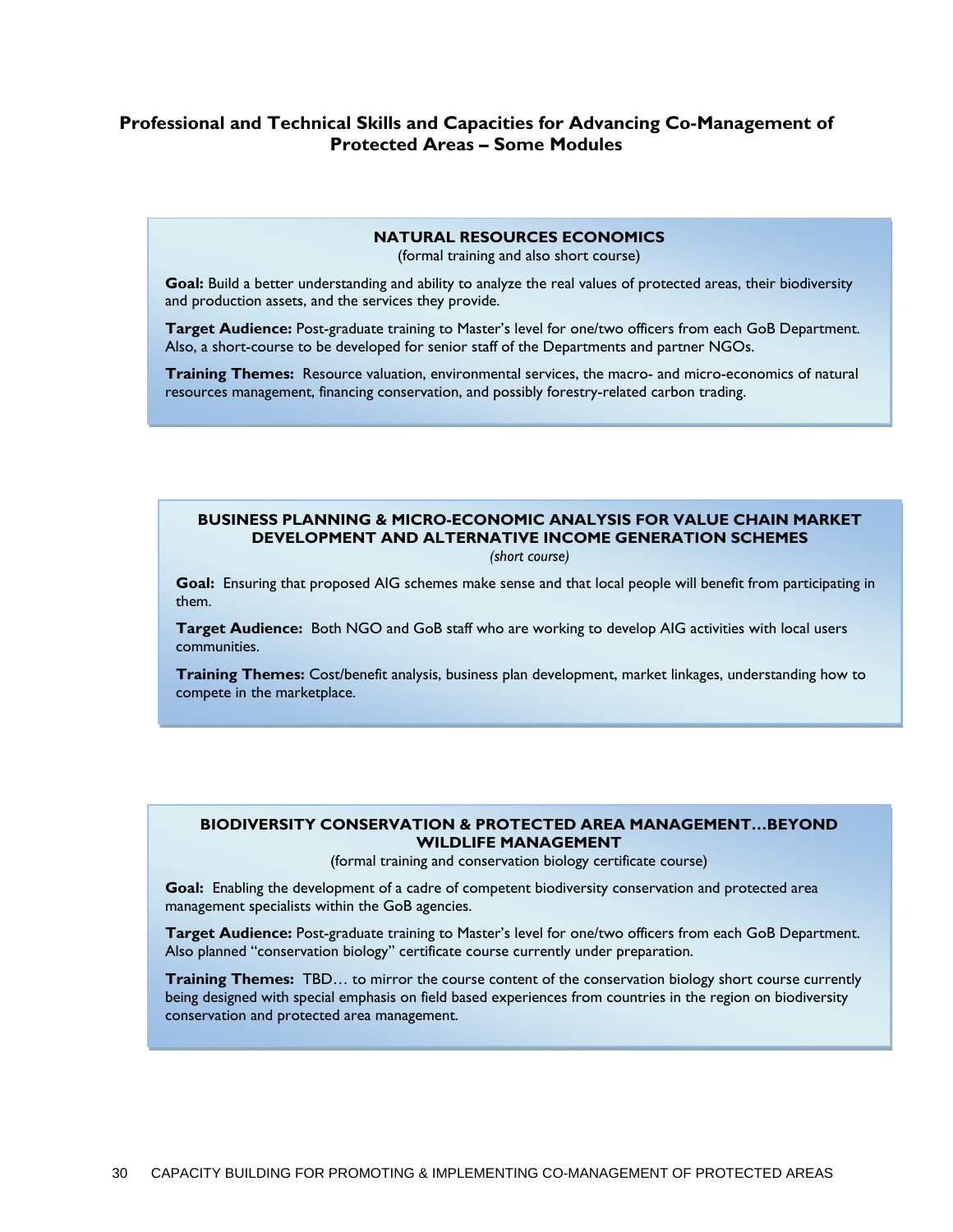## Professional and Technical Skills and Capacities for Advancing Co-Management of Protected Areas – Some Modules

### NATURAL RESOURCES ECONOMICS

(formal training and also short course)

**Goal:** Build a better understanding and ability to analyze the real values of protected areas, their biodiversity and production assets, and the services they provide.

**Target Audience:** Post-graduate training to Master's level for one/two officers from each GoB Department. Also, a short-course to be developed for senior staff of the Departments and partner NGOs.

**Training Themes:** Resource valuation, environmental services, the macro- and micro-economics of natural resources management, financing conservation, and possibly forestry-related carbon trading.

### BUSINESS PLANNING & MICRO-ECONOMIC ANALYSIS FOR VALUE CHAIN MARKET DEVELOPMENT AND ALTERNATIVE INCOME GENERATION SCHEMES

*(short course)*

**Goal:** Ensuring that proposed AIG schemes make sense and that local people will benefit from participating in them.

**Target Audience:** Both NGO and GoB staff who are working to develop AIG activities with local users communities.

**Training Themes:** Cost/benefit analysis, business plan development, market linkages, understanding how to compete in the marketplace.

### BIODIVERSITY CONSERVATION & PROTECTED AREA MANAGEMENT…BEYOND WILDLIFE MANAGEMENT

(formal training and conservation biology certificate course)

**Goal:** Enabling the development of a cadre of competent biodiversity conservation and protected area management specialists within the GoB agencies.

**Target Audience:** Post-graduate training to Master's level for one/two officers from each GoB Department. Also planned "conservation biology" certificate course currently under preparation.

**Training Themes:** TBD… to mirror the course content of the conservation biology short course currently being designed with special emphasis on field based experiences from countries in the region on biodiversity conservation and protected area management.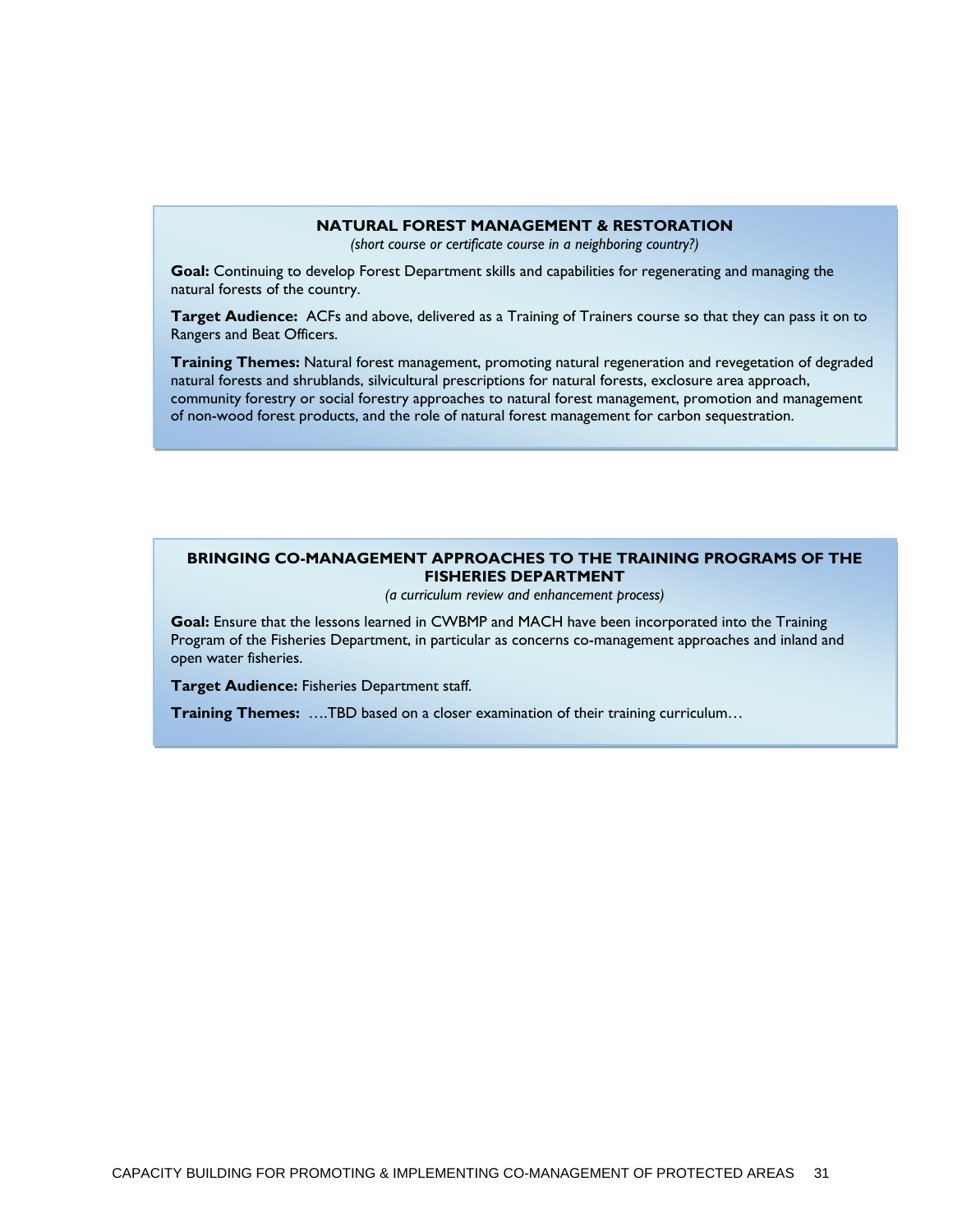**NATURAL FOREST MANAGEMENT & RESTORATION**

*(short course or certificate course in a neighboring country?)*

**Goal:** Continuing to develop Forest Department skills and capabilities for regenerating and managing the natural forests of the country.

**Target Audience:** ACFs and above, delivered as a Training of Trainers course so that they can pass it on to Rangers and Beat Officers.

**Training Themes:** Natural forest management, promoting natural regeneration and revegetation of degraded natural forests and shrublands, silvicultural prescriptions for natural forests, exclosure area approach, community forestry or social forestry approaches to natural forest management, promotion and management of non-wood forest products, and the role of natural forest management for carbon sequestration.

**BRINGING CO-MANAGEMENT APPROACHES TO THE TRAINING PROGRAMS OF THE FISHERIES DEPARTMENT**

*(a curriculum review and enhancement process)*

**Goal:** Ensure that the lessons learned in CWBMP and MACH have been incorporated into the Training Program of the Fisheries Department, in particular as concerns co-management approaches and inland and open water fisheries.

**Target Audience:** Fisheries Department staff.

**Training Themes:** ….TBD based on a closer examination of their training curriculum…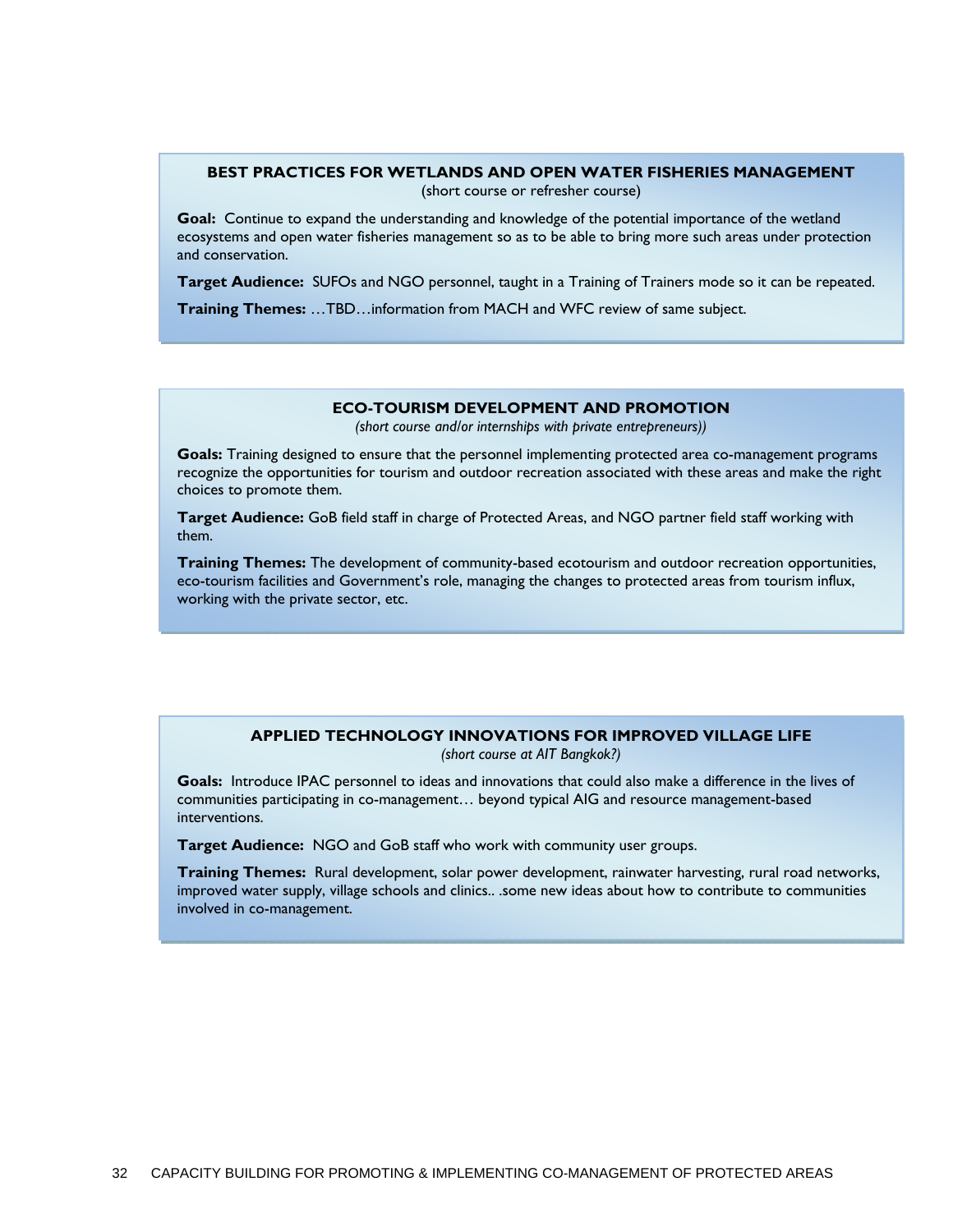### BEST PRACTICES FOR WETLANDS AND OPEN WATER FISHERIES MANAGEMENT

(short course or refresher course)

**Goal:** Continue to expand the understanding and knowledge of the potential importance of the wetland ecosystems and open water fisheries management so as to be able to bring more such areas under protection and conservation.

**Target Audience:** SUFOs and NGO personnel, taught in a Training of Trainers mode so it can be repeated.

**Training Themes:** …TBD…information from MACH and WFC review of same subject.

### ECO-TOURISM DEVELOPMENT AND PROMOTION

*(short course and/or internships with private entrepreneurs))*

**Goals:** Training designed to ensure that the personnel implementing protected area co-management programs recognize the opportunities for tourism and outdoor recreation associated with these areas and make the right choices to promote them.

**Target Audience:** GoB field staff in charge of Protected Areas, and NGO partner field staff working with them.

**Training Themes:** The development of community-based ecotourism and outdoor recreation opportunities, eco-tourism facilities and Government's role, managing the changes to protected areas from tourism influx, working with the private sector, etc.

### APPLIED TECHNOLOGY INNOVATIONS FOR IMPROVED VILLAGE LIFE

*(short course at AIT Bangkok?)*

**Goals:** Introduce IPAC personnel to ideas and innovations that could also make a difference in the lives of communities participating in co-management… beyond typical AIG and resource management-based interventions.

**Target Audience:** NGO and GoB staff who work with community user groups.

**Training Themes:** Rural development, solar power development, rainwater harvesting, rural road networks, improved water supply, village schools and clinics.. .some new ideas about how to contribute to communities involved in co-management.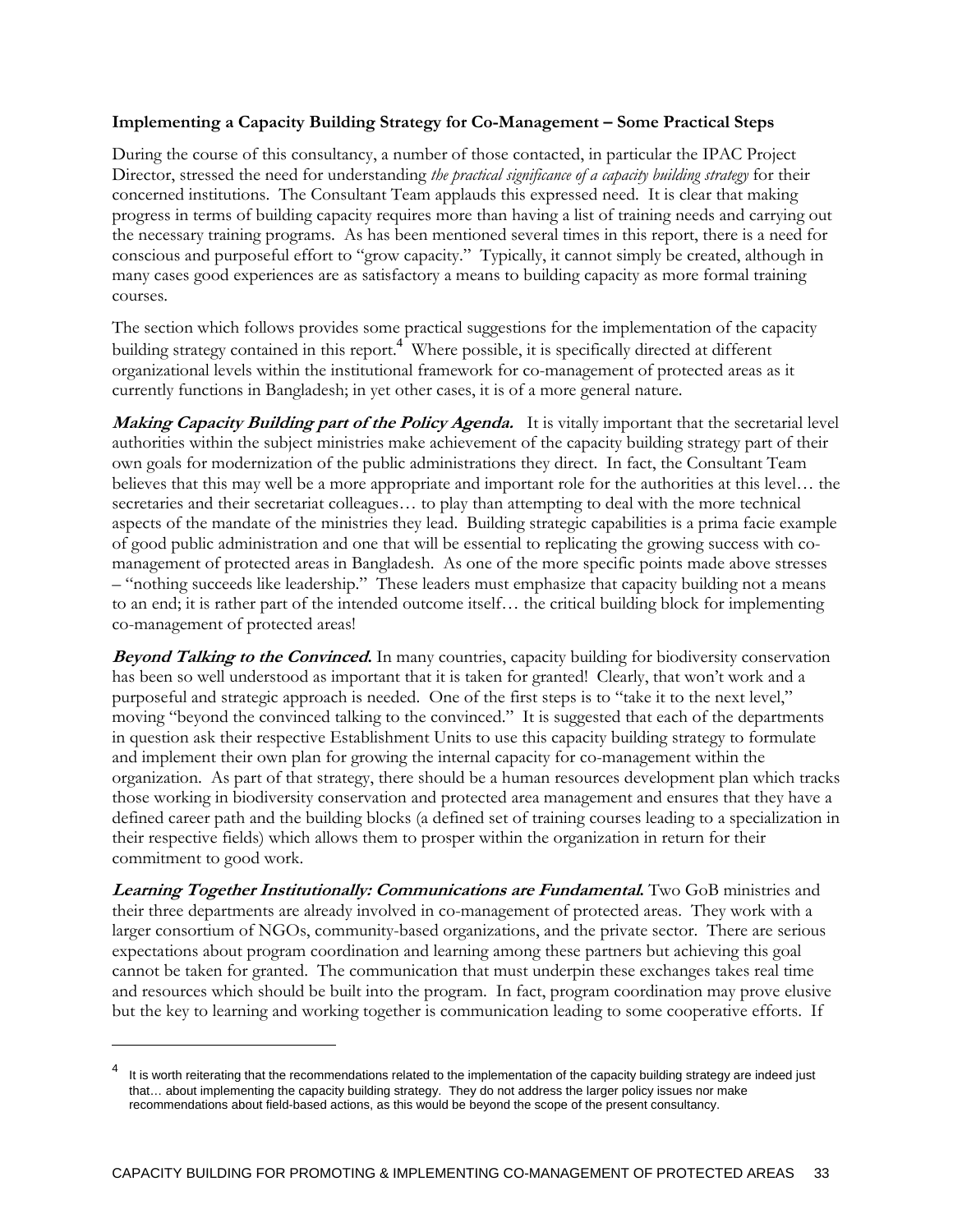**Implementing a Capacity Building Strategy for Co-Management – Some Practical Steps**

During the course of this consultancy, a number of those contacted, in particular the IPAC Project Director, stressed the need for understanding *the practical significance of a capacity building strategy* for their concerned institutions. The Consultant Team applauds this expressed need. It is clear that making progress in terms of building capacity requires more than having a list of training needs and carrying out the necessary training programs. As has been mentioned several times in this report, there is a need for conscious and purposeful effort to "grow capacity." Typically, it cannot simply be created, although in many cases good experiences are as satisfactory a means to building capacity as more formal training courses.

The section which follows provides some practical suggestions for the implementation of the capacity building strategy contained in this report.[4] Where possible, it is specifically directed at different organizational levels within the institutional framework for co-management of protected areas as it currently functions in Bangladesh; in yet other cases, it is of a more general nature.

***Making Capacity Building part of the Policy Agenda.*** It is vitally important that the secretarial level authorities within the subject ministries make achievement of the capacity building strategy part of their own goals for modernization of the public administrations they direct. In fact, the Consultant Team believes that this may well be a more appropriate and important role for the authorities at this level… the secretaries and their secretariat colleagues… to play than attempting to deal with the more technical aspects of the mandate of the ministries they lead. Building strategic capabilities is a prima facie example of good public administration and one that will be essential to replicating the growing success with co-management of protected areas in Bangladesh. As one of the more specific points made above stresses – "nothing succeeds like leadership." These leaders must emphasize that capacity building not a means to an end; it is rather part of the intended outcome itself… the critical building block for implementing co-management of protected areas!

***Beyond Talking to the Convinced.*** In many countries, capacity building for biodiversity conservation has been so well understood as important that it is taken for granted! Clearly, that won't work and a purposeful and strategic approach is needed. One of the first steps is to "take it to the next level," moving "beyond the convinced talking to the convinced." It is suggested that each of the departments in question ask their respective Establishment Units to use this capacity building strategy to formulate and implement their own plan for growing the internal capacity for co-management within the organization. As part of that strategy, there should be a human resources development plan which tracks those working in biodiversity conservation and protected area management and ensures that they have a defined career path and the building blocks (a defined set of training courses leading to a specialization in their respective fields) which allows them to prosper within the organization in return for their commitment to good work.

***Learning Together Institutionally: Communications are Fundamental.*** Two GoB ministries and their three departments are already involved in co-management of protected areas. They work with a larger consortium of NGOs, community-based organizations, and the private sector. There are serious expectations about program coordination and learning among these partners but achieving this goal cannot be taken for granted. The communication that must underpin these exchanges takes real time and resources which should be built into the program. In fact, program coordination may prove elusive but the key to learning and working together is communication leading to some cooperative efforts. If

[4] It is worth reiterating that the recommendations related to the implementation of the capacity building strategy are indeed just that… about implementing the capacity building strategy. They do not address the larger policy issues nor make recommendations about field-based actions, as this would be beyond the scope of the present consultancy.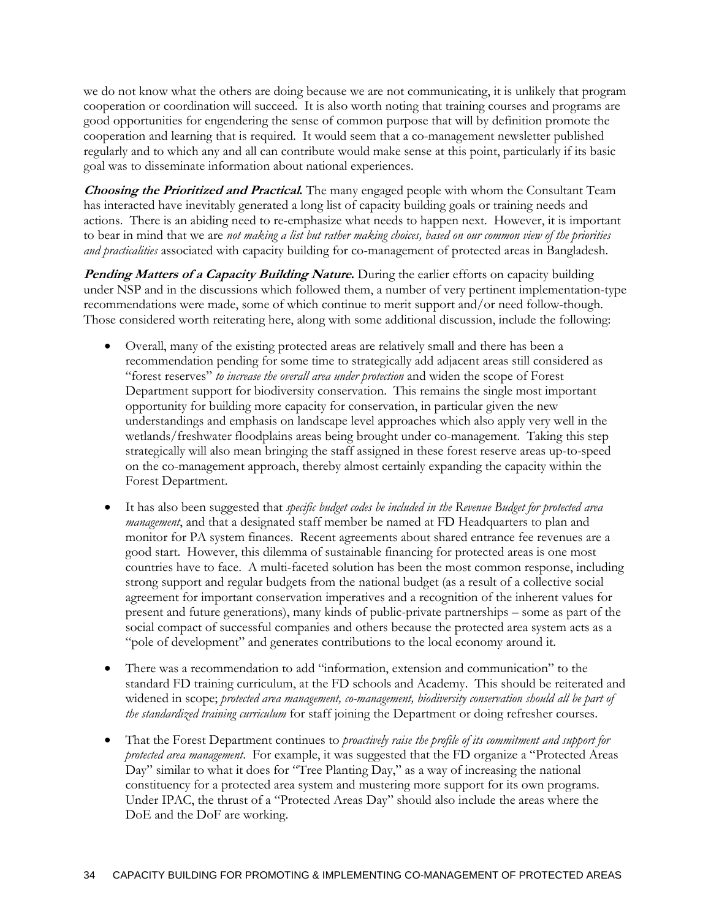we do not know what the others are doing because we are not communicating, it is unlikely that program cooperation or coordination will succeed. It is also worth noting that training courses and programs are good opportunities for engendering the sense of common purpose that will by definition promote the cooperation and learning that is required. It would seem that a co-management newsletter published regularly and to which any and all can contribute would make sense at this point, particularly if its basic goal was to disseminate information about national experiences.

***Choosing the Prioritized and Practical.*** The many engaged people with whom the Consultant Team has interacted have inevitably generated a long list of capacity building goals or training needs and actions. There is an abiding need to re-emphasize what needs to happen next. However, it is important to bear in mind that we are *not making a list but rather making choices, based on our common view of the priorities and practicalities* associated with capacity building for co-management of protected areas in Bangladesh.

***Pending Matters of a Capacity Building Nature.*** During the earlier efforts on capacity building under NSP and in the discussions which followed them, a number of very pertinent implementation-type recommendations were made, some of which continue to merit support and/or need follow-though. Those considered worth reiterating here, along with some additional discussion, include the following:

- Overall, many of the existing protected areas are relatively small and there has been a recommendation pending for some time to strategically add adjacent areas still considered as "forest reserves" *to increase the overall area under protection* and widen the scope of Forest Department support for biodiversity conservation. This remains the single most important opportunity for building more capacity for conservation, in particular given the new understandings and emphasis on landscape level approaches which also apply very well in the wetlands/freshwater floodplains areas being brought under co-management. Taking this step strategically will also mean bringing the staff assigned in these forest reserve areas up-to-speed on the co-management approach, thereby almost certainly expanding the capacity within the Forest Department.

- It has also been suggested that *specific budget codes be included in the Revenue Budget for protected area management*, and that a designated staff member be named at FD Headquarters to plan and monitor for PA system finances. Recent agreements about shared entrance fee revenues are a good start. However, this dilemma of sustainable financing for protected areas is one most countries have to face. A multi-faceted solution has been the most common response, including strong support and regular budgets from the national budget (as a result of a collective social agreement for important conservation imperatives and a recognition of the inherent values for present and future generations), many kinds of public-private partnerships – some as part of the social compact of successful companies and others because the protected area system acts as a "pole of development" and generates contributions to the local economy around it.

- There was a recommendation to add "information, extension and communication" to the standard FD training curriculum, at the FD schools and Academy. This should be reiterated and widened in scope; *protected area management, co-management, biodiversity conservation should all be part of the standardized training curriculum* for staff joining the Department or doing refresher courses.

- That the Forest Department continues to *proactively raise the profile of its commitment and support for protected area management*. For example, it was suggested that the FD organize a "Protected Areas Day" similar to what it does for "Tree Planting Day," as a way of increasing the national constituency for a protected area system and mustering more support for its own programs. Under IPAC, the thrust of a "Protected Areas Day" should also include the areas where the DoE and the DoF are working.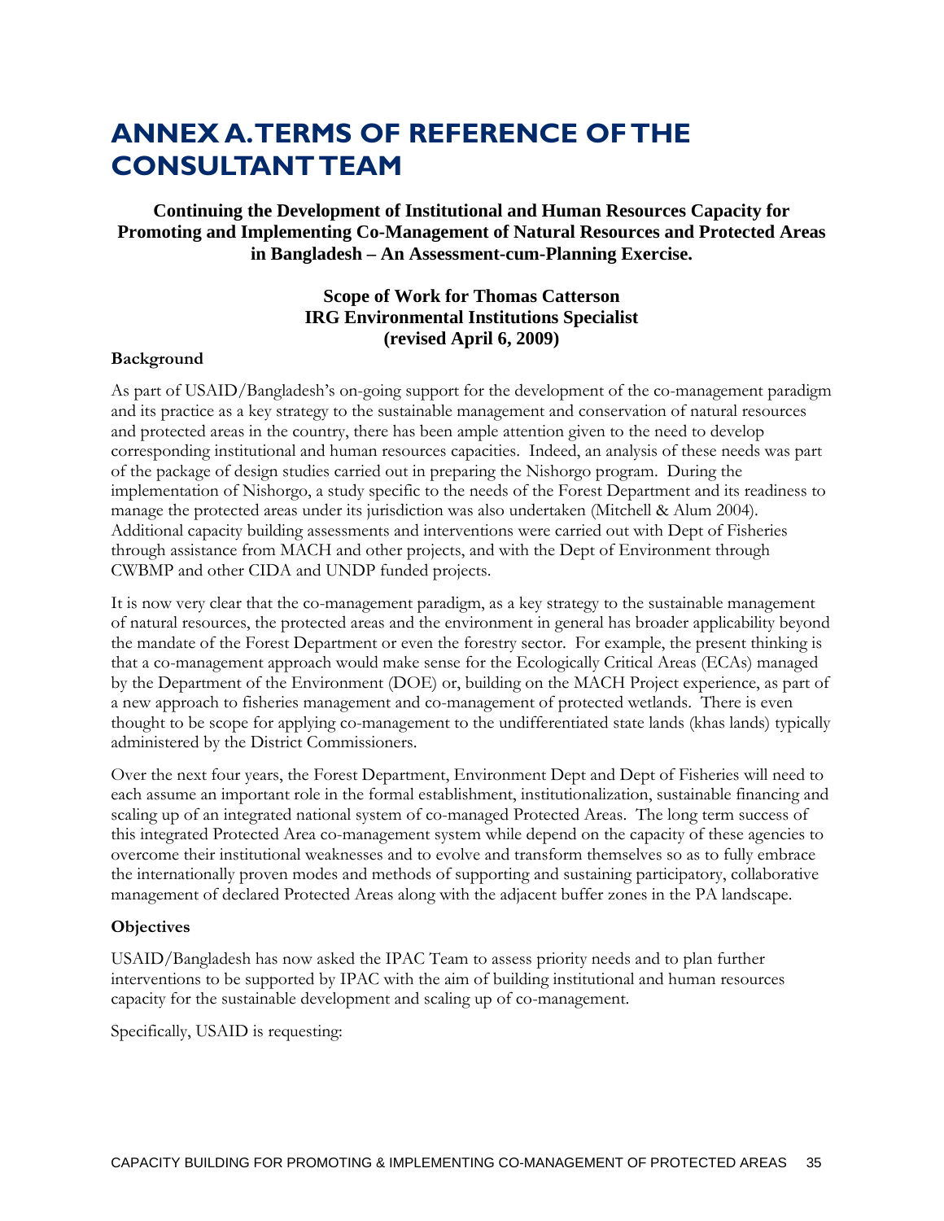# ANNEX A. TERMS OF REFERENCE OF THE CONSULTANT TEAM

**Continuing the Development of Institutional and Human Resources Capacity for Promoting and Implementing Co-Management of Natural Resources and Protected Areas in Bangladesh – An Assessment-cum-Planning Exercise.**

**Scope of Work for Thomas Catterson**
**IRG Environmental Institutions Specialist**
**(revised April 6, 2009)**

**Background**

As part of USAID/Bangladesh's on-going support for the development of the co-management paradigm and its practice as a key strategy to the sustainable management and conservation of natural resources and protected areas in the country, there has been ample attention given to the need to develop corresponding institutional and human resources capacities. Indeed, an analysis of these needs was part of the package of design studies carried out in preparing the Nishorgo program. During the implementation of Nishorgo, a study specific to the needs of the Forest Department and its readiness to manage the protected areas under its jurisdiction was also undertaken (Mitchell & Alum 2004). Additional capacity building assessments and interventions were carried out with Dept of Fisheries through assistance from MACH and other projects, and with the Dept of Environment through CWBMP and other CIDA and UNDP funded projects.

It is now very clear that the co-management paradigm, as a key strategy to the sustainable management of natural resources, the protected areas and the environment in general has broader applicability beyond the mandate of the Forest Department or even the forestry sector. For example, the present thinking is that a co-management approach would make sense for the Ecologically Critical Areas (ECAs) managed by the Department of the Environment (DOE) or, building on the MACH Project experience, as part of a new approach to fisheries management and co-management of protected wetlands. There is even thought to be scope for applying co-management to the undifferentiated state lands (khas lands) typically administered by the District Commissioners.

Over the next four years, the Forest Department, Environment Dept and Dept of Fisheries will need to each assume an important role in the formal establishment, institutionalization, sustainable financing and scaling up of an integrated national system of co-managed Protected Areas. The long term success of this integrated Protected Area co-management system while depend on the capacity of these agencies to overcome their institutional weaknesses and to evolve and transform themselves so as to fully embrace the internationally proven modes and methods of supporting and sustaining participatory, collaborative management of declared Protected Areas along with the adjacent buffer zones in the PA landscape.

**Objectives**

USAID/Bangladesh has now asked the IPAC Team to assess priority needs and to plan further interventions to be supported by IPAC with the aim of building institutional and human resources capacity for the sustainable development and scaling up of co-management.

Specifically, USAID is requesting: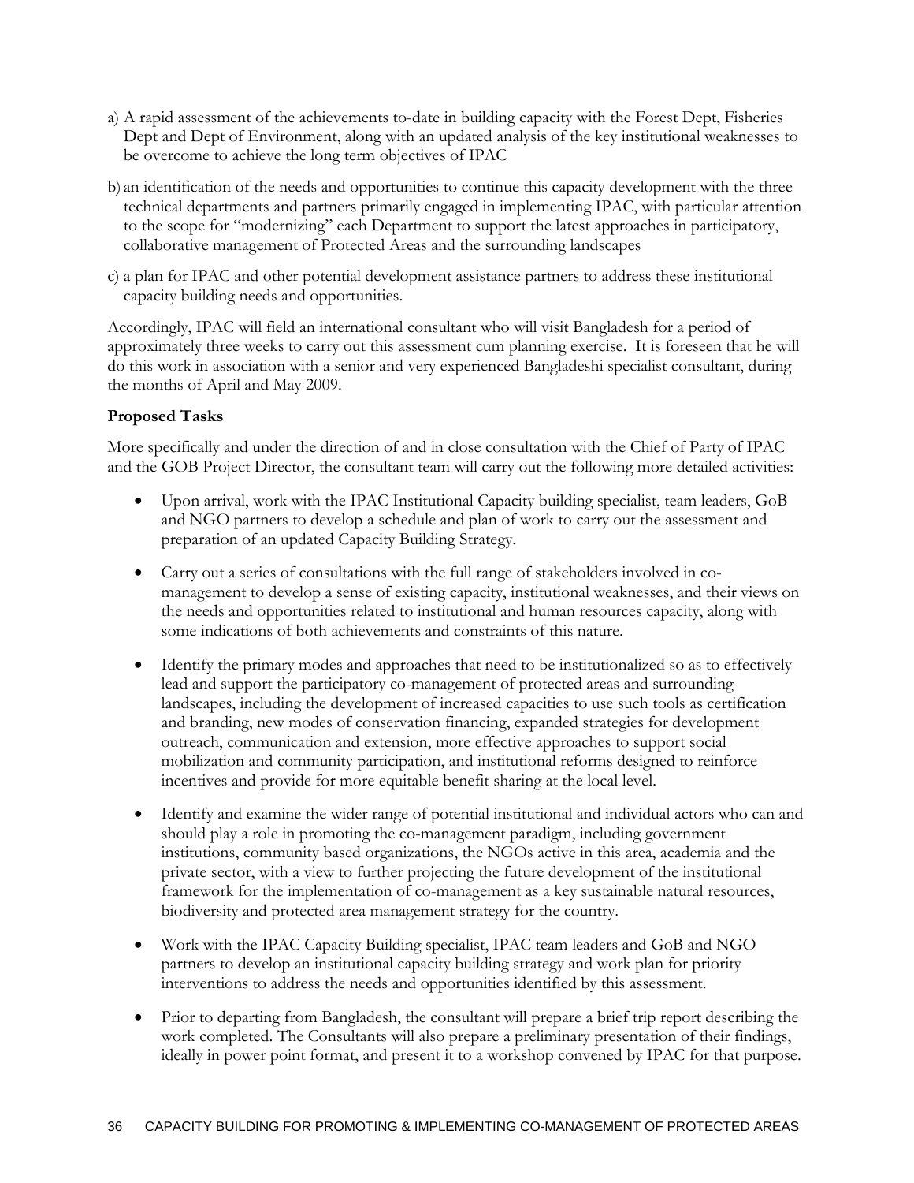a) A rapid assessment of the achievements to-date in building capacity with the Forest Dept, Fisheries Dept and Dept of Environment, along with an updated analysis of the key institutional weaknesses to be overcome to achieve the long term objectives of IPAC

b) an identification of the needs and opportunities to continue this capacity development with the three technical departments and partners primarily engaged in implementing IPAC, with particular attention to the scope for "modernizing" each Department to support the latest approaches in participatory, collaborative management of Protected Areas and the surrounding landscapes

c) a plan for IPAC and other potential development assistance partners to address these institutional capacity building needs and opportunities.

Accordingly, IPAC will field an international consultant who will visit Bangladesh for a period of approximately three weeks to carry out this assessment cum planning exercise. It is foreseen that he will do this work in association with a senior and very experienced Bangladeshi specialist consultant, during the months of April and May 2009.

**Proposed Tasks**

More specifically and under the direction of and in close consultation with the Chief of Party of IPAC and the GOB Project Director, the consultant team will carry out the following more detailed activities:

- Upon arrival, work with the IPAC Institutional Capacity building specialist, team leaders, GoB and NGO partners to develop a schedule and plan of work to carry out the assessment and preparation of an updated Capacity Building Strategy.
- Carry out a series of consultations with the full range of stakeholders involved in co-management to develop a sense of existing capacity, institutional weaknesses, and their views on the needs and opportunities related to institutional and human resources capacity, along with some indications of both achievements and constraints of this nature.
- Identify the primary modes and approaches that need to be institutionalized so as to effectively lead and support the participatory co-management of protected areas and surrounding landscapes, including the development of increased capacities to use such tools as certification and branding, new modes of conservation financing, expanded strategies for development outreach, communication and extension, more effective approaches to support social mobilization and community participation, and institutional reforms designed to reinforce incentives and provide for more equitable benefit sharing at the local level.
- Identify and examine the wider range of potential institutional and individual actors who can and should play a role in promoting the co-management paradigm, including government institutions, community based organizations, the NGOs active in this area, academia and the private sector, with a view to further projecting the future development of the institutional framework for the implementation of co-management as a key sustainable natural resources, biodiversity and protected area management strategy for the country.
- Work with the IPAC Capacity Building specialist, IPAC team leaders and GoB and NGO partners to develop an institutional capacity building strategy and work plan for priority interventions to address the needs and opportunities identified by this assessment.
- Prior to departing from Bangladesh, the consultant will prepare a brief trip report describing the work completed. The Consultants will also prepare a preliminary presentation of their findings, ideally in power point format, and present it to a workshop convened by IPAC for that purpose.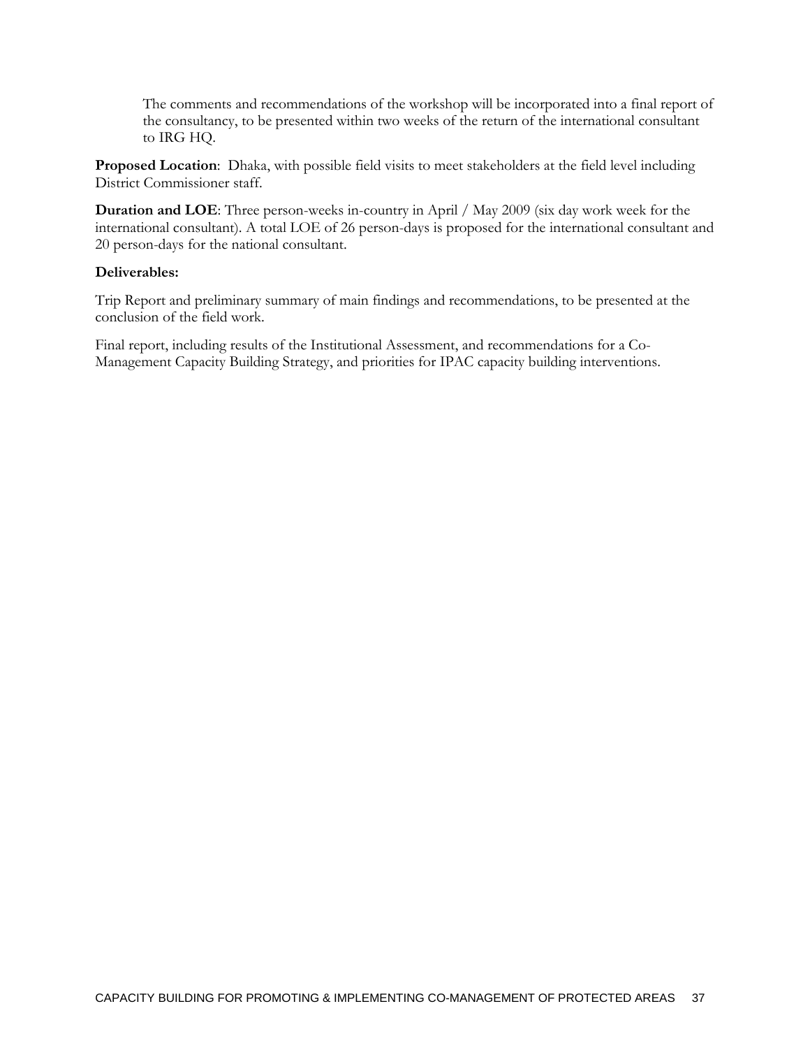The comments and recommendations of the workshop will be incorporated into a final report of the consultancy, to be presented within two weeks of the return of the international consultant to IRG HQ.

**Proposed Location**: Dhaka, with possible field visits to meet stakeholders at the field level including District Commissioner staff.

**Duration and LOE**: Three person-weeks in-country in April / May 2009 (six day work week for the international consultant). A total LOE of 26 person-days is proposed for the international consultant and 20 person-days for the national consultant.

**Deliverables:**

Trip Report and preliminary summary of main findings and recommendations, to be presented at the conclusion of the field work.

Final report, including results of the Institutional Assessment, and recommendations for a Co-Management Capacity Building Strategy, and priorities for IPAC capacity building interventions.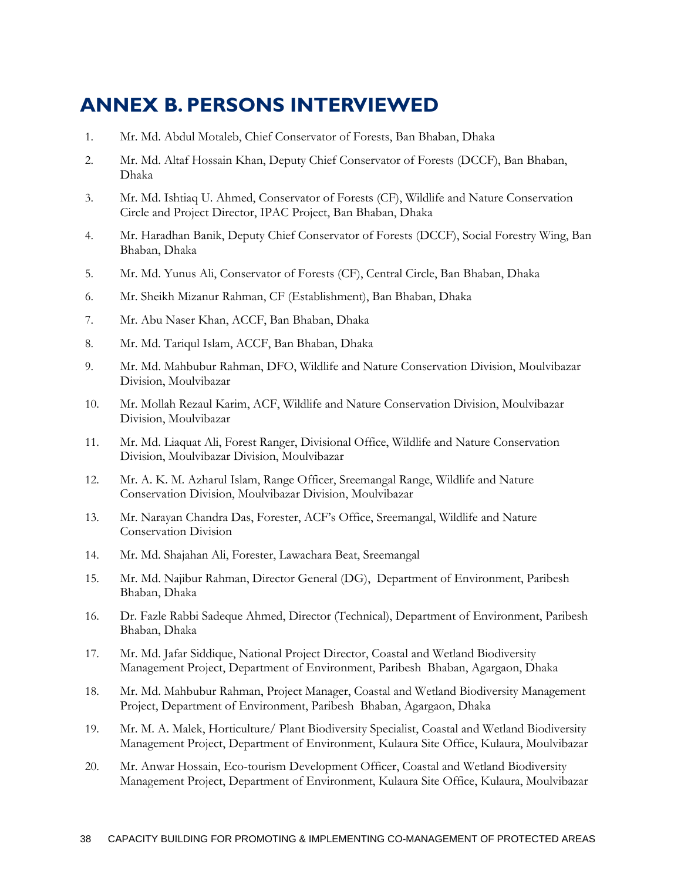# ANNEX B. PERSONS INTERVIEWED

1. Mr. Md. Abdul Motaleb, Chief Conservator of Forests, Ban Bhaban, Dhaka
2. Mr. Md. Altaf Hossain Khan, Deputy Chief Conservator of Forests (DCCF), Ban Bhaban, Dhaka
3. Mr. Md. Ishtiaq U. Ahmed, Conservator of Forests (CF), Wildlife and Nature Conservation Circle and Project Director, IPAC Project, Ban Bhaban, Dhaka
4. Mr. Haradhan Banik, Deputy Chief Conservator of Forests (DCCF), Social Forestry Wing, Ban Bhaban, Dhaka
5. Mr. Md. Yunus Ali, Conservator of Forests (CF), Central Circle, Ban Bhaban, Dhaka
6. Mr. Sheikh Mizanur Rahman, CF (Establishment), Ban Bhaban, Dhaka
7. Mr. Abu Naser Khan, ACCF, Ban Bhaban, Dhaka
8. Mr. Md. Tariqul Islam, ACCF, Ban Bhaban, Dhaka
9. Mr. Md. Mahbubur Rahman, DFO, Wildlife and Nature Conservation Division, Moulvibazar Division, Moulvibazar
10. Mr. Mollah Rezaul Karim, ACF, Wildlife and Nature Conservation Division, Moulvibazar Division, Moulvibazar
11. Mr. Md. Liaquat Ali, Forest Ranger, Divisional Office, Wildlife and Nature Conservation Division, Moulvibazar Division, Moulvibazar
12. Mr. A. K. M. Azharul Islam, Range Officer, Sreemangal Range, Wildlife and Nature Conservation Division, Moulvibazar Division, Moulvibazar
13. Mr. Narayan Chandra Das, Forester, ACF's Office, Sreemangal, Wildlife and Nature Conservation Division
14. Mr. Md. Shajahan Ali, Forester, Lawachara Beat, Sreemangal
15. Mr. Md. Najibur Rahman, Director General (DG), Department of Environment, Paribesh Bhaban, Dhaka
16. Dr. Fazle Rabbi Sadeque Ahmed, Director (Technical), Department of Environment, Paribesh Bhaban, Dhaka
17. Mr. Md. Jafar Siddique, National Project Director, Coastal and Wetland Biodiversity Management Project, Department of Environment, Paribesh Bhaban, Agargaon, Dhaka
18. Mr. Md. Mahbubur Rahman, Project Manager, Coastal and Wetland Biodiversity Management Project, Department of Environment, Paribesh Bhaban, Agargaon, Dhaka
19. Mr. M. A. Malek, Horticulture/ Plant Biodiversity Specialist, Coastal and Wetland Biodiversity Management Project, Department of Environment, Kulaura Site Office, Kulaura, Moulvibazar
20. Mr. Anwar Hossain, Eco-tourism Development Officer, Coastal and Wetland Biodiversity Management Project, Department of Environment, Kulaura Site Office, Kulaura, Moulvibazar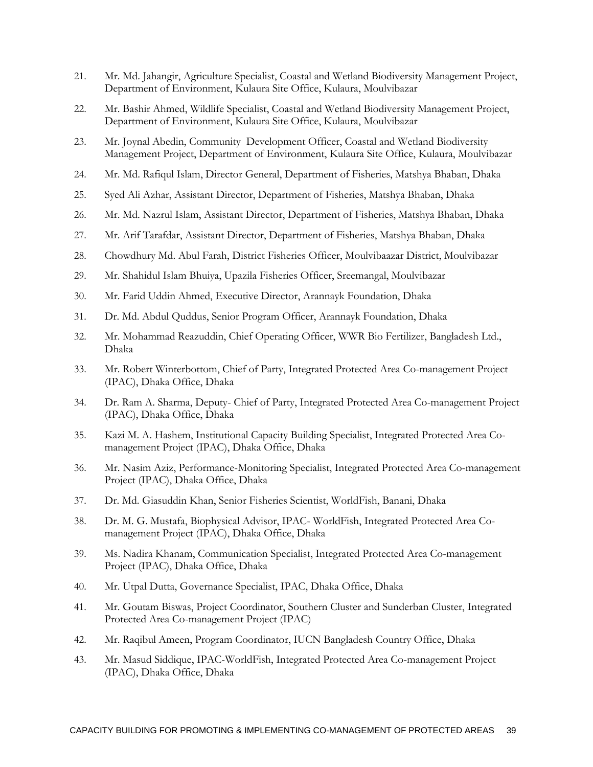21. Mr. Md. Jahangir, Agriculture Specialist, Coastal and Wetland Biodiversity Management Project, Department of Environment, Kulaura Site Office, Kulaura, Moulvibazar
22. Mr. Bashir Ahmed, Wildlife Specialist, Coastal and Wetland Biodiversity Management Project, Department of Environment, Kulaura Site Office, Kulaura, Moulvibazar
23. Mr. Joynal Abedin, Community Development Officer, Coastal and Wetland Biodiversity Management Project, Department of Environment, Kulaura Site Office, Kulaura, Moulvibazar
24. Mr. Md. Rafiqul Islam, Director General, Department of Fisheries, Matshya Bhaban, Dhaka
25. Syed Ali Azhar, Assistant Director, Department of Fisheries, Matshya Bhaban, Dhaka
26. Mr. Md. Nazrul Islam, Assistant Director, Department of Fisheries, Matshya Bhaban, Dhaka
27. Mr. Arif Tarafdar, Assistant Director, Department of Fisheries, Matshya Bhaban, Dhaka
28. Chowdhury Md. Abul Farah, District Fisheries Officer, Moulvibaazar District, Moulvibazar
29. Mr. Shahidul Islam Bhuiya, Upazila Fisheries Officer, Sreemangal, Moulvibazar
30. Mr. Farid Uddin Ahmed, Executive Director, Arannayk Foundation, Dhaka
31. Dr. Md. Abdul Quddus, Senior Program Officer, Arannayk Foundation, Dhaka
32. Mr. Mohammad Reazuddin, Chief Operating Officer, WWR Bio Fertilizer, Bangladesh Ltd., Dhaka
33. Mr. Robert Winterbottom, Chief of Party, Integrated Protected Area Co-management Project (IPAC), Dhaka Office, Dhaka
34. Dr. Ram A. Sharma, Deputy- Chief of Party, Integrated Protected Area Co-management Project (IPAC), Dhaka Office, Dhaka
35. Kazi M. A. Hashem, Institutional Capacity Building Specialist, Integrated Protected Area Co-management Project (IPAC), Dhaka Office, Dhaka
36. Mr. Nasim Aziz, Performance-Monitoring Specialist, Integrated Protected Area Co-management Project (IPAC), Dhaka Office, Dhaka
37. Dr. Md. Giasuddin Khan, Senior Fisheries Scientist, WorldFish, Banani, Dhaka
38. Dr. M. G. Mustafa, Biophysical Advisor, IPAC- WorldFish, Integrated Protected Area Co-management Project (IPAC), Dhaka Office, Dhaka
39. Ms. Nadira Khanam, Communication Specialist, Integrated Protected Area Co-management Project (IPAC), Dhaka Office, Dhaka
40. Mr. Utpal Dutta, Governance Specialist, IPAC, Dhaka Office, Dhaka
41. Mr. Goutam Biswas, Project Coordinator, Southern Cluster and Sunderban Cluster, Integrated Protected Area Co-management Project (IPAC)
42. Mr. Raqibul Ameen, Program Coordinator, IUCN Bangladesh Country Office, Dhaka
43. Mr. Masud Siddique, IPAC-WorldFish, Integrated Protected Area Co-management Project (IPAC), Dhaka Office, Dhaka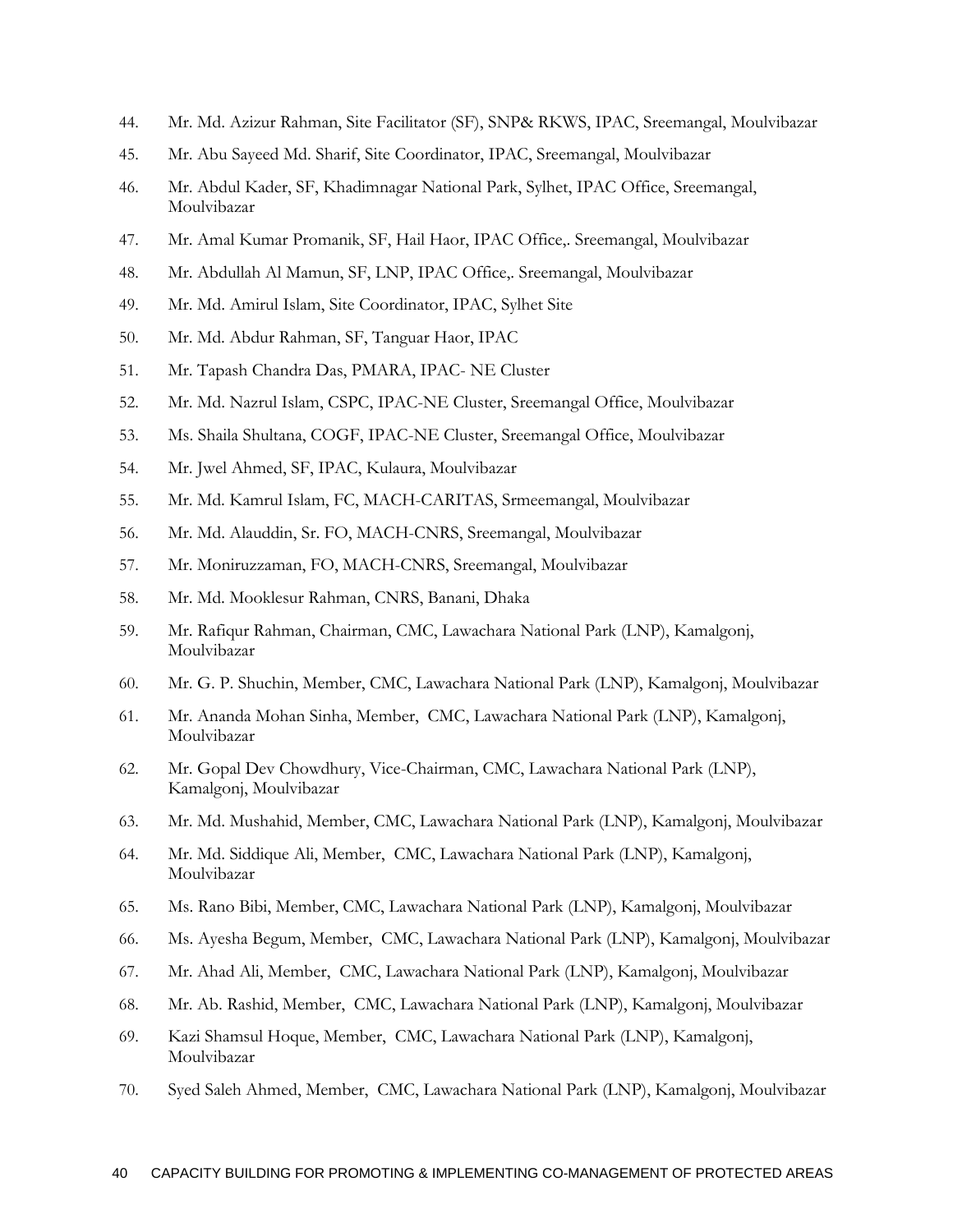44. Mr. Md. Azizur Rahman, Site Facilitator (SF), SNP& RKWS, IPAC, Sreemangal, Moulvibazar
45. Mr. Abu Sayeed Md. Sharif, Site Coordinator, IPAC, Sreemangal, Moulvibazar
46. Mr. Abdul Kader, SF, Khadimnagar National Park, Sylhet, IPAC Office, Sreemangal, Moulvibazar
47. Mr. Amal Kumar Promanik, SF, Hail Haor, IPAC Office,. Sreemangal, Moulvibazar
48. Mr. Abdullah Al Mamun, SF, LNP, IPAC Office,. Sreemangal, Moulvibazar
49. Mr. Md. Amirul Islam, Site Coordinator, IPAC, Sylhet Site
50. Mr. Md. Abdur Rahman, SF, Tanguar Haor, IPAC
51. Mr. Tapash Chandra Das, PMARA, IPAC- NE Cluster
52. Mr. Md. Nazrul Islam, CSPC, IPAC-NE Cluster, Sreemangal Office, Moulvibazar
53. Ms. Shaila Shultana, COGF, IPAC-NE Cluster, Sreemangal Office, Moulvibazar
54. Mr. Jwel Ahmed, SF, IPAC, Kulaura, Moulvibazar
55. Mr. Md. Kamrul Islam, FC, MACH-CARITAS, Srmeemangal, Moulvibazar
56. Mr. Md. Alauddin, Sr. FO, MACH-CNRS, Sreemangal, Moulvibazar
57. Mr. Moniruzzaman, FO, MACH-CNRS, Sreemangal, Moulvibazar
58. Mr. Md. Mooklesur Rahman, CNRS, Banani, Dhaka
59. Mr. Rafiqur Rahman, Chairman, CMC, Lawachara National Park (LNP), Kamalgonj, Moulvibazar
60. Mr. G. P. Shuchin, Member, CMC, Lawachara National Park (LNP), Kamalgonj, Moulvibazar
61. Mr. Ananda Mohan Sinha, Member, CMC, Lawachara National Park (LNP), Kamalgonj, Moulvibazar
62. Mr. Gopal Dev Chowdhury, Vice-Chairman, CMC, Lawachara National Park (LNP), Kamalgonj, Moulvibazar
63. Mr. Md. Mushahid, Member, CMC, Lawachara National Park (LNP), Kamalgonj, Moulvibazar
64. Mr. Md. Siddique Ali, Member, CMC, Lawachara National Park (LNP), Kamalgonj, Moulvibazar
65. Ms. Rano Bibi, Member, CMC, Lawachara National Park (LNP), Kamalgonj, Moulvibazar
66. Ms. Ayesha Begum, Member, CMC, Lawachara National Park (LNP), Kamalgonj, Moulvibazar
67. Mr. Ahad Ali, Member, CMC, Lawachara National Park (LNP), Kamalgonj, Moulvibazar
68. Mr. Ab. Rashid, Member, CMC, Lawachara National Park (LNP), Kamalgonj, Moulvibazar
69. Kazi Shamsul Hoque, Member, CMC, Lawachara National Park (LNP), Kamalgonj, Moulvibazar
70. Syed Saleh Ahmed, Member, CMC, Lawachara National Park (LNP), Kamalgonj, Moulvibazar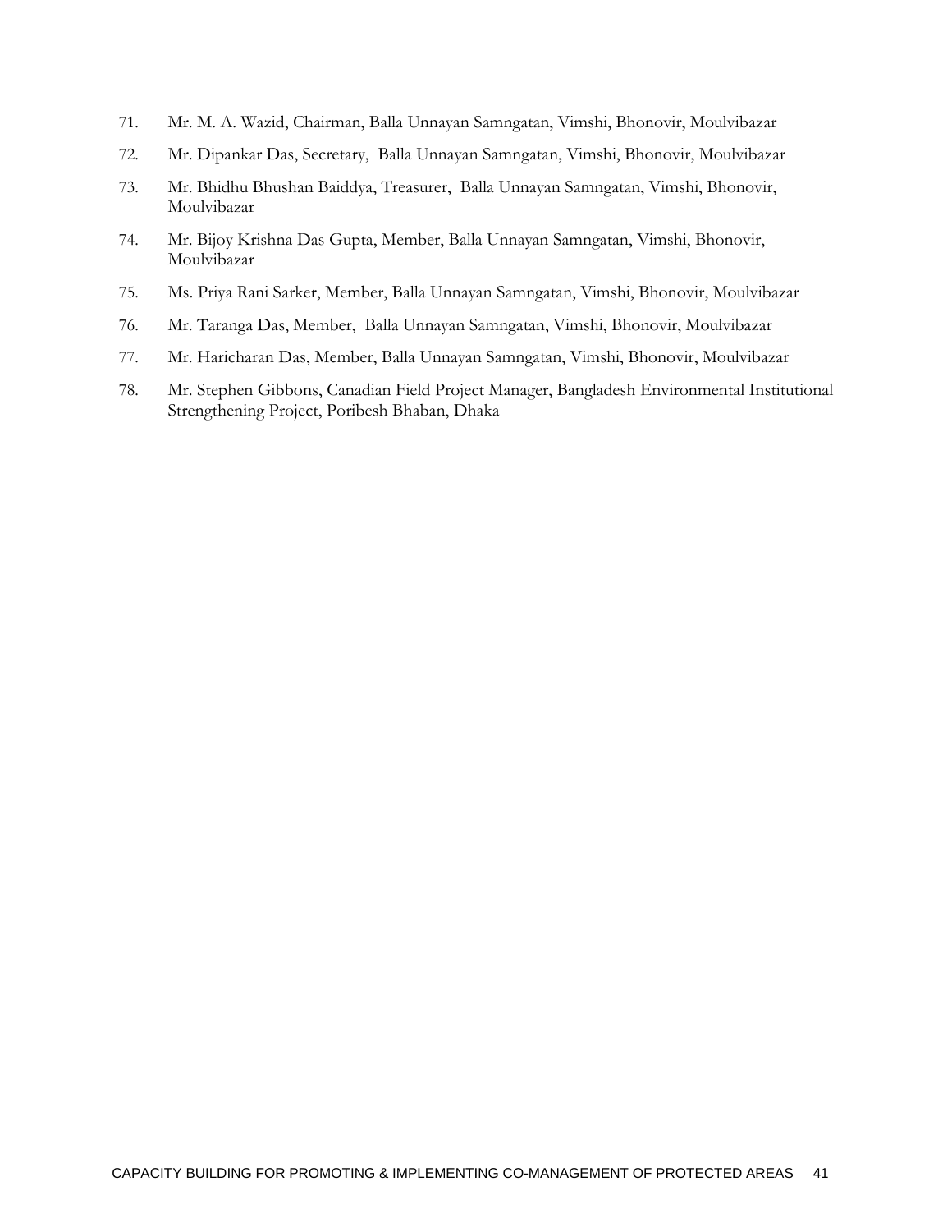71. Mr. M. A. Wazid, Chairman, Balla Unnayan Samngatan, Vimshi, Bhonovir, Moulvibazar
72. Mr. Dipankar Das, Secretary, Balla Unnayan Samngatan, Vimshi, Bhonovir, Moulvibazar
73. Mr. Bhidhu Bhushan Baiddya, Treasurer, Balla Unnayan Samngatan, Vimshi, Bhonovir, Moulvibazar
74. Mr. Bijoy Krishna Das Gupta, Member, Balla Unnayan Samngatan, Vimshi, Bhonovir, Moulvibazar
75. Ms. Priya Rani Sarker, Member, Balla Unnayan Samngatan, Vimshi, Bhonovir, Moulvibazar
76. Mr. Taranga Das, Member, Balla Unnayan Samngatan, Vimshi, Bhonovir, Moulvibazar
77. Mr. Haricharan Das, Member, Balla Unnayan Samngatan, Vimshi, Bhonovir, Moulvibazar
78. Mr. Stephen Gibbons, Canadian Field Project Manager, Bangladesh Environmental Institutional Strengthening Project, Poribesh Bhaban, Dhaka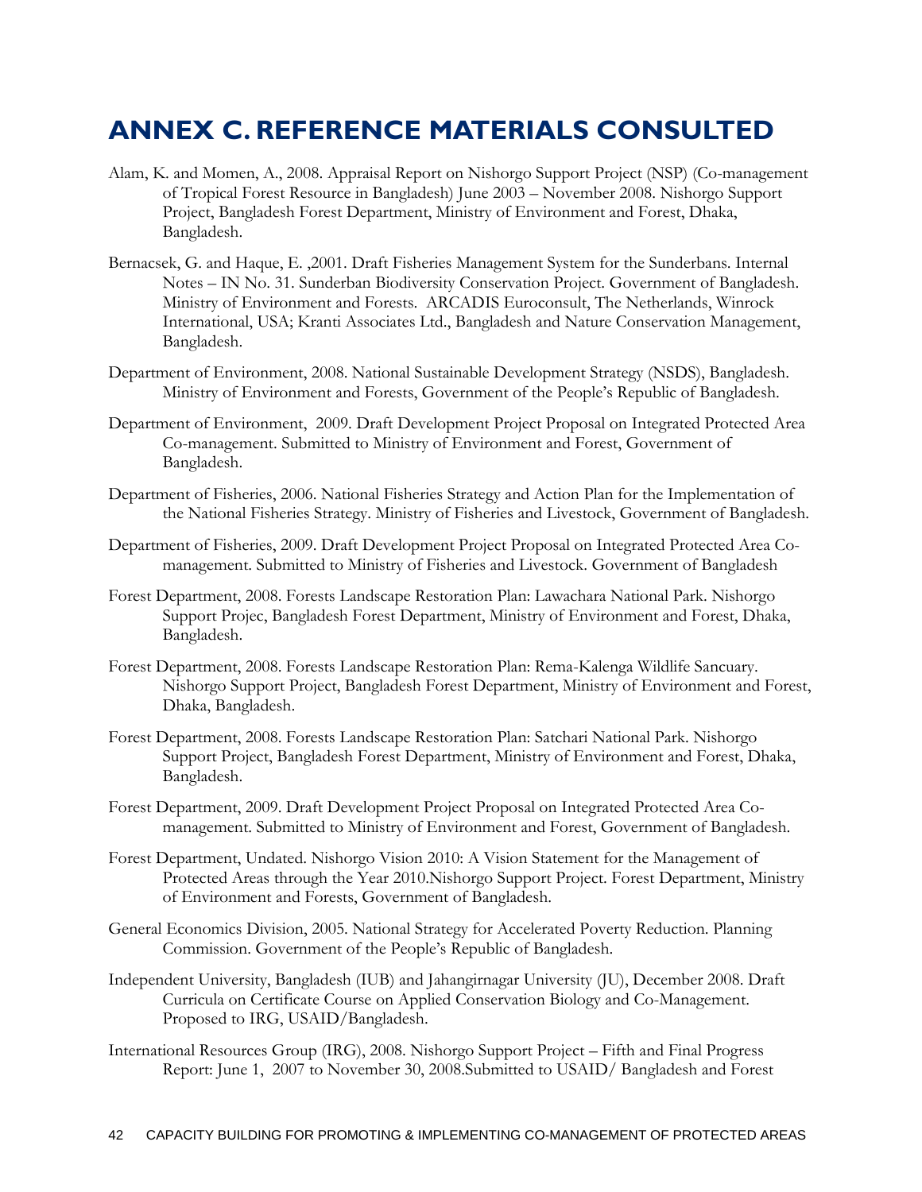# ANNEX C. REFERENCE MATERIALS CONSULTED

Alam, K. and Momen, A., 2008. Appraisal Report on Nishorgo Support Project (NSP) (Co-management of Tropical Forest Resource in Bangladesh) June 2003 – November 2008. Nishorgo Support Project, Bangladesh Forest Department, Ministry of Environment and Forest, Dhaka, Bangladesh.

Bernacsek, G. and Haque, E. ,2001. Draft Fisheries Management System for the Sunderbans. Internal Notes – IN No. 31. Sunderban Biodiversity Conservation Project. Government of Bangladesh. Ministry of Environment and Forests. ARCADIS Euroconsult, The Netherlands, Winrock International, USA; Kranti Associates Ltd., Bangladesh and Nature Conservation Management, Bangladesh.

Department of Environment, 2008. National Sustainable Development Strategy (NSDS), Bangladesh. Ministry of Environment and Forests, Government of the People's Republic of Bangladesh.

Department of Environment, 2009. Draft Development Project Proposal on Integrated Protected Area Co-management. Submitted to Ministry of Environment and Forest, Government of Bangladesh.

Department of Fisheries, 2006. National Fisheries Strategy and Action Plan for the Implementation of the National Fisheries Strategy. Ministry of Fisheries and Livestock, Government of Bangladesh.

Department of Fisheries, 2009. Draft Development Project Proposal on Integrated Protected Area Co-management. Submitted to Ministry of Fisheries and Livestock. Government of Bangladesh

Forest Department, 2008. Forests Landscape Restoration Plan: Lawachara National Park. Nishorgo Support Projec, Bangladesh Forest Department, Ministry of Environment and Forest, Dhaka, Bangladesh.

Forest Department, 2008. Forests Landscape Restoration Plan: Rema-Kalenga Wildlife Sancuary. Nishorgo Support Project, Bangladesh Forest Department, Ministry of Environment and Forest, Dhaka, Bangladesh.

Forest Department, 2008. Forests Landscape Restoration Plan: Satchari National Park. Nishorgo Support Project, Bangladesh Forest Department, Ministry of Environment and Forest, Dhaka, Bangladesh.

Forest Department, 2009. Draft Development Project Proposal on Integrated Protected Area Co-management. Submitted to Ministry of Environment and Forest, Government of Bangladesh.

Forest Department, Undated. Nishorgo Vision 2010: A Vision Statement for the Management of Protected Areas through the Year 2010.Nishorgo Support Project. Forest Department, Ministry of Environment and Forests, Government of Bangladesh.

General Economics Division, 2005. National Strategy for Accelerated Poverty Reduction. Planning Commission. Government of the People's Republic of Bangladesh.

Independent University, Bangladesh (IUB) and Jahangirnagar University (JU), December 2008. Draft Curricula on Certificate Course on Applied Conservation Biology and Co-Management. Proposed to IRG, USAID/Bangladesh.

International Resources Group (IRG), 2008. Nishorgo Support Project – Fifth and Final Progress Report: June 1, 2007 to November 30, 2008.Submitted to USAID/ Bangladesh and Forest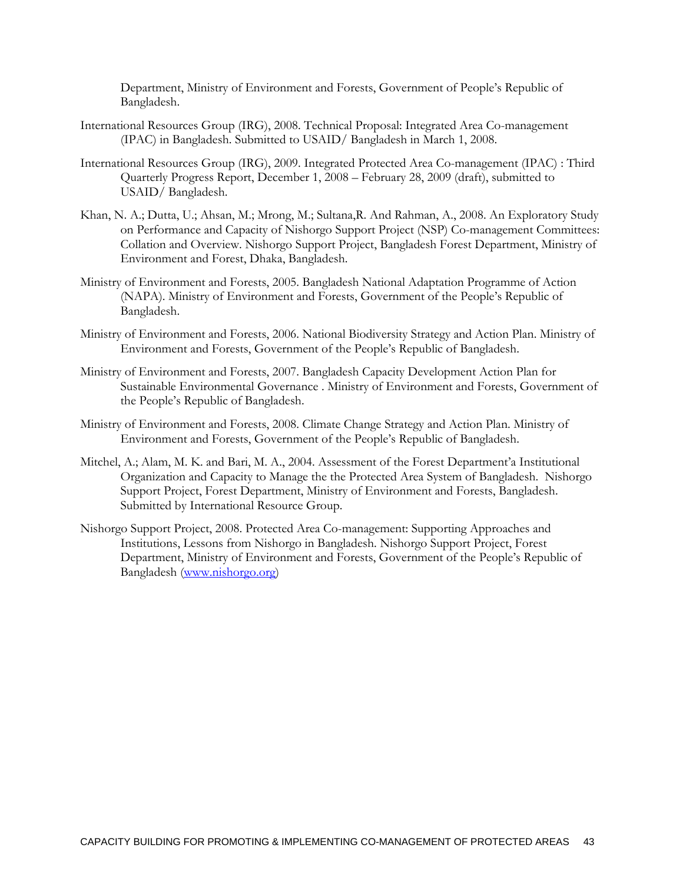Department, Ministry of Environment and Forests, Government of People's Republic of Bangladesh.

International Resources Group (IRG), 2008. Technical Proposal: Integrated Area Co-management (IPAC) in Bangladesh. Submitted to USAID/ Bangladesh in March 1, 2008.

International Resources Group (IRG), 2009. Integrated Protected Area Co-management (IPAC) : Third Quarterly Progress Report, December 1, 2008 – February 28, 2009 (draft), submitted to USAID/ Bangladesh.

Khan, N. A.; Dutta, U.; Ahsan, M.; Mrong, M.; Sultana,R. And Rahman, A., 2008. An Exploratory Study on Performance and Capacity of Nishorgo Support Project (NSP) Co-management Committees: Collation and Overview. Nishorgo Support Project, Bangladesh Forest Department, Ministry of Environment and Forest, Dhaka, Bangladesh.

Ministry of Environment and Forests, 2005. Bangladesh National Adaptation Programme of Action (NAPA). Ministry of Environment and Forests, Government of the People's Republic of Bangladesh.

Ministry of Environment and Forests, 2006. National Biodiversity Strategy and Action Plan. Ministry of Environment and Forests, Government of the People's Republic of Bangladesh.

Ministry of Environment and Forests, 2007. Bangladesh Capacity Development Action Plan for Sustainable Environmental Governance . Ministry of Environment and Forests, Government of the People's Republic of Bangladesh.

Ministry of Environment and Forests, 2008. Climate Change Strategy and Action Plan. Ministry of Environment and Forests, Government of the People's Republic of Bangladesh.

Mitchel, A.; Alam, M. K. and Bari, M. A., 2004. Assessment of the Forest Department'a Institutional Organization and Capacity to Manage the the Protected Area System of Bangladesh. Nishorgo Support Project, Forest Department, Ministry of Environment and Forests, Bangladesh. Submitted by International Resource Group.

Nishorgo Support Project, 2008. Protected Area Co-management: Supporting Approaches and Institutions, Lessons from Nishorgo in Bangladesh. Nishorgo Support Project, Forest Department, Ministry of Environment and Forests, Government of the People's Republic of Bangladesh (www.nishorgo.org)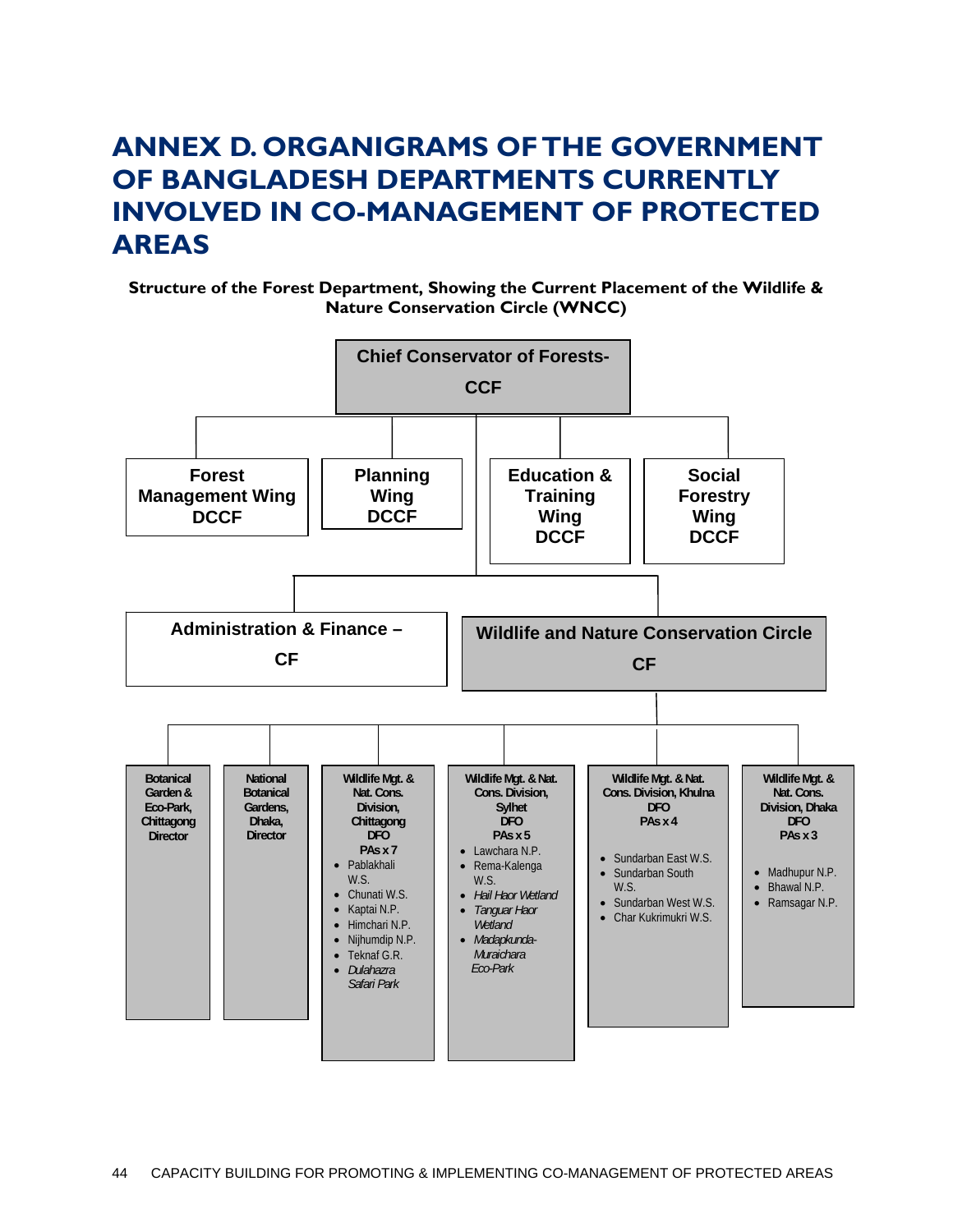# ANNEX D. ORGANIGRAMS OF THE GOVERNMENT OF BANGLADESH DEPARTMENTS CURRENTLY INVOLVED IN CO-MANAGEMENT OF PROTECTED AREAS

**Structure of the Forest Department, Showing the Current Placement of the Wildlife & Nature Conservation Circle (WNCC)**

**Chief Conservator of Forests- CCF**

- **Forest Management Wing DCCF**
- **Planning Wing DCCF**
- **Education & Training Wing DCCF**
- **Social Forestry Wing DCCF**
- **Administration & Finance – CF**
- **Wildlife and Nature Conservation Circle CF**
  - **Botanical Garden & Eco-Park, Chittagong Director**
  - **National Botanical Gardens, Dhaka, Director**
  - **Wildlife Mgt. & Nat. Cons. Division, Chittagong DFO PAs x 7**
    - Pablakhali W.S.
    - Chunati W.S.
    - Kaptai N.P.
    - Himchari N.P.
    - Nijhumdip N.P.
    - Teknaf G.R.
    - *Dulahazra Safari Park*
  - **Wildlife Mgt. & Nat. Cons. Division, Sylhet DFO PAs x 5**
    - Lawchara N.P.
    - Rema-Kalenga W.S.
    - *Hail Haor Wetland*
    - *Tanguar Haor Wetland*
    - *Madapkunda-Muraichara Eco-Park*
  - **Wildlife Mgt. & Nat. Cons. Division, Khulna DFO PAs x 4**
    - Sundarban East W.S.
    - Sundarban South W.S.
    - Sundarban West W.S.
    - Char Kukrimukri W.S.
  - **Wildlife Mgt. & Nat. Cons. Division, Dhaka DFO PAs x 3**
    - Madhupur N.P.
    - Bhawal N.P.
    - Ramsagar N.P.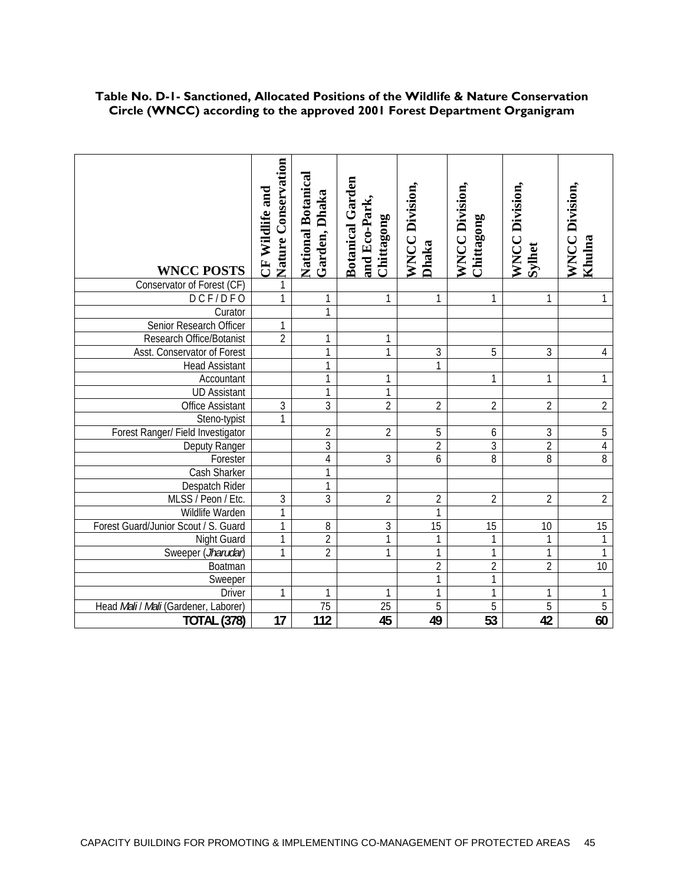**Table No. D-1- Sanctioned, Allocated Positions of the Wildlife & Nature Conservation Circle (WNCC) according to the approved 2001 Forest Department Organigram**

| WNCC POSTS | CF Wildlife and Nature Conservation | National Botanical Garden, Dhaka | Botanical Garden and Eco-Park, Chittagong | WNCC Division, Dhaka | WNCC Division, Chittagong | WNCC Division, Sylhet | WNCC Division, Khulna |
|---|---|---|---|---|---|---|---|
| Conservator of Forest (CF) | 1 | | | | | | |
| D C F / D F O | 1 | 1 | 1 | 1 | 1 | 1 | 1 |
| Curator | | 1 | | | | | |
| Senior Research Officer | 1 | | | | | | |
| Research Office/Botanist | 2 | 1 | 1 | | | | |
| Asst. Conservator of Forest | | 1 | 1 | 3 | 5 | 3 | 4 |
| Head Assistant | | 1 | | 1 | | | |
| Accountant | | 1 | 1 | | 1 | 1 | 1 |
| UD Assistant | | 1 | 1 | | | | |
| Office Assistant | 3 | 3 | 2 | 2 | 2 | 2 | 2 |
| Steno-typist | 1 | | | | | | |
| Forest Ranger/ Field Investigator | | 2 | 2 | 5 | 6 | 3 | 5 |
| Deputy Ranger | | 3 | | 2 | 3 | 2 | 4 |
| Forester | | 4 | 3 | 6 | 8 | 8 | 8 |
| Cash Sharker | | 1 | | | | | |
| Despatch Rider | | 1 | | | | | |
| MLSS / Peon / Etc. | 3 | 3 | 2 | 2 | 2 | 2 | 2 |
| Wildlife Warden | 1 | | | 1 | | | |
| Forest Guard/Junior Scout / S. Guard | 1 | 8 | 3 | 15 | 15 | 10 | 15 |
| Night Guard | 1 | 2 | 1 | 1 | 1 | 1 | 1 |
| Sweeper (*Jharudar*) | 1 | 2 | 1 | 1 | 1 | 1 | 1 |
| Boatman | | | | 2 | 2 | 2 | 10 |
| Sweeper | | | | 1 | 1 | | |
| Driver | 1 | 1 | 1 | 1 | 1 | 1 | 1 |
| Head *Mali* / *Mali* (Gardener, Laborer) | | 75 | 25 | 5 | 5 | 5 | 5 |
| **TOTAL (378)** | **17** | **112** | **45** | **49** | **53** | **42** | **60** |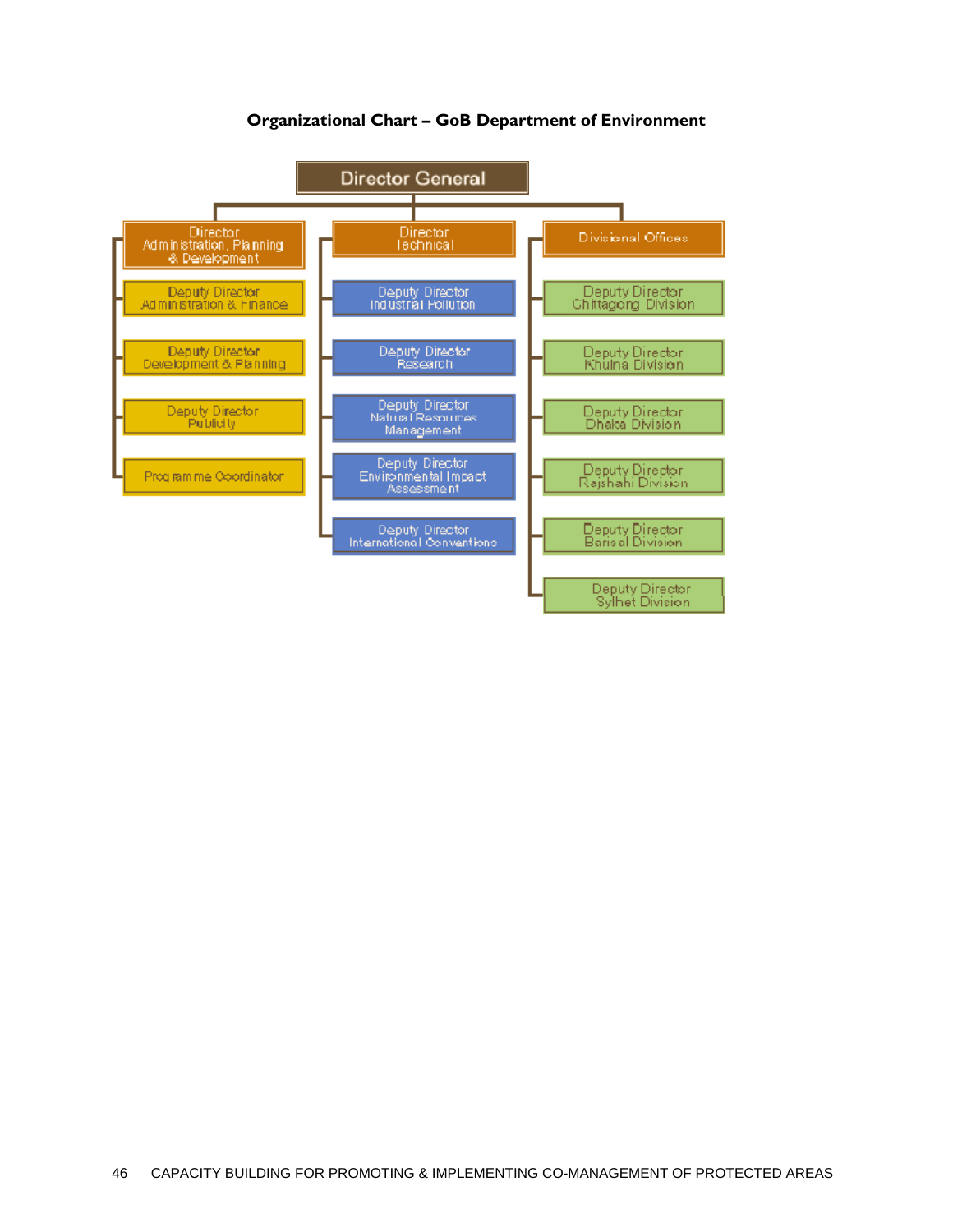**Organizational Chart – GoB Department of Environment**

- Director General
  - Director Administration, Planning & Development
    - Deputy Director Administration & Finance
    - Deputy Director Development & Planning
    - Deputy Director Publicity
    - Programme Coordinator
  - Director Technical
    - Deputy Director Industrial Pollution
    - Deputy Director Research
    - Deputy Director Natural Resources Management
    - Deputy Director Environmental Impact Assessment
    - Deputy Director International Conventions
  - Divisional Offices
    - Deputy Director Chittagong Division
    - Deputy Director Khulna Division
    - Deputy Director Dhaka Division
    - Deputy Director Rajshahi Division
    - Deputy Director Barisal Division
    - Deputy Director Sylhet Division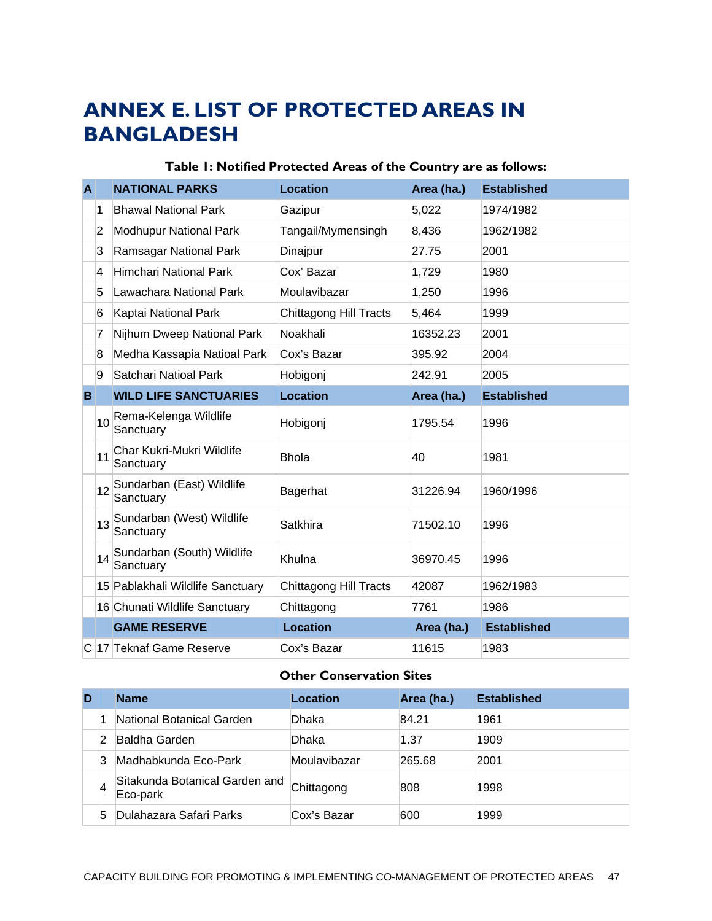# ANNEX E. LIST OF PROTECTED AREAS IN BANGLADESH

**Table 1: Notified Protected Areas of the Country are as follows:**

| A | | NATIONAL PARKS | Location | Area (ha.) | Established |
|---|---|---|---|---|---|
| | 1 | Bhawal National Park | Gazipur | 5,022 | 1974/1982 |
| | 2 | Modhupur National Park | Tangail/Mymensingh | 8,436 | 1962/1982 |
| | 3 | Ramsagar National Park | Dinajpur | 27.75 | 2001 |
| | 4 | Himchari National Park | Cox' Bazar | 1,729 | 1980 |
| | 5 | Lawachara National Park | Moulavibazar | 1,250 | 1996 |
| | 6 | Kaptai National Park | Chittagong Hill Tracts | 5,464 | 1999 |
| | 7 | Nijhum Dweep National Park | Noakhali | 16352.23 | 2001 |
| | 8 | Medha Kassapia Natioal Park | Cox's Bazar | 395.92 | 2004 |
| | 9 | Satchari Natioal Park | Hobigonj | 242.91 | 2005 |
| **B** | | **WILD LIFE SANCTUARIES** | **Location** | **Area (ha.)** | **Established** |
| | 10 | Rema-Kelenga Wildlife Sanctuary | Hobigonj | 1795.54 | 1996 |
| | 11 | Char Kukri-Mukri Wildlife Sanctuary | Bhola | 40 | 1981 |
| | 12 | Sundarban (East) Wildlife Sanctuary | Bagerhat | 31226.94 | 1960/1996 |
| | 13 | Sundarban (West) Wildlife Sanctuary | Satkhira | 71502.10 | 1996 |
| | 14 | Sundarban (South) Wildlife Sanctuary | Khulna | 36970.45 | 1996 |
| | 15 | Pablakhali Wildlife Sanctuary | Chittagong Hill Tracts | 42087 | 1962/1983 |
| | 16 | Chunati Wildlife Sanctuary | Chittagong | 7761 | 1986 |
| | | **GAME RESERVE** | **Location** | **Area (ha.)** | **Established** |
| C | 17 | Teknaf Game Reserve | Cox's Bazar | 11615 | 1983 |

**Other Conservation Sites**

| D | | Name | Location | Area (ha.) | Established |
|---|---|---|---|---|---|
| | 1 | National Botanical Garden | Dhaka | 84.21 | 1961 |
| | 2 | Baldha Garden | Dhaka | 1.37 | 1909 |
| | 3 | Madhabkunda Eco-Park | Moulavibazar | 265.68 | 2001 |
| | 4 | Sitakunda Botanical Garden and Eco-park | Chittagong | 808 | 1998 |
| | 5 | Dulahazara Safari Parks | Cox's Bazar | 600 | 1999 |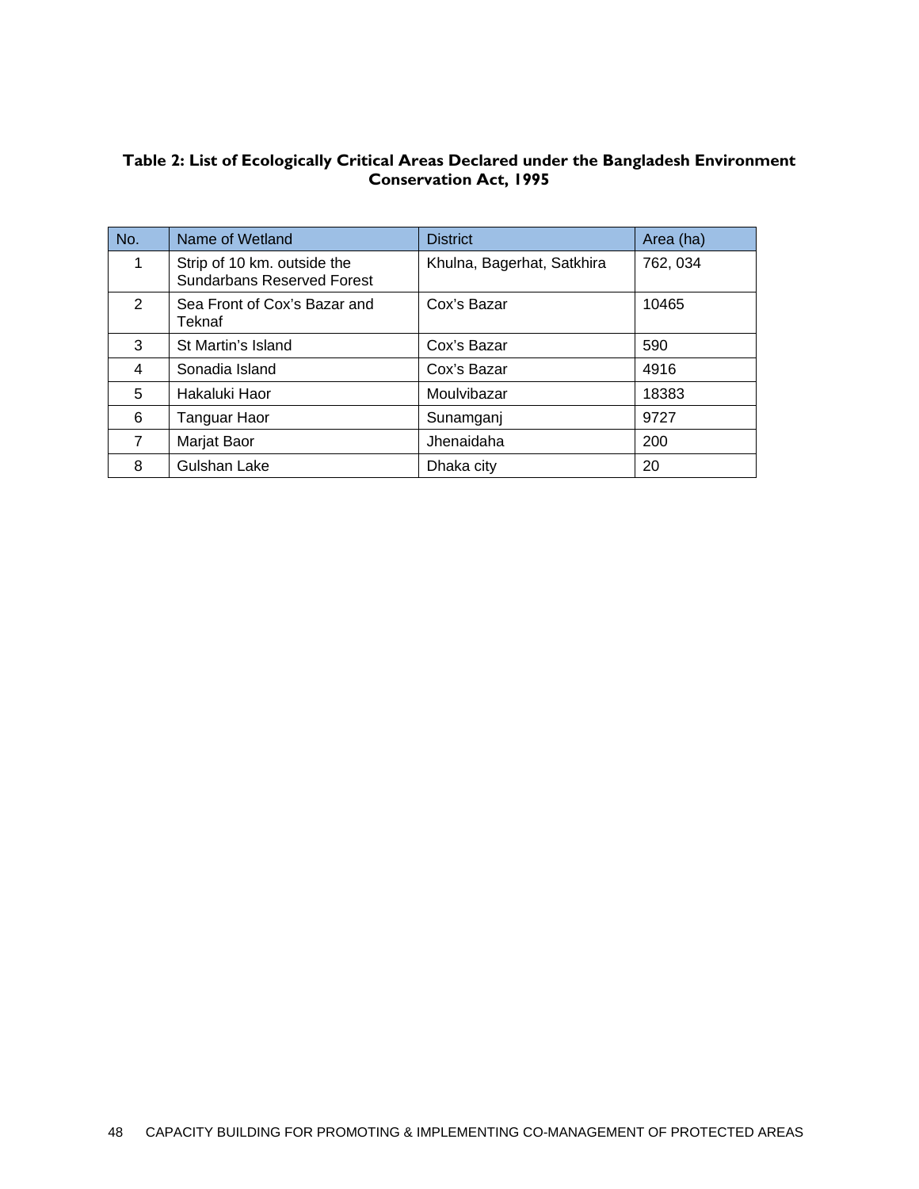**Table 2: List of Ecologically Critical Areas Declared under the Bangladesh Environment Conservation Act, 1995**

| No. | Name of Wetland | District | Area (ha) |
|---|---|---|---|
| 1 | Strip of 10 km. outside the Sundarbans Reserved Forest | Khulna, Bagerhat, Satkhira | 762, 034 |
| 2 | Sea Front of Cox's Bazar and Teknaf | Cox's Bazar | 10465 |
| 3 | St Martin's Island | Cox's Bazar | 590 |
| 4 | Sonadia Island | Cox's Bazar | 4916 |
| 5 | Hakaluki Haor | Moulvibazar | 18383 |
| 6 | Tanguar Haor | Sunamganj | 9727 |
| 7 | Marjat Baor | Jhenaidaha | 200 |
| 8 | Gulshan Lake | Dhaka city | 20 |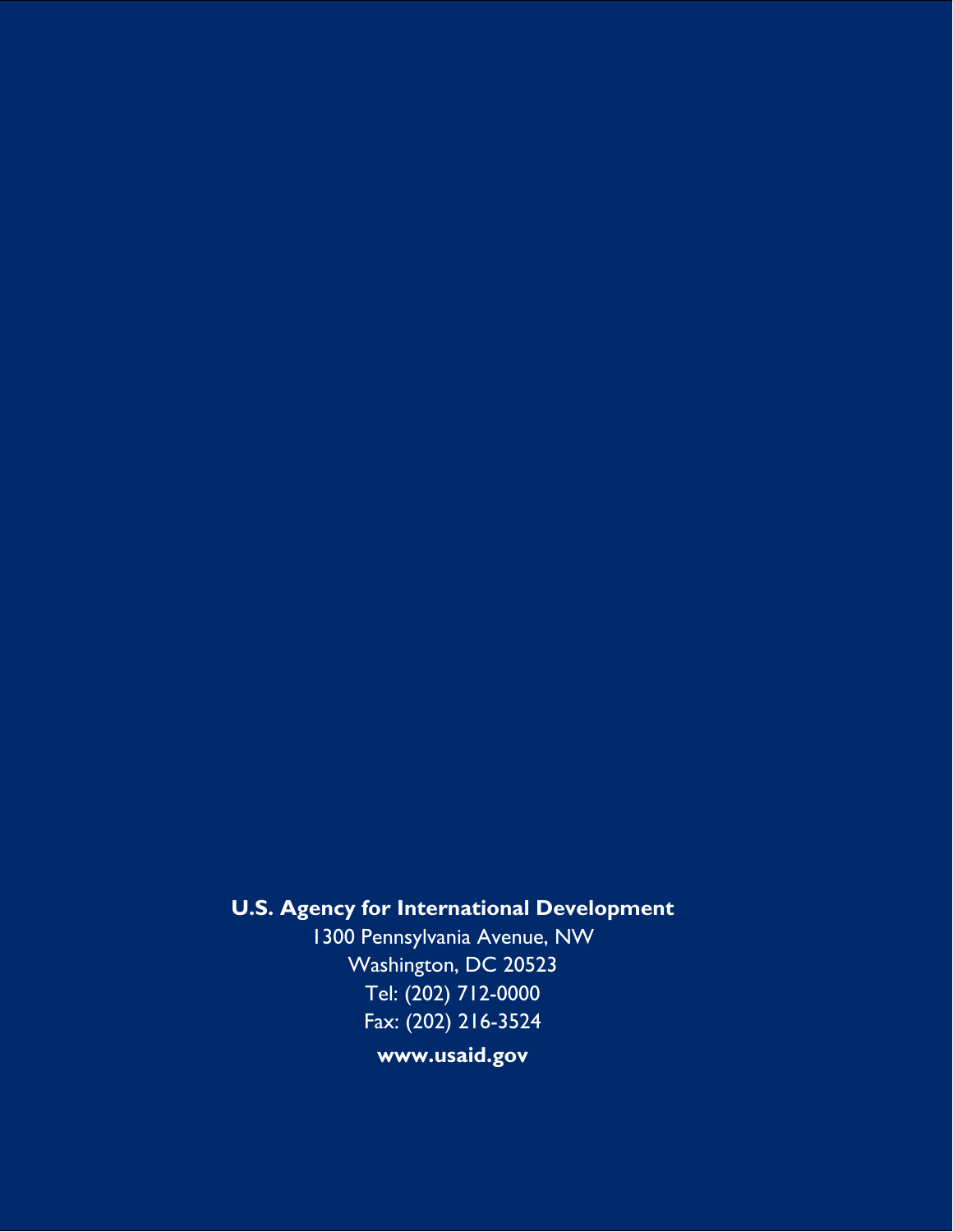**U.S. Agency for International Development**

1300 Pennsylvania Avenue, NW

Washington, DC 20523

Tel: (202) 712-0000

Fax: (202) 216-3524

**www.usaid.gov**